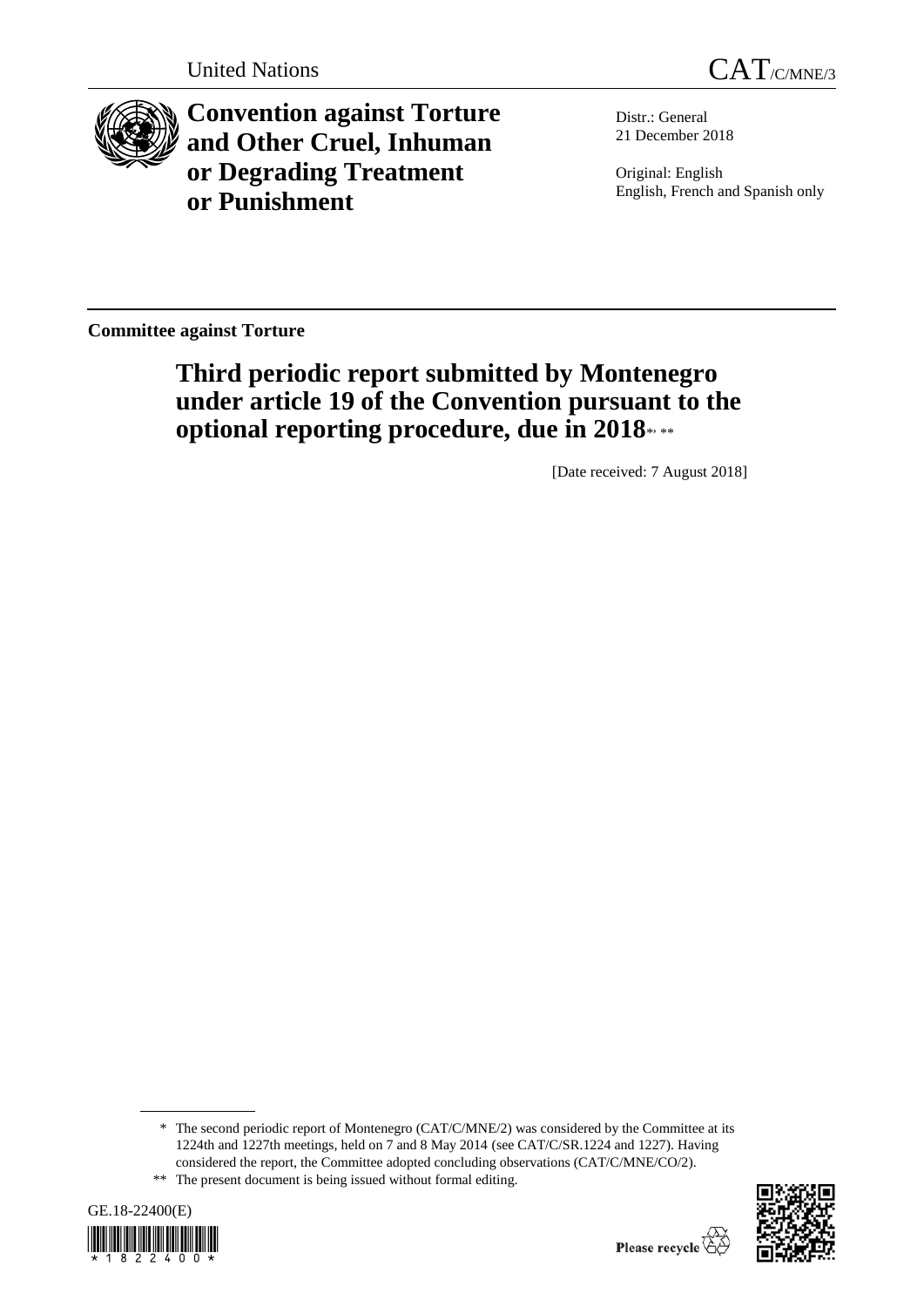United Nations

CAT/C/MNE/3

# Convention against Torture and Other Cruel, Inhuman or Degrading Treatment or Punishment

Distr.: General
21 December 2018

Original: English
English, French and Spanish only

**Committee against Torture**

## Third periodic report submitted by Montenegro under article 19 of the Convention pursuant to the optional reporting procedure, due in 2018*, **

[Date received: 7 August 2018]

\* The second periodic report of Montenegro (CAT/C/MNE/2) was considered by the Committee at its 1224th and 1227th meetings, held on 7 and 8 May 2014 (see CAT/C/SR.1224 and 1227). Having considered the report, the Committee adopted concluding observations (CAT/C/MNE/CO/2).

\*\* The present document is being issued without formal editing.

GE.18-22400(E)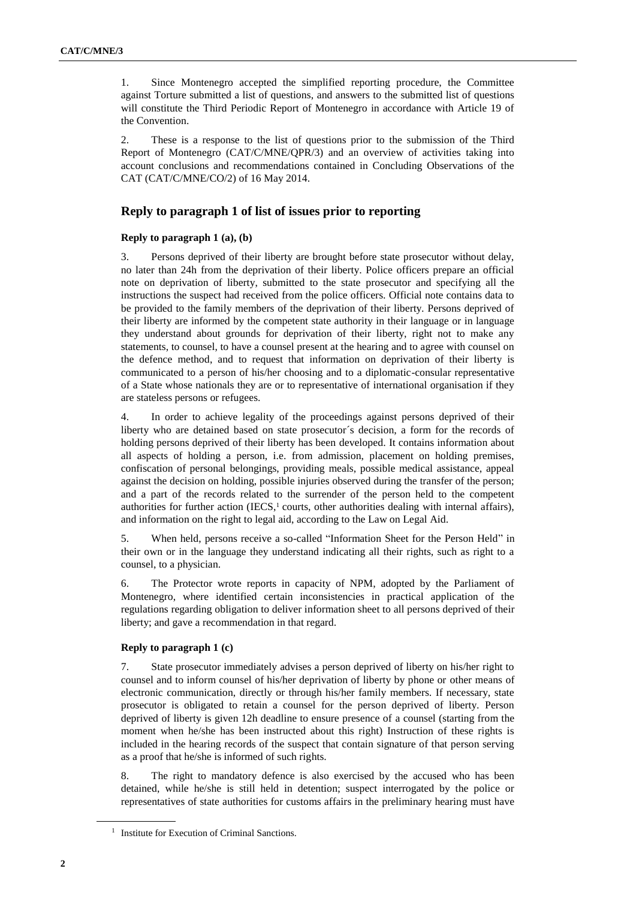1. Since Montenegro accepted the simplified reporting procedure, the Committee against Torture submitted a list of questions, and answers to the submitted list of questions will constitute the Third Periodic Report of Montenegro in accordance with Article 19 of the Convention.

2. These is a response to the list of questions prior to the submission of the Third Report of Montenegro (CAT/C/MNE/QPR/3) and an overview of activities taking into account conclusions and recommendations contained in Concluding Observations of the CAT (CAT/C/MNE/CO/2) of 16 May 2014.

## Reply to paragraph 1 of list of issues prior to reporting

### Reply to paragraph 1 (a), (b)

3. Persons deprived of their liberty are brought before state prosecutor without delay, no later than 24h from the deprivation of their liberty. Police officers prepare an official note on deprivation of liberty, submitted to the state prosecutor and specifying all the instructions the suspect had received from the police officers. Official note contains data to be provided to the family members of the deprivation of their liberty. Persons deprived of their liberty are informed by the competent state authority in their language or in language they understand about grounds for deprivation of their liberty, right not to make any statements, to counsel, to have a counsel present at the hearing and to agree with counsel on the defence method, and to request that information on deprivation of their liberty is communicated to a person of his/her choosing and to a diplomatic-consular representative of a State whose nationals they are or to representative of international organisation if they are stateless persons or refugees.

4. In order to achieve legality of the proceedings against persons deprived of their liberty who are detained based on state prosecutor´s decision, a form for the records of holding persons deprived of their liberty has been developed. It contains information about all aspects of holding a person, i.e. from admission, placement on holding premises, confiscation of personal belongings, providing meals, possible medical assistance, appeal against the decision on holding, possible injuries observed during the transfer of the person; and a part of the records related to the surrender of the person held to the competent authorities for further action (IECS,[1] courts, other authorities dealing with internal affairs), and information on the right to legal aid, according to the Law on Legal Aid.

5. When held, persons receive a so-called "Information Sheet for the Person Held" in their own or in the language they understand indicating all their rights, such as right to a counsel, to a physician.

6. The Protector wrote reports in capacity of NPM, adopted by the Parliament of Montenegro, where identified certain inconsistencies in practical application of the regulations regarding obligation to deliver information sheet to all persons deprived of their liberty; and gave a recommendation in that regard.

### Reply to paragraph 1 (c)

7. State prosecutor immediately advises a person deprived of liberty on his/her right to counsel and to inform counsel of his/her deprivation of liberty by phone or other means of electronic communication, directly or through his/her family members. If necessary, state prosecutor is obligated to retain a counsel for the person deprived of liberty. Person deprived of liberty is given 12h deadline to ensure presence of a counsel (starting from the moment when he/she has been instructed about this right) Instruction of these rights is included in the hearing records of the suspect that contain signature of that person serving as a proof that he/she is informed of such rights.

8. The right to mandatory defence is also exercised by the accused who has been detained, while he/she is still held in detention; suspect interrogated by the police or representatives of state authorities for customs affairs in the preliminary hearing must have

[1] Institute for Execution of Criminal Sanctions.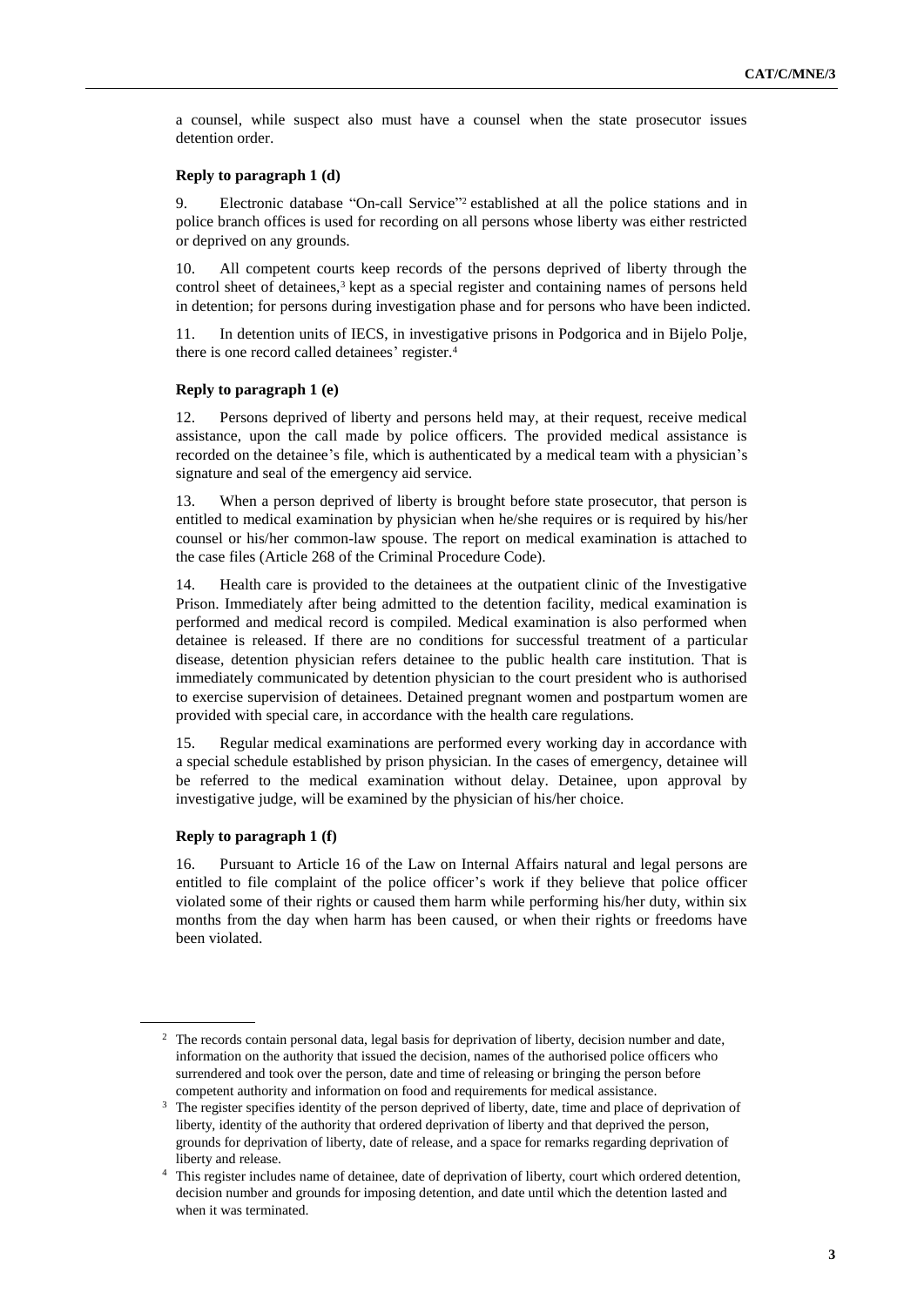a counsel, while suspect also must have a counsel when the state prosecutor issues detention order.

#### Reply to paragraph 1 (d)

9. Electronic database “On-call Service”[2] established at all the police stations and in police branch offices is used for recording on all persons whose liberty was either restricted or deprived on any grounds.

10. All competent courts keep records of the persons deprived of liberty through the control sheet of detainees,[3] kept as a special register and containing names of persons held in detention; for persons during investigation phase and for persons who have been indicted.

11. In detention units of IECS, in investigative prisons in Podgorica and in Bijelo Polje, there is one record called detainees’ register.[4]

#### Reply to paragraph 1 (e)

12. Persons deprived of liberty and persons held may, at their request, receive medical assistance, upon the call made by police officers. The provided medical assistance is recorded on the detainee’s file, which is authenticated by a medical team with a physician’s signature and seal of the emergency aid service.

13. When a person deprived of liberty is brought before state prosecutor, that person is entitled to medical examination by physician when he/she requires or is required by his/her counsel or his/her common-law spouse. The report on medical examination is attached to the case files (Article 268 of the Criminal Procedure Code).

14. Health care is provided to the detainees at the outpatient clinic of the Investigative Prison. Immediately after being admitted to the detention facility, medical examination is performed and medical record is compiled. Medical examination is also performed when detainee is released. If there are no conditions for successful treatment of a particular disease, detention physician refers detainee to the public health care institution. That is immediately communicated by detention physician to the court president who is authorised to exercise supervision of detainees. Detained pregnant women and postpartum women are provided with special care, in accordance with the health care regulations.

15. Regular medical examinations are performed every working day in accordance with a special schedule established by prison physician. In the cases of emergency, detainee will be referred to the medical examination without delay. Detainee, upon approval by investigative judge, will be examined by the physician of his/her choice.

#### Reply to paragraph 1 (f)

16. Pursuant to Article 16 of the Law on Internal Affairs natural and legal persons are entitled to file complaint of the police officer’s work if they believe that police officer violated some of their rights or caused them harm while performing his/her duty, within six months from the day when harm has been caused, or when their rights or freedoms have been violated.

---

[2] The records contain personal data, legal basis for deprivation of liberty, decision number and date, information on the authority that issued the decision, names of the authorised police officers who surrendered and took over the person, date and time of releasing or bringing the person before competent authority and information on food and requirements for medical assistance.

[3] The register specifies identity of the person deprived of liberty, date, time and place of deprivation of liberty, identity of the authority that ordered deprivation of liberty and that deprived the person, grounds for deprivation of liberty, date of release, and a space for remarks regarding deprivation of liberty and release.

[4] This register includes name of detainee, date of deprivation of liberty, court which ordered detention, decision number and grounds for imposing detention, and date until which the detention lasted and when it was terminated.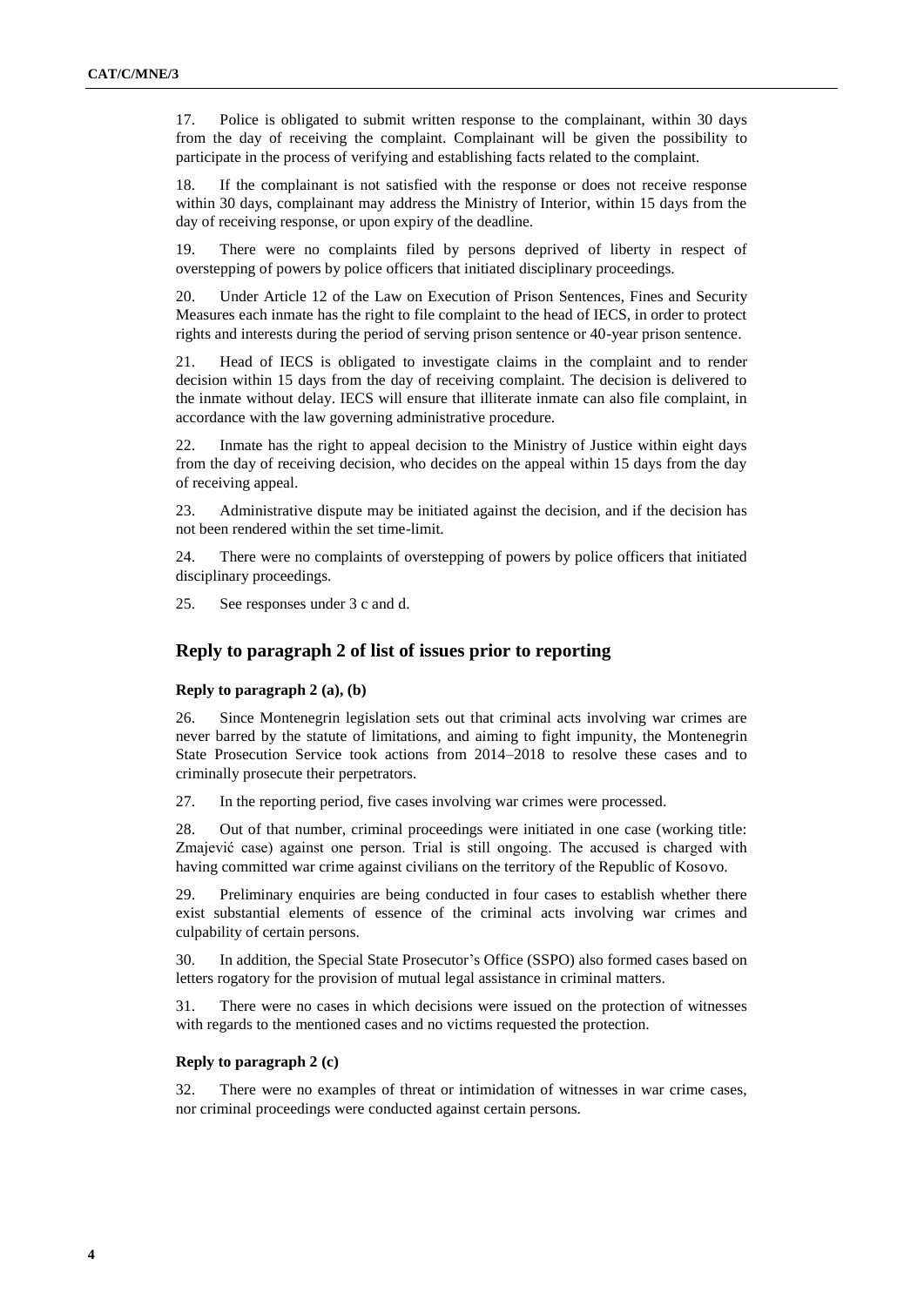17. Police is obligated to submit written response to the complainant, within 30 days from the day of receiving the complaint. Complainant will be given the possibility to participate in the process of verifying and establishing facts related to the complaint.

18. If the complainant is not satisfied with the response or does not receive response within 30 days, complainant may address the Ministry of Interior, within 15 days from the day of receiving response, or upon expiry of the deadline.

19. There were no complaints filed by persons deprived of liberty in respect of overstepping of powers by police officers that initiated disciplinary proceedings.

20. Under Article 12 of the Law on Execution of Prison Sentences, Fines and Security Measures each inmate has the right to file complaint to the head of IECS, in order to protect rights and interests during the period of serving prison sentence or 40-year prison sentence.

21. Head of IECS is obligated to investigate claims in the complaint and to render decision within 15 days from the day of receiving complaint. The decision is delivered to the inmate without delay. IECS will ensure that illiterate inmate can also file complaint, in accordance with the law governing administrative procedure.

22. Inmate has the right to appeal decision to the Ministry of Justice within eight days from the day of receiving decision, who decides on the appeal within 15 days from the day of receiving appeal.

23. Administrative dispute may be initiated against the decision, and if the decision has not been rendered within the set time-limit.

24. There were no complaints of overstepping of powers by police officers that initiated disciplinary proceedings.

25. See responses under 3 c and d.

## Reply to paragraph 2 of list of issues prior to reporting

### Reply to paragraph 2 (a), (b)

26. Since Montenegrin legislation sets out that criminal acts involving war crimes are never barred by the statute of limitations, and aiming to fight impunity, the Montenegrin State Prosecution Service took actions from 2014–2018 to resolve these cases and to criminally prosecute their perpetrators.

27. In the reporting period, five cases involving war crimes were processed.

28. Out of that number, criminal proceedings were initiated in one case (working title: Zmajević case) against one person. Trial is still ongoing. The accused is charged with having committed war crime against civilians on the territory of the Republic of Kosovo.

29. Preliminary enquiries are being conducted in four cases to establish whether there exist substantial elements of essence of the criminal acts involving war crimes and culpability of certain persons.

30. In addition, the Special State Prosecutor's Office (SSPO) also formed cases based on letters rogatory for the provision of mutual legal assistance in criminal matters.

31. There were no cases in which decisions were issued on the protection of witnesses with regards to the mentioned cases and no victims requested the protection.

### Reply to paragraph 2 (c)

32. There were no examples of threat or intimidation of witnesses in war crime cases, nor criminal proceedings were conducted against certain persons.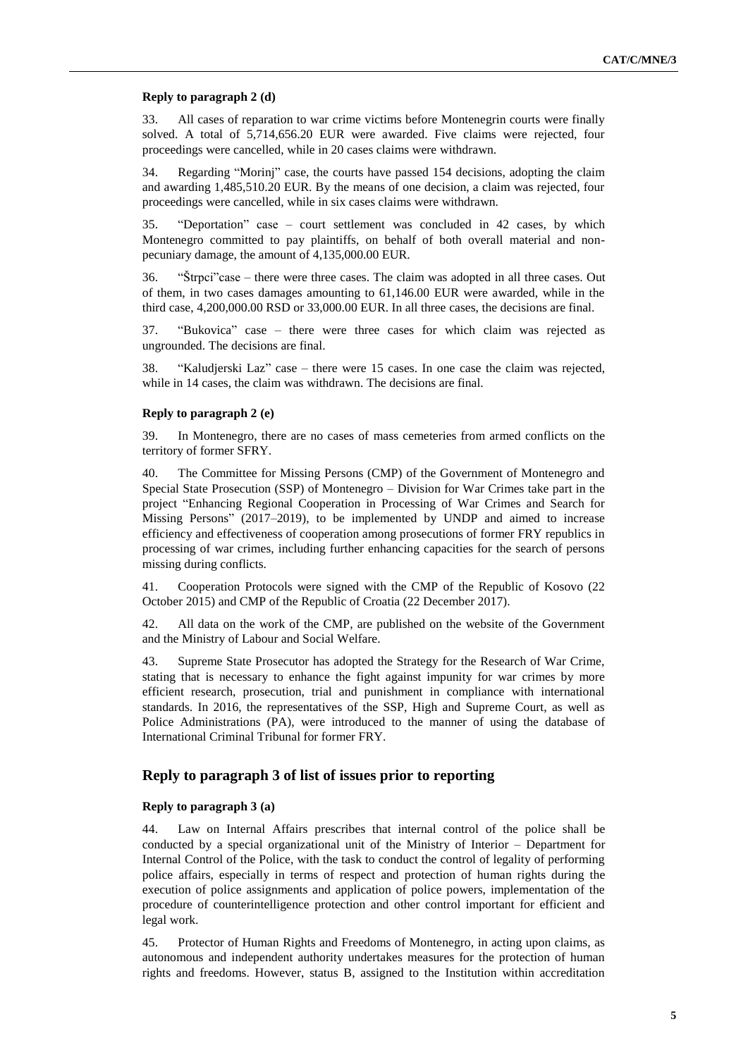#### Reply to paragraph 2 (d)

33. All cases of reparation to war crime victims before Montenegrin courts were finally solved. A total of 5,714,656.20 EUR were awarded. Five claims were rejected, four proceedings were cancelled, while in 20 cases claims were withdrawn.

34. Regarding "Morinj" case, the courts have passed 154 decisions, adopting the claim and awarding 1,485,510.20 EUR. By the means of one decision, a claim was rejected, four proceedings were cancelled, while in six cases claims were withdrawn.

35. "Deportation" case – court settlement was concluded in 42 cases, by which Montenegro committed to pay plaintiffs, on behalf of both overall material and non-pecuniary damage, the amount of 4,135,000.00 EUR.

36. "Štrpci"case – there were three cases. The claim was adopted in all three cases. Out of them, in two cases damages amounting to 61,146.00 EUR were awarded, while in the third case, 4,200,000.00 RSD or 33,000.00 EUR. In all three cases, the decisions are final.

37. "Bukovica" case – there were three cases for which claim was rejected as ungrounded. The decisions are final.

38. "Kaludjerski Laz" case – there were 15 cases. In one case the claim was rejected, while in 14 cases, the claim was withdrawn. The decisions are final.

#### Reply to paragraph 2 (e)

39. In Montenegro, there are no cases of mass cemeteries from armed conflicts on the territory of former SFRY.

40. The Committee for Missing Persons (CMP) of the Government of Montenegro and Special State Prosecution (SSP) of Montenegro – Division for War Crimes take part in the project "Enhancing Regional Cooperation in Processing of War Crimes and Search for Missing Persons" (2017–2019), to be implemented by UNDP and aimed to increase efficiency and effectiveness of cooperation among prosecutions of former FRY republics in processing of war crimes, including further enhancing capacities for the search of persons missing during conflicts.

41. Cooperation Protocols were signed with the CMP of the Republic of Kosovo (22 October 2015) and CMP of the Republic of Croatia (22 December 2017).

42. All data on the work of the CMP, are published on the website of the Government and the Ministry of Labour and Social Welfare.

43. Supreme State Prosecutor has adopted the Strategy for the Research of War Crime, stating that is necessary to enhance the fight against impunity for war crimes by more efficient research, prosecution, trial and punishment in compliance with international standards. In 2016, the representatives of the SSP, High and Supreme Court, as well as Police Administrations (PA), were introduced to the manner of using the database of International Criminal Tribunal for former FRY.

### Reply to paragraph 3 of list of issues prior to reporting

#### Reply to paragraph 3 (a)

44. Law on Internal Affairs prescribes that internal control of the police shall be conducted by a special organizational unit of the Ministry of Interior – Department for Internal Control of the Police, with the task to conduct the control of legality of performing police affairs, especially in terms of respect and protection of human rights during the execution of police assignments and application of police powers, implementation of the procedure of counterintelligence protection and other control important for efficient and legal work.

45. Protector of Human Rights and Freedoms of Montenegro, in acting upon claims, as autonomous and independent authority undertakes measures for the protection of human rights and freedoms. However, status B, assigned to the Institution within accreditation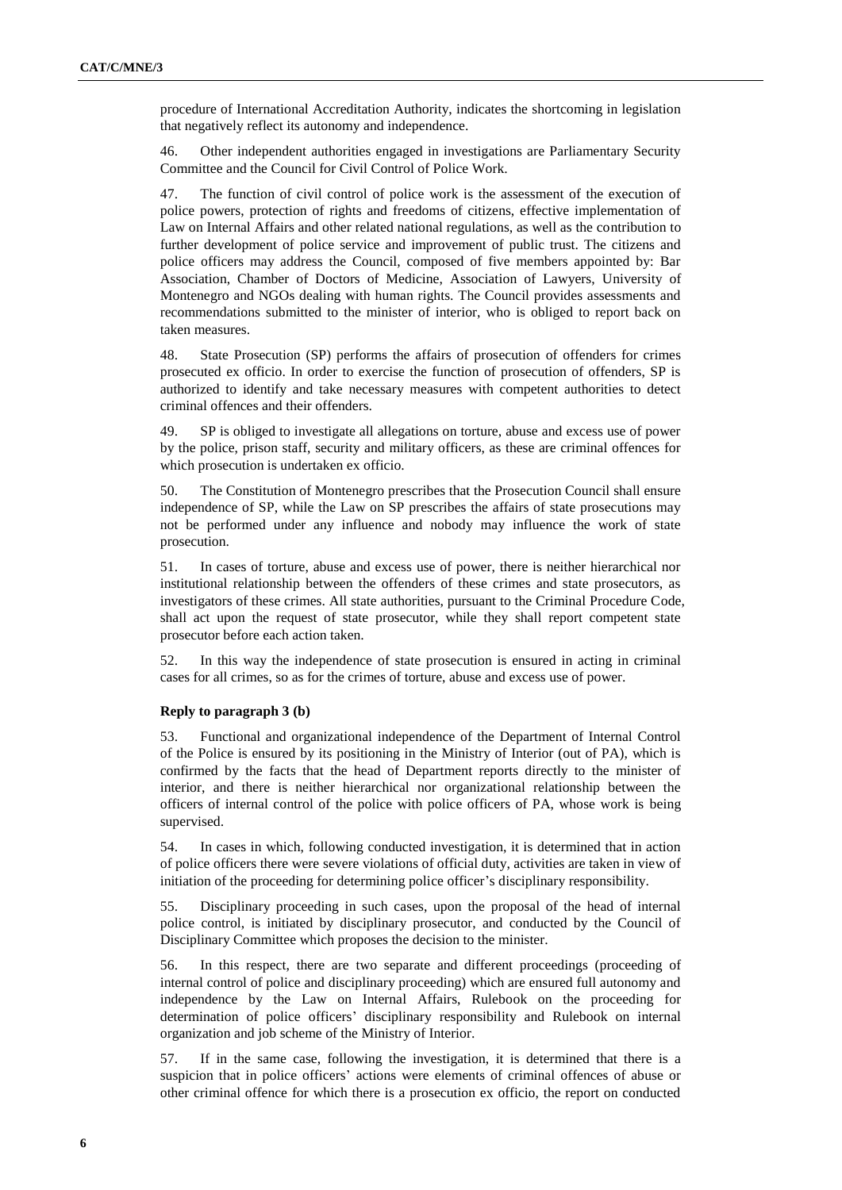procedure of International Accreditation Authority, indicates the shortcoming in legislation that negatively reflect its autonomy and independence.

46. Other independent authorities engaged in investigations are Parliamentary Security Committee and the Council for Civil Control of Police Work.

47. The function of civil control of police work is the assessment of the execution of police powers, protection of rights and freedoms of citizens, effective implementation of Law on Internal Affairs and other related national regulations, as well as the contribution to further development of police service and improvement of public trust. The citizens and police officers may address the Council, composed of five members appointed by: Bar Association, Chamber of Doctors of Medicine, Association of Lawyers, University of Montenegro and NGOs dealing with human rights. The Council provides assessments and recommendations submitted to the minister of interior, who is obliged to report back on taken measures.

48. State Prosecution (SP) performs the affairs of prosecution of offenders for crimes prosecuted ex officio. In order to exercise the function of prosecution of offenders, SP is authorized to identify and take necessary measures with competent authorities to detect criminal offences and their offenders.

49. SP is obliged to investigate all allegations on torture, abuse and excess use of power by the police, prison staff, security and military officers, as these are criminal offences for which prosecution is undertaken ex officio.

50. The Constitution of Montenegro prescribes that the Prosecution Council shall ensure independence of SP, while the Law on SP prescribes the affairs of state prosecutions may not be performed under any influence and nobody may influence the work of state prosecution.

51. In cases of torture, abuse and excess use of power, there is neither hierarchical nor institutional relationship between the offenders of these crimes and state prosecutors, as investigators of these crimes. All state authorities, pursuant to the Criminal Procedure Code, shall act upon the request of state prosecutor, while they shall report competent state prosecutor before each action taken.

52. In this way the independence of state prosecution is ensured in acting in criminal cases for all crimes, so as for the crimes of torture, abuse and excess use of power.

**Reply to paragraph 3 (b)**

53. Functional and organizational independence of the Department of Internal Control of the Police is ensured by its positioning in the Ministry of Interior (out of PA), which is confirmed by the facts that the head of Department reports directly to the minister of interior, and there is neither hierarchical nor organizational relationship between the officers of internal control of the police with police officers of PA, whose work is being supervised.

54. In cases in which, following conducted investigation, it is determined that in action of police officers there were severe violations of official duty, activities are taken in view of initiation of the proceeding for determining police officer's disciplinary responsibility.

55. Disciplinary proceeding in such cases, upon the proposal of the head of internal police control, is initiated by disciplinary prosecutor, and conducted by the Council of Disciplinary Committee which proposes the decision to the minister.

56. In this respect, there are two separate and different proceedings (proceeding of internal control of police and disciplinary proceeding) which are ensured full autonomy and independence by the Law on Internal Affairs, Rulebook on the proceeding for determination of police officers' disciplinary responsibility and Rulebook on internal organization and job scheme of the Ministry of Interior.

57. If in the same case, following the investigation, it is determined that there is a suspicion that in police officers' actions were elements of criminal offences of abuse or other criminal offence for which there is a prosecution ex officio, the report on conducted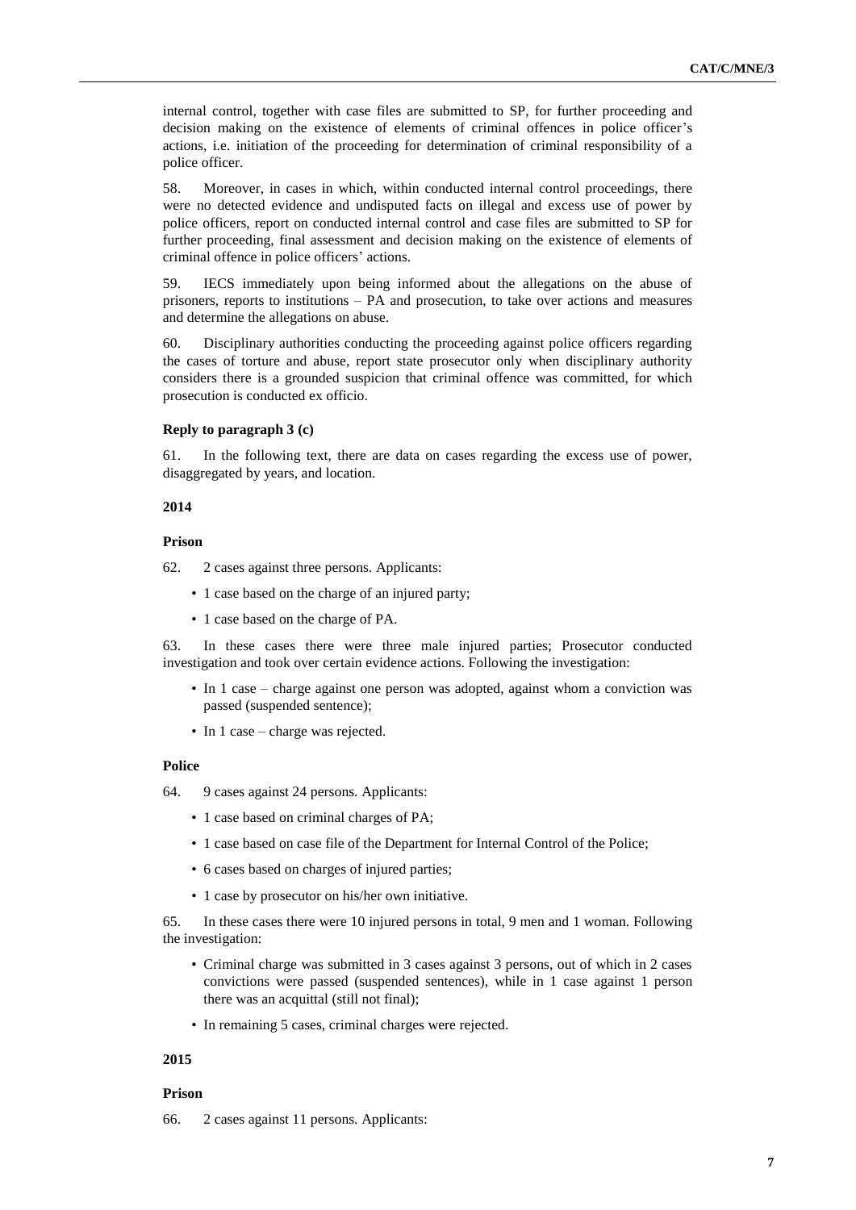internal control, together with case files are submitted to SP, for further proceeding and decision making on the existence of elements of criminal offences in police officer's actions, i.e. initiation of the proceeding for determination of criminal responsibility of a police officer.

58. Moreover, in cases in which, within conducted internal control proceedings, there were no detected evidence and undisputed facts on illegal and excess use of power by police officers, report on conducted internal control and case files are submitted to SP for further proceeding, final assessment and decision making on the existence of elements of criminal offence in police officers' actions.

59. IECS immediately upon being informed about the allegations on the abuse of prisoners, reports to institutions – PA and prosecution, to take over actions and measures and determine the allegations on abuse.

60. Disciplinary authorities conducting the proceeding against police officers regarding the cases of torture and abuse, report state prosecutor only when disciplinary authority considers there is a grounded suspicion that criminal offence was committed, for which prosecution is conducted ex officio.

#### Reply to paragraph 3 (c)

61. In the following text, there are data on cases regarding the excess use of power, disaggregated by years, and location.

#### 2014

#### Prison

62. 2 cases against three persons. Applicants:

- 1 case based on the charge of an injured party;
- 1 case based on the charge of PA.

63. In these cases there were three male injured parties; Prosecutor conducted investigation and took over certain evidence actions. Following the investigation:

- In 1 case – charge against one person was adopted, against whom a conviction was passed (suspended sentence);
- In 1 case – charge was rejected.

#### Police

64. 9 cases against 24 persons. Applicants:

- 1 case based on criminal charges of PA;
- 1 case based on case file of the Department for Internal Control of the Police;
- 6 cases based on charges of injured parties;
- 1 case by prosecutor on his/her own initiative.

65. In these cases there were 10 injured persons in total, 9 men and 1 woman. Following the investigation:

- Criminal charge was submitted in 3 cases against 3 persons, out of which in 2 cases convictions were passed (suspended sentences), while in 1 case against 1 person there was an acquittal (still not final);
- In remaining 5 cases, criminal charges were rejected.

#### 2015

#### Prison

66. 2 cases against 11 persons. Applicants: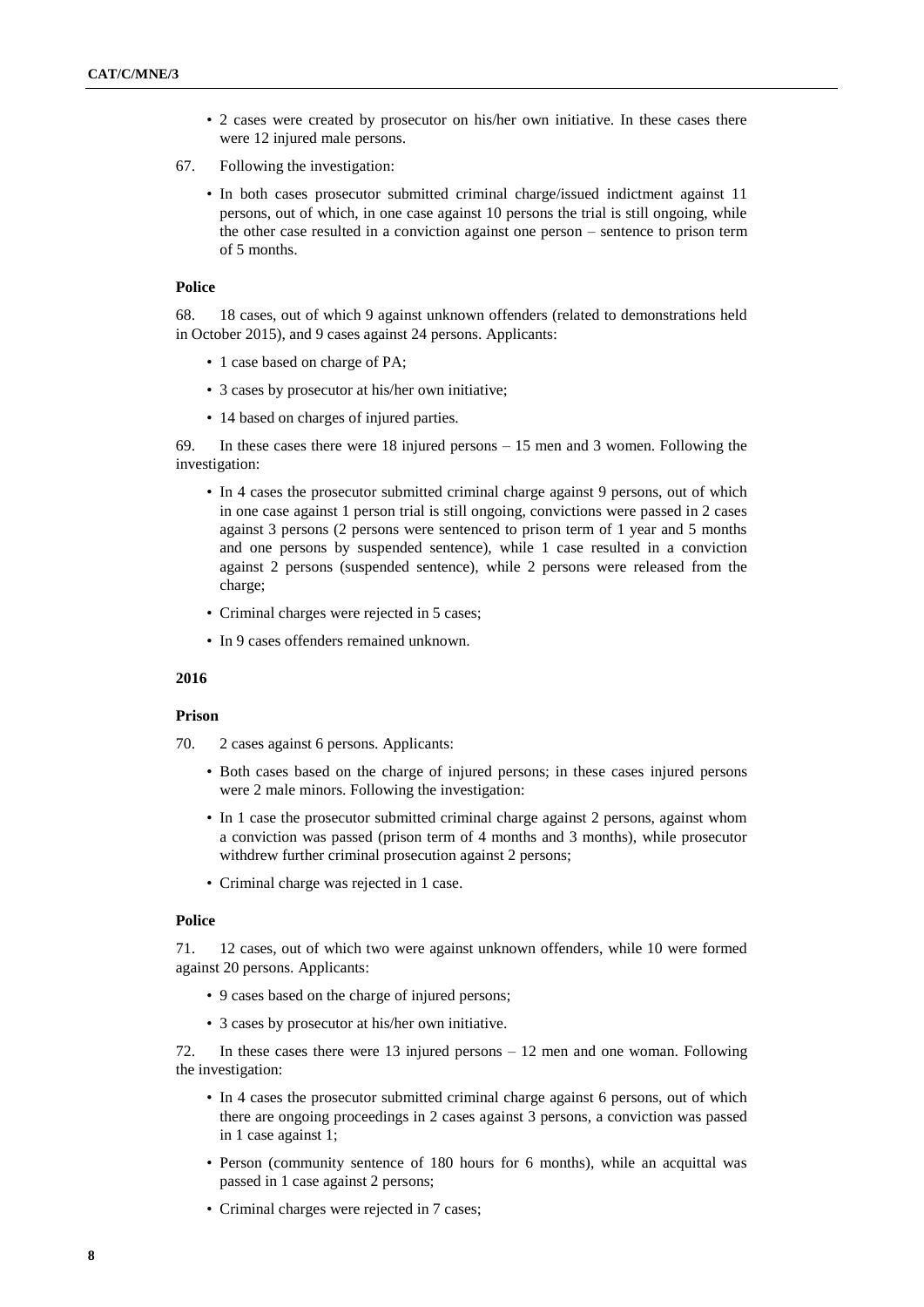- 2 cases were created by prosecutor on his/her own initiative. In these cases there were 12 injured male persons.

67. Following the investigation:

- In both cases prosecutor submitted criminal charge/issued indictment against 11 persons, out of which, in one case against 10 persons the trial is still ongoing, while the other case resulted in a conviction against one person – sentence to prison term of 5 months.

**Police**

68. 18 cases, out of which 9 against unknown offenders (related to demonstrations held in October 2015), and 9 cases against 24 persons. Applicants:

- 1 case based on charge of PA;
- 3 cases by prosecutor at his/her own initiative;
- 14 based on charges of injured parties.

69. In these cases there were 18 injured persons – 15 men and 3 women. Following the investigation:

- In 4 cases the prosecutor submitted criminal charge against 9 persons, out of which in one case against 1 person trial is still ongoing, convictions were passed in 2 cases against 3 persons (2 persons were sentenced to prison term of 1 year and 5 months and one persons by suspended sentence), while 1 case resulted in a conviction against 2 persons (suspended sentence), while 2 persons were released from the charge;
- Criminal charges were rejected in 5 cases;
- In 9 cases offenders remained unknown.

**2016**

**Prison**

70. 2 cases against 6 persons. Applicants:

- Both cases based on the charge of injured persons; in these cases injured persons were 2 male minors. Following the investigation:
- In 1 case the prosecutor submitted criminal charge against 2 persons, against whom a conviction was passed (prison term of 4 months and 3 months), while prosecutor withdrew further criminal prosecution against 2 persons;
- Criminal charge was rejected in 1 case.

**Police**

71. 12 cases, out of which two were against unknown offenders, while 10 were formed against 20 persons. Applicants:

- 9 cases based on the charge of injured persons;
- 3 cases by prosecutor at his/her own initiative.

72. In these cases there were 13 injured persons – 12 men and one woman. Following the investigation:

- In 4 cases the prosecutor submitted criminal charge against 6 persons, out of which there are ongoing proceedings in 2 cases against 3 persons, a conviction was passed in 1 case against 1;
- Person (community sentence of 180 hours for 6 months), while an acquittal was passed in 1 case against 2 persons;
- Criminal charges were rejected in 7 cases;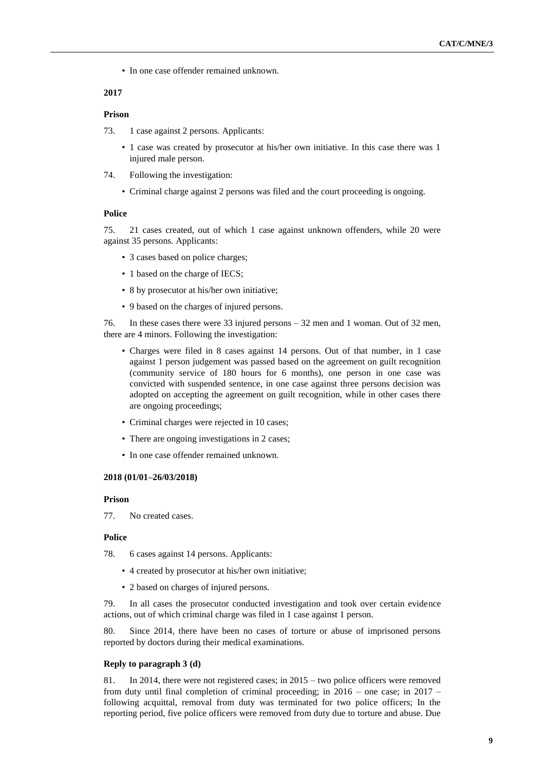- In one case offender remained unknown.

**2017**

**Prison**

73. 1 case against 2 persons. Applicants:

- 1 case was created by prosecutor at his/her own initiative. In this case there was 1 injured male person.

74. Following the investigation:

- Criminal charge against 2 persons was filed and the court proceeding is ongoing.

**Police**

75. 21 cases created, out of which 1 case against unknown offenders, while 20 were against 35 persons. Applicants:

- 3 cases based on police charges;
- 1 based on the charge of IECS;
- 8 by prosecutor at his/her own initiative;
- 9 based on the charges of injured persons.

76. In these cases there were 33 injured persons – 32 men and 1 woman. Out of 32 men, there are 4 minors. Following the investigation:

- Charges were filed in 8 cases against 14 persons. Out of that number, in 1 case against 1 person judgement was passed based on the agreement on guilt recognition (community service of 180 hours for 6 months), one person in one case was convicted with suspended sentence, in one case against three persons decision was adopted on accepting the agreement on guilt recognition, while in other cases there are ongoing proceedings;
- Criminal charges were rejected in 10 cases;
- There are ongoing investigations in 2 cases;
- In one case offender remained unknown.

**2018 (01/01–26/03/2018)**

**Prison**

77. No created cases.

**Police**

78. 6 cases against 14 persons. Applicants:

- 4 created by prosecutor at his/her own initiative;
- 2 based on charges of injured persons.

79. In all cases the prosecutor conducted investigation and took over certain evidence actions, out of which criminal charge was filed in 1 case against 1 person.

80. Since 2014, there have been no cases of torture or abuse of imprisoned persons reported by doctors during their medical examinations.

**Reply to paragraph 3 (d)**

81. In 2014, there were not registered cases; in 2015 – two police officers were removed from duty until final completion of criminal proceeding; in 2016 – one case; in 2017 – following acquittal, removal from duty was terminated for two police officers; In the reporting period, five police officers were removed from duty due to torture and abuse. Due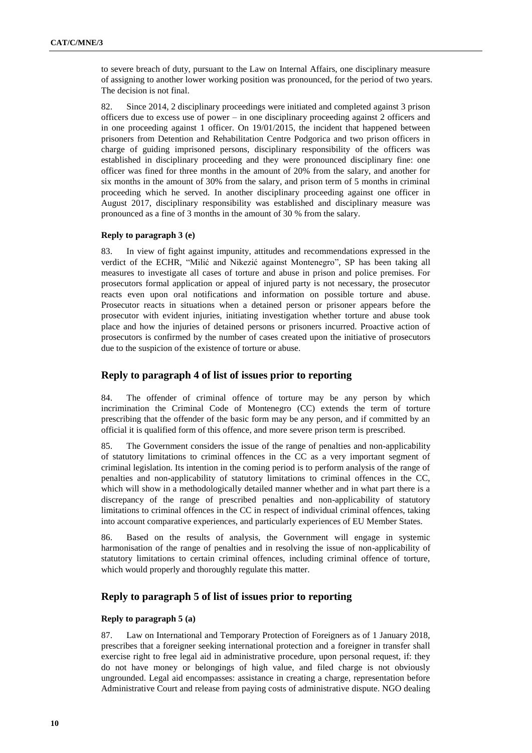to severe breach of duty, pursuant to the Law on Internal Affairs, one disciplinary measure of assigning to another lower working position was pronounced, for the period of two years. The decision is not final.

82. Since 2014, 2 disciplinary proceedings were initiated and completed against 3 prison officers due to excess use of power – in one disciplinary proceeding against 2 officers and in one proceeding against 1 officer. On 19/01/2015, the incident that happened between prisoners from Detention and Rehabilitation Centre Podgorica and two prison officers in charge of guiding imprisoned persons, disciplinary responsibility of the officers was established in disciplinary proceeding and they were pronounced disciplinary fine: one officer was fined for three months in the amount of 20% from the salary, and another for six months in the amount of 30% from the salary, and prison term of 5 months in criminal proceeding which he served. In another disciplinary proceeding against one officer in August 2017, disciplinary responsibility was established and disciplinary measure was pronounced as a fine of 3 months in the amount of 30 % from the salary.

#### Reply to paragraph 3 (e)

83. In view of fight against impunity, attitudes and recommendations expressed in the verdict of the ECHR, "Milić and Nikezić against Montenegro", SP has been taking all measures to investigate all cases of torture and abuse in prison and police premises. For prosecutors formal application or appeal of injured party is not necessary, the prosecutor reacts even upon oral notifications and information on possible torture and abuse. Prosecutor reacts in situations when a detained person or prisoner appears before the prosecutor with evident injuries, initiating investigation whether torture and abuse took place and how the injuries of detained persons or prisoners incurred. Proactive action of prosecutors is confirmed by the number of cases created upon the initiative of prosecutors due to the suspicion of the existence of torture or abuse.

### Reply to paragraph 4 of list of issues prior to reporting

84. The offender of criminal offence of torture may be any person by which incrimination the Criminal Code of Montenegro (CC) extends the term of torture prescribing that the offender of the basic form may be any person, and if committed by an official it is qualified form of this offence, and more severe prison term is prescribed.

85. The Government considers the issue of the range of penalties and non-applicability of statutory limitations to criminal offences in the CC as a very important segment of criminal legislation. Its intention in the coming period is to perform analysis of the range of penalties and non-applicability of statutory limitations to criminal offences in the CC, which will show in a methodologically detailed manner whether and in what part there is a discrepancy of the range of prescribed penalties and non-applicability of statutory limitations to criminal offences in the CC in respect of individual criminal offences, taking into account comparative experiences, and particularly experiences of EU Member States.

86. Based on the results of analysis, the Government will engage in systemic harmonisation of the range of penalties and in resolving the issue of non-applicability of statutory limitations to certain criminal offences, including criminal offence of torture, which would properly and thoroughly regulate this matter.

### Reply to paragraph 5 of list of issues prior to reporting

#### Reply to paragraph 5 (a)

87. Law on International and Temporary Protection of Foreigners as of 1 January 2018, prescribes that a foreigner seeking international protection and a foreigner in transfer shall exercise right to free legal aid in administrative procedure, upon personal request, if: they do not have money or belongings of high value, and filed charge is not obviously ungrounded. Legal aid encompasses: assistance in creating a charge, representation before Administrative Court and release from paying costs of administrative dispute. NGO dealing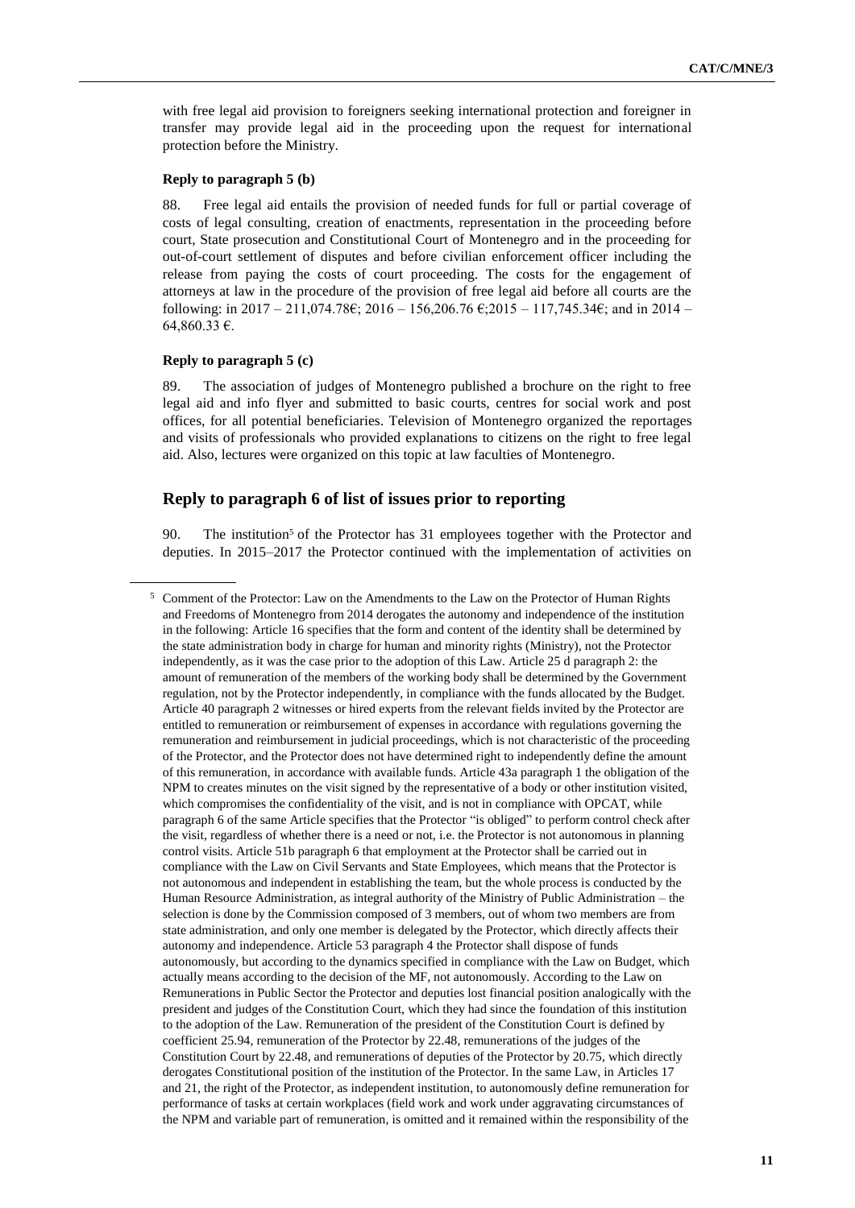with free legal aid provision to foreigners seeking international protection and foreigner in transfer may provide legal aid in the proceeding upon the request for international protection before the Ministry.

#### Reply to paragraph 5 (b)

88. Free legal aid entails the provision of needed funds for full or partial coverage of costs of legal consulting, creation of enactments, representation in the proceeding before court, State prosecution and Constitutional Court of Montenegro and in the proceeding for out-of-court settlement of disputes and before civilian enforcement officer including the release from paying the costs of court proceeding. The costs for the engagement of attorneys at law in the procedure of the provision of free legal aid before all courts are the following: in 2017 – 211,074.78€; 2016 – 156,206.76 €;2015 – 117,745.34€; and in 2014 – 64,860.33 €.

#### Reply to paragraph 5 (c)

89. The association of judges of Montenegro published a brochure on the right to free legal aid and info flyer and submitted to basic courts, centres for social work and post offices, for all potential beneficiaries. Television of Montenegro organized the reportages and visits of professionals who provided explanations to citizens on the right to free legal aid. Also, lectures were organized on this topic at law faculties of Montenegro.

### Reply to paragraph 6 of list of issues prior to reporting

90. The institution[5] of the Protector has 31 employees together with the Protector and deputies. In 2015–2017 the Protector continued with the implementation of activities on

[5] Comment of the Protector: Law on the Amendments to the Law on the Protector of Human Rights and Freedoms of Montenegro from 2014 derogates the autonomy and independence of the institution in the following: Article 16 specifies that the form and content of the identity shall be determined by the state administration body in charge for human and minority rights (Ministry), not the Protector independently, as it was the case prior to the adoption of this Law. Article 25 d paragraph 2: the amount of remuneration of the members of the working body shall be determined by the Government regulation, not by the Protector independently, in compliance with the funds allocated by the Budget. Article 40 paragraph 2 witnesses or hired experts from the relevant fields invited by the Protector are entitled to remuneration or reimbursement of expenses in accordance with regulations governing the remuneration and reimbursement in judicial proceedings, which is not characteristic of the proceeding of the Protector, and the Protector does not have determined right to independently define the amount of this remuneration, in accordance with available funds. Article 43a paragraph 1 the obligation of the NPM to creates minutes on the visit signed by the representative of a body or other institution visited, which compromises the confidentiality of the visit, and is not in compliance with OPCAT, while paragraph 6 of the same Article specifies that the Protector "is obliged" to perform control check after the visit, regardless of whether there is a need or not, i.e. the Protector is not autonomous in planning control visits. Article 51b paragraph 6 that employment at the Protector shall be carried out in compliance with the Law on Civil Servants and State Employees, which means that the Protector is not autonomous and independent in establishing the team, but the whole process is conducted by the Human Resource Administration, as integral authority of the Ministry of Public Administration – the selection is done by the Commission composed of 3 members, out of whom two members are from state administration, and only one member is delegated by the Protector, which directly affects their autonomy and independence. Article 53 paragraph 4 the Protector shall dispose of funds autonomously, but according to the dynamics specified in compliance with the Law on Budget, which actually means according to the decision of the MF, not autonomously. According to the Law on Remunerations in Public Sector the Protector and deputies lost financial position analogically with the president and judges of the Constitution Court, which they had since the foundation of this institution to the adoption of the Law. Remuneration of the president of the Constitution Court is defined by coefficient 25.94, remuneration of the Protector by 22.48, remunerations of the judges of the Constitution Court by 22.48, and remunerations of deputies of the Protector by 20.75, which directly derogates Constitutional position of the institution of the Protector. In the same Law, in Articles 17 and 21, the right of the Protector, as independent institution, to autonomously define remuneration for performance of tasks at certain workplaces (field work and work under aggravating circumstances of the NPM and variable part of remuneration, is omitted and it remained within the responsibility of the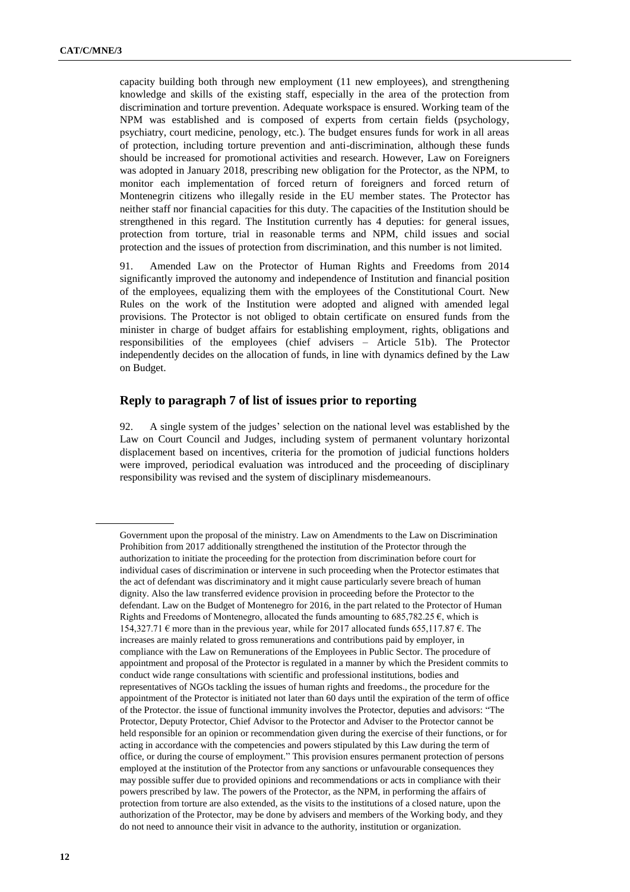capacity building both through new employment (11 new employees), and strengthening knowledge and skills of the existing staff, especially in the area of the protection from discrimination and torture prevention. Adequate workspace is ensured. Working team of the NPM was established and is composed of experts from certain fields (psychology, psychiatry, court medicine, penology, etc.). The budget ensures funds for work in all areas of protection, including torture prevention and anti-discrimination, although these funds should be increased for promotional activities and research. However, Law on Foreigners was adopted in January 2018, prescribing new obligation for the Protector, as the NPM, to monitor each implementation of forced return of foreigners and forced return of Montenegrin citizens who illegally reside in the EU member states. The Protector has neither staff nor financial capacities for this duty. The capacities of the Institution should be strengthened in this regard. The Institution currently has 4 deputies: for general issues, protection from torture, trial in reasonable terms and NPM, child issues and social protection and the issues of protection from discrimination, and this number is not limited.

91. Amended Law on the Protector of Human Rights and Freedoms from 2014 significantly improved the autonomy and independence of Institution and financial position of the employees, equalizing them with the employees of the Constitutional Court. New Rules on the work of the Institution were adopted and aligned with amended legal provisions. The Protector is not obliged to obtain certificate on ensured funds from the minister in charge of budget affairs for establishing employment, rights, obligations and responsibilities of the employees (chief advisers – Article 51b). The Protector independently decides on the allocation of funds, in line with dynamics defined by the Law on Budget.

## Reply to paragraph 7 of list of issues prior to reporting

92. A single system of the judges' selection on the national level was established by the Law on Court Council and Judges, including system of permanent voluntary horizontal displacement based on incentives, criteria for the promotion of judicial functions holders were improved, periodical evaluation was introduced and the proceeding of disciplinary responsibility was revised and the system of disciplinary misdemeanours.

---

Government upon the proposal of the ministry. Law on Amendments to the Law on Discrimination Prohibition from 2017 additionally strengthened the institution of the Protector through the authorization to initiate the proceeding for the protection from discrimination before court for individual cases of discrimination or intervene in such proceeding when the Protector estimates that the act of defendant was discriminatory and it might cause particularly severe breach of human dignity. Also the law transferred evidence provision in proceeding before the Protector to the defendant. Law on the Budget of Montenegro for 2016, in the part related to the Protector of Human Rights and Freedoms of Montenegro, allocated the funds amounting to 685,782.25 €, which is 154,327.71 € more than in the previous year, while for 2017 allocated funds 655,117.87 €. The increases are mainly related to gross remunerations and contributions paid by employer, in compliance with the Law on Remunerations of the Employees in Public Sector. The procedure of appointment and proposal of the Protector is regulated in a manner by which the President commits to conduct wide range consultations with scientific and professional institutions, bodies and representatives of NGOs tackling the issues of human rights and freedoms., the procedure for the appointment of the Protector is initiated not later than 60 days until the expiration of the term of office of the Protector. the issue of functional immunity involves the Protector, deputies and advisors: "The Protector, Deputy Protector, Chief Advisor to the Protector and Adviser to the Protector cannot be held responsible for an opinion or recommendation given during the exercise of their functions, or for acting in accordance with the competencies and powers stipulated by this Law during the term of office, or during the course of employment." This provision ensures permanent protection of persons employed at the institution of the Protector from any sanctions or unfavourable consequences they may possible suffer due to provided opinions and recommendations or acts in compliance with their powers prescribed by law. The powers of the Protector, as the NPM, in performing the affairs of protection from torture are also extended, as the visits to the institutions of a closed nature, upon the authorization of the Protector, may be done by advisers and members of the Working body, and they do not need to announce their visit in advance to the authority, institution or organization.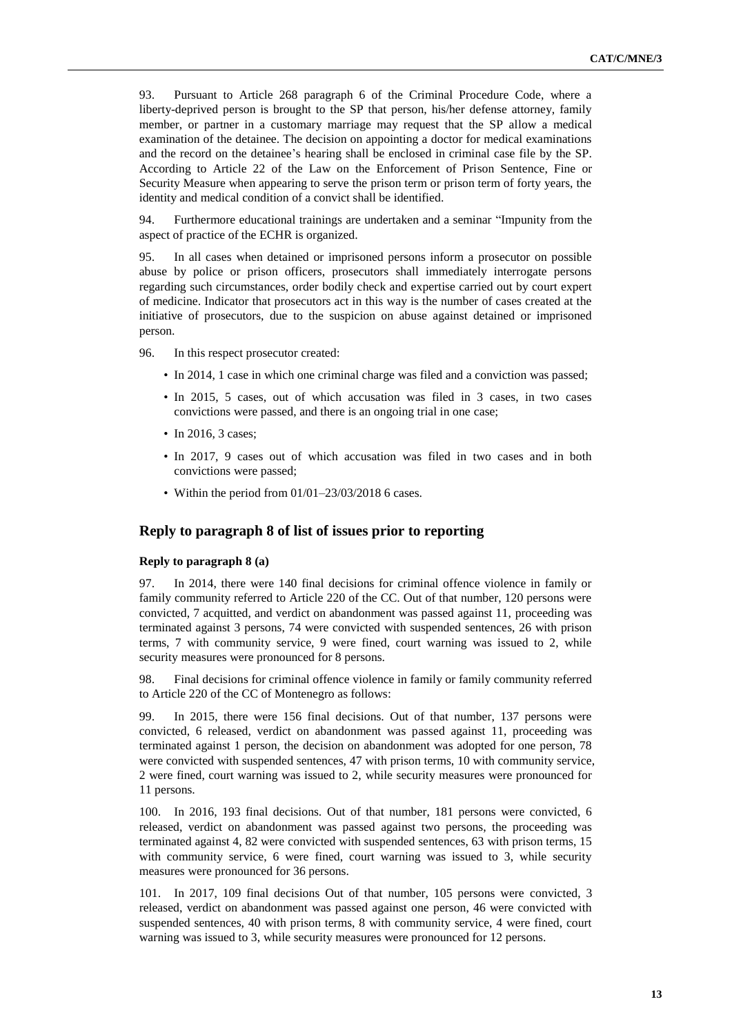93. Pursuant to Article 268 paragraph 6 of the Criminal Procedure Code, where a liberty-deprived person is brought to the SP that person, his/her defense attorney, family member, or partner in a customary marriage may request that the SP allow a medical examination of the detainee. The decision on appointing a doctor for medical examinations and the record on the detainee's hearing shall be enclosed in criminal case file by the SP. According to Article 22 of the Law on the Enforcement of Prison Sentence, Fine or Security Measure when appearing to serve the prison term or prison term of forty years, the identity and medical condition of a convict shall be identified.

94. Furthermore educational trainings are undertaken and a seminar "Impunity from the aspect of practice of the ECHR is organized.

95. In all cases when detained or imprisoned persons inform a prosecutor on possible abuse by police or prison officers, prosecutors shall immediately interrogate persons regarding such circumstances, order bodily check and expertise carried out by court expert of medicine. Indicator that prosecutors act in this way is the number of cases created at the initiative of prosecutors, due to the suspicion on abuse against detained or imprisoned person.

96. In this respect prosecutor created:

- In 2014, 1 case in which one criminal charge was filed and a conviction was passed;
- In 2015, 5 cases, out of which accusation was filed in 3 cases, in two cases convictions were passed, and there is an ongoing trial in one case;
- In 2016, 3 cases;
- In 2017, 9 cases out of which accusation was filed in two cases and in both convictions were passed;
- Within the period from 01/01–23/03/2018 6 cases.

## Reply to paragraph 8 of list of issues prior to reporting

### Reply to paragraph 8 (a)

97. In 2014, there were 140 final decisions for criminal offence violence in family or family community referred to Article 220 of the CC. Out of that number, 120 persons were convicted, 7 acquitted, and verdict on abandonment was passed against 11, proceeding was terminated against 3 persons, 74 were convicted with suspended sentences, 26 with prison terms, 7 with community service, 9 were fined, court warning was issued to 2, while security measures were pronounced for 8 persons.

98. Final decisions for criminal offence violence in family or family community referred to Article 220 of the CC of Montenegro as follows:

99. In 2015, there were 156 final decisions. Out of that number, 137 persons were convicted, 6 released, verdict on abandonment was passed against 11, proceeding was terminated against 1 person, the decision on abandonment was adopted for one person, 78 were convicted with suspended sentences, 47 with prison terms, 10 with community service, 2 were fined, court warning was issued to 2, while security measures were pronounced for 11 persons.

100. In 2016, 193 final decisions. Out of that number, 181 persons were convicted, 6 released, verdict on abandonment was passed against two persons, the proceeding was terminated against 4, 82 were convicted with suspended sentences, 63 with prison terms, 15 with community service, 6 were fined, court warning was issued to 3, while security measures were pronounced for 36 persons.

101. In 2017, 109 final decisions Out of that number, 105 persons were convicted, 3 released, verdict on abandonment was passed against one person, 46 were convicted with suspended sentences, 40 with prison terms, 8 with community service, 4 were fined, court warning was issued to 3, while security measures were pronounced for 12 persons.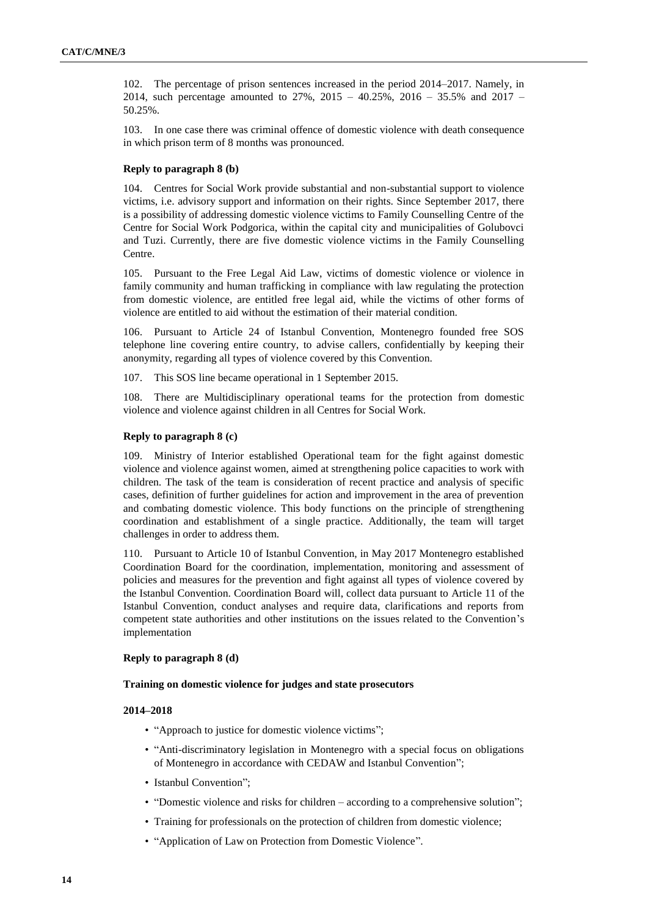102. The percentage of prison sentences increased in the period 2014–2017. Namely, in 2014, such percentage amounted to 27%, 2015 – 40.25%, 2016 – 35.5% and 2017 – 50.25%.

103. In one case there was criminal offence of domestic violence with death consequence in which prison term of 8 months was pronounced.

**Reply to paragraph 8 (b)**

104. Centres for Social Work provide substantial and non-substantial support to violence victims, i.e. advisory support and information on their rights. Since September 2017, there is a possibility of addressing domestic violence victims to Family Counselling Centre of the Centre for Social Work Podgorica, within the capital city and municipalities of Golubovci and Tuzi. Currently, there are five domestic violence victims in the Family Counselling Centre.

105. Pursuant to the Free Legal Aid Law, victims of domestic violence or violence in family community and human trafficking in compliance with law regulating the protection from domestic violence, are entitled free legal aid, while the victims of other forms of violence are entitled to aid without the estimation of their material condition.

106. Pursuant to Article 24 of Istanbul Convention, Montenegro founded free SOS telephone line covering entire country, to advise callers, confidentially by keeping their anonymity, regarding all types of violence covered by this Convention.

107. This SOS line became operational in 1 September 2015.

108. There are Multidisciplinary operational teams for the protection from domestic violence and violence against children in all Centres for Social Work.

**Reply to paragraph 8 (c)**

109. Ministry of Interior established Operational team for the fight against domestic violence and violence against women, aimed at strengthening police capacities to work with children. The task of the team is consideration of recent practice and analysis of specific cases, definition of further guidelines for action and improvement in the area of prevention and combating domestic violence. This body functions on the principle of strengthening coordination and establishment of a single practice. Additionally, the team will target challenges in order to address them.

110. Pursuant to Article 10 of Istanbul Convention, in May 2017 Montenegro established Coordination Board for the coordination, implementation, monitoring and assessment of policies and measures for the prevention and fight against all types of violence covered by the Istanbul Convention. Coordination Board will, collect data pursuant to Article 11 of the Istanbul Convention, conduct analyses and require data, clarifications and reports from competent state authorities and other institutions on the issues related to the Convention's implementation

**Reply to paragraph 8 (d)**

**Training on domestic violence for judges and state prosecutors**

**2014–2018**

- "Approach to justice for domestic violence victims";
- "Anti-discriminatory legislation in Montenegro with a special focus on obligations of Montenegro in accordance with CEDAW and Istanbul Convention";
- Istanbul Convention";
- "Domestic violence and risks for children – according to a comprehensive solution";
- Training for professionals on the protection of children from domestic violence;
- "Application of Law on Protection from Domestic Violence".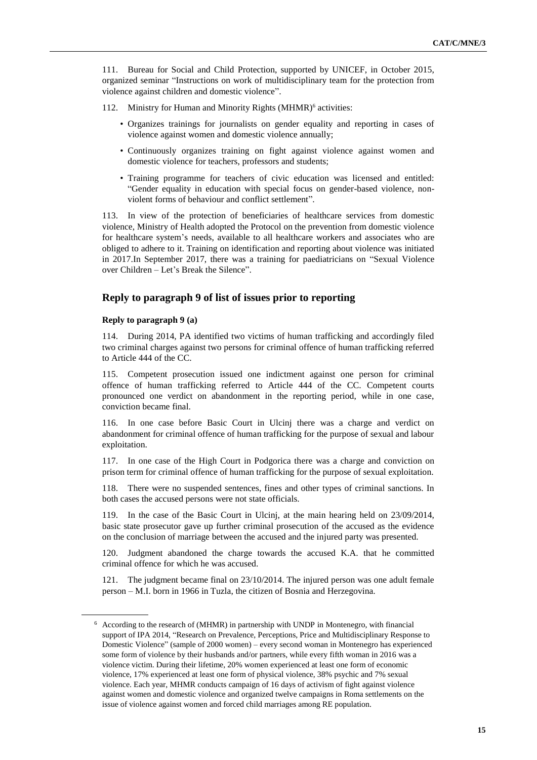111. Bureau for Social and Child Protection, supported by UNICEF, in October 2015, organized seminar "Instructions on work of multidisciplinary team for the protection from violence against children and domestic violence".

112. Ministry for Human and Minority Rights (MHMR)[6] activities:

- Organizes trainings for journalists on gender equality and reporting in cases of violence against women and domestic violence annually;
- Continuously organizes training on fight against violence against women and domestic violence for teachers, professors and students;
- Training programme for teachers of civic education was licensed and entitled: "Gender equality in education with special focus on gender-based violence, non-violent forms of behaviour and conflict settlement".

113. In view of the protection of beneficiaries of healthcare services from domestic violence, Ministry of Health adopted the Protocol on the prevention from domestic violence for healthcare system's needs, available to all healthcare workers and associates who are obliged to adhere to it. Training on identification and reporting about violence was initiated in 2017.In September 2017, there was a training for paediatricians on "Sexual Violence over Children – Let's Break the Silence".

## Reply to paragraph 9 of list of issues prior to reporting

### Reply to paragraph 9 (a)

114. During 2014, PA identified two victims of human trafficking and accordingly filed two criminal charges against two persons for criminal offence of human trafficking referred to Article 444 of the CC.

115. Competent prosecution issued one indictment against one person for criminal offence of human trafficking referred to Article 444 of the CC. Competent courts pronounced one verdict on abandonment in the reporting period, while in one case, conviction became final.

116. In one case before Basic Court in Ulcinj there was a charge and verdict on abandonment for criminal offence of human trafficking for the purpose of sexual and labour exploitation.

117. In one case of the High Court in Podgorica there was a charge and conviction on prison term for criminal offence of human trafficking for the purpose of sexual exploitation.

118. There were no suspended sentences, fines and other types of criminal sanctions. In both cases the accused persons were not state officials.

119. In the case of the Basic Court in Ulcinj, at the main hearing held on 23/09/2014, basic state prosecutor gave up further criminal prosecution of the accused as the evidence on the conclusion of marriage between the accused and the injured party was presented.

120. Judgment abandoned the charge towards the accused K.A. that he committed criminal offence for which he was accused.

121. The judgment became final on 23/10/2014. The injured person was one adult female person – M.I. born in 1966 in Tuzla, the citizen of Bosnia and Herzegovina.

[6] According to the research of (MHMR) in partnership with UNDP in Montenegro, with financial support of IPA 2014, "Research on Prevalence, Perceptions, Price and Multidisciplinary Response to Domestic Violence" (sample of 2000 women) – every second woman in Montenegro has experienced some form of violence by their husbands and/or partners, while every fifth woman in 2016 was a violence victim. During their lifetime, 20% women experienced at least one form of economic violence, 17% experienced at least one form of physical violence, 38% psychic and 7% sexual violence. Each year, MHMR conducts campaign of 16 days of activism of fight against violence against women and domestic violence and organized twelve campaigns in Roma settlements on the issue of violence against women and forced child marriages among RE population.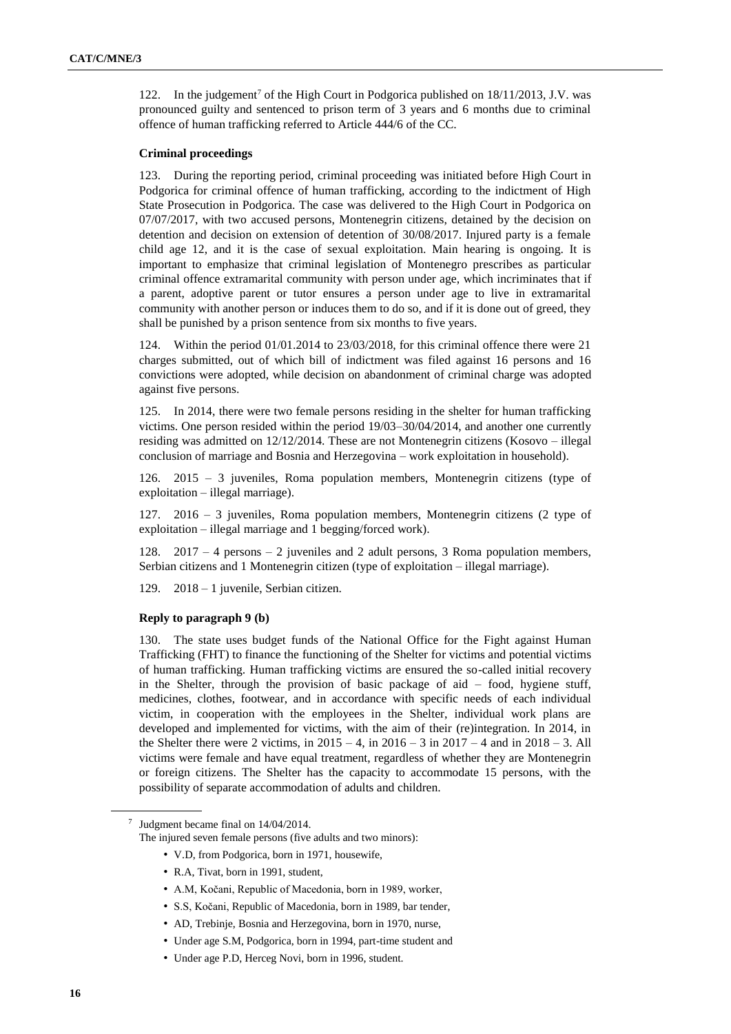122. In the judgement[7] of the High Court in Podgorica published on 18/11/2013, J.V. was pronounced guilty and sentenced to prison term of 3 years and 6 months due to criminal offence of human trafficking referred to Article 444/6 of the CC.

### Criminal proceedings

123. During the reporting period, criminal proceeding was initiated before High Court in Podgorica for criminal offence of human trafficking, according to the indictment of High State Prosecution in Podgorica. The case was delivered to the High Court in Podgorica on 07/07/2017, with two accused persons, Montenegrin citizens, detained by the decision on detention and decision on extension of detention of 30/08/2017. Injured party is a female child age 12, and it is the case of sexual exploitation. Main hearing is ongoing. It is important to emphasize that criminal legislation of Montenegro prescribes as particular criminal offence extramarital community with person under age, which incriminates that if a parent, adoptive parent or tutor ensures a person under age to live in extramarital community with another person or induces them to do so, and if it is done out of greed, they shall be punished by a prison sentence from six months to five years.

124. Within the period 01/01.2014 to 23/03/2018, for this criminal offence there were 21 charges submitted, out of which bill of indictment was filed against 16 persons and 16 convictions were adopted, while decision on abandonment of criminal charge was adopted against five persons.

125. In 2014, there were two female persons residing in the shelter for human trafficking victims. One person resided within the period 19/03–30/04/2014, and another one currently residing was admitted on 12/12/2014. These are not Montenegrin citizens (Kosovo – illegal conclusion of marriage and Bosnia and Herzegovina – work exploitation in household).

126. 2015 – 3 juveniles, Roma population members, Montenegrin citizens (type of exploitation – illegal marriage).

127. 2016 – 3 juveniles, Roma population members, Montenegrin citizens (2 type of exploitation – illegal marriage and 1 begging/forced work).

128. 2017 – 4 persons – 2 juveniles and 2 adult persons, 3 Roma population members, Serbian citizens and 1 Montenegrin citizen (type of exploitation – illegal marriage).

129. 2018 – 1 juvenile, Serbian citizen.

### Reply to paragraph 9 (b)

130. The state uses budget funds of the National Office for the Fight against Human Trafficking (FHT) to finance the functioning of the Shelter for victims and potential victims of human trafficking. Human trafficking victims are ensured the so-called initial recovery in the Shelter, through the provision of basic package of aid – food, hygiene stuff, medicines, clothes, footwear, and in accordance with specific needs of each individual victim, in cooperation with the employees in the Shelter, individual work plans are developed and implemented for victims, with the aim of their (re)integration. In 2014, in the Shelter there were 2 victims, in 2015 – 4, in 2016 – 3 in 2017 – 4 and in 2018 – 3. All victims were female and have equal treatment, regardless of whether they are Montenegrin or foreign citizens. The Shelter has the capacity to accommodate 15 persons, with the possibility of separate accommodation of adults and children.

---

[7] Judgment became final on 14/04/2014.
The injured seven female persons (five adults and two minors):

- V.D, from Podgorica, born in 1971, housewife,
- R.A, Tivat, born in 1991, student,
- A.M, Kočani, Republic of Macedonia, born in 1989, worker,
- S.S, Kočani, Republic of Macedonia, born in 1989, bar tender,
- AD, Trebinje, Bosnia and Herzegovina, born in 1970, nurse,
- Under age S.M, Podgorica, born in 1994, part-time student and
- Under age P.D, Herceg Novi, born in 1996, student.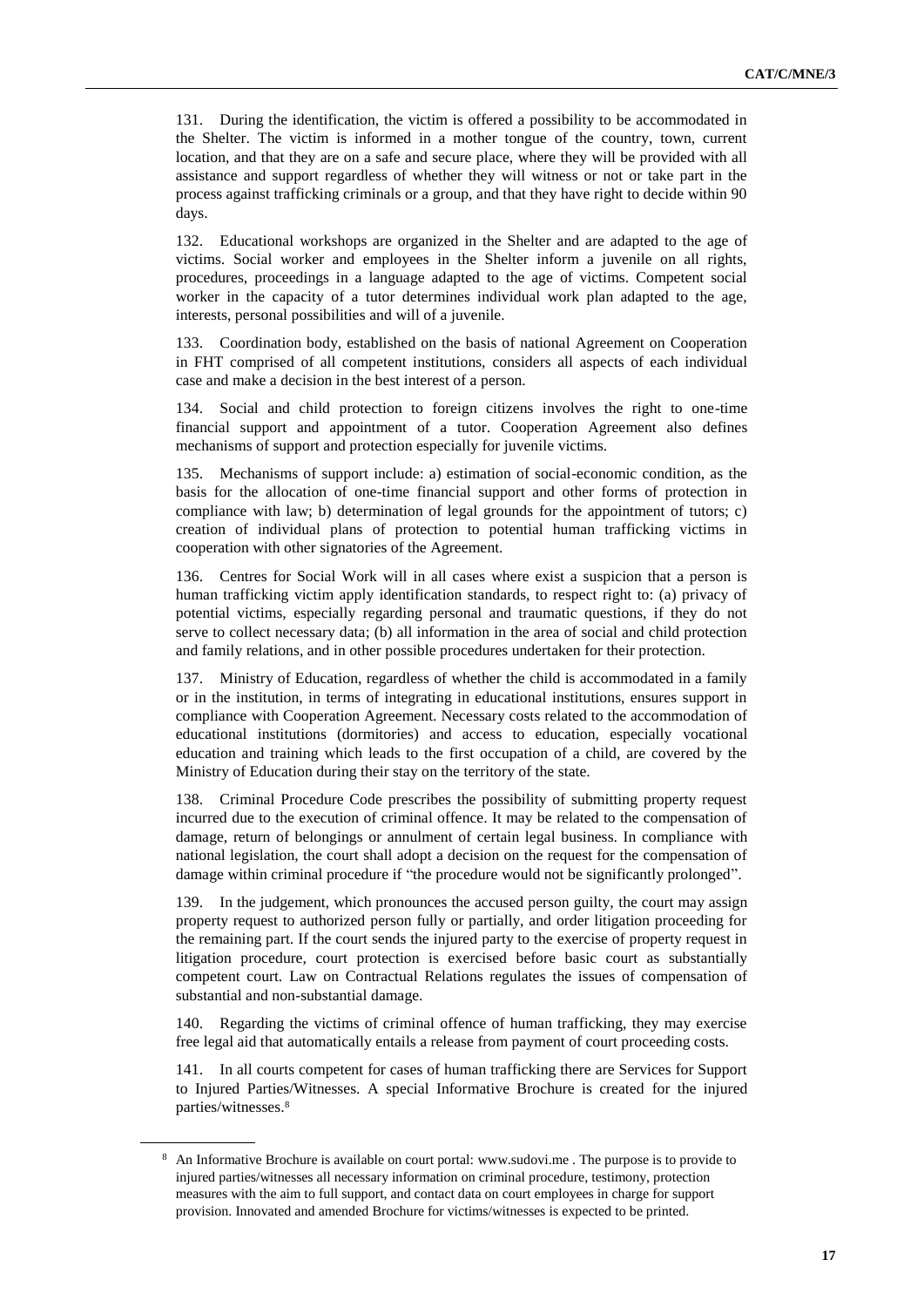131. During the identification, the victim is offered a possibility to be accommodated in the Shelter. The victim is informed in a mother tongue of the country, town, current location, and that they are on a safe and secure place, where they will be provided with all assistance and support regardless of whether they will witness or not or take part in the process against trafficking criminals or a group, and that they have right to decide within 90 days.

132. Educational workshops are organized in the Shelter and are adapted to the age of victims. Social worker and employees in the Shelter inform a juvenile on all rights, procedures, proceedings in a language adapted to the age of victims. Competent social worker in the capacity of a tutor determines individual work plan adapted to the age, interests, personal possibilities and will of a juvenile.

133. Coordination body, established on the basis of national Agreement on Cooperation in FHT comprised of all competent institutions, considers all aspects of each individual case and make a decision in the best interest of a person.

134. Social and child protection to foreign citizens involves the right to one-time financial support and appointment of a tutor. Cooperation Agreement also defines mechanisms of support and protection especially for juvenile victims.

135. Mechanisms of support include: a) estimation of social-economic condition, as the basis for the allocation of one-time financial support and other forms of protection in compliance with law; b) determination of legal grounds for the appointment of tutors; c) creation of individual plans of protection to potential human trafficking victims in cooperation with other signatories of the Agreement.

136. Centres for Social Work will in all cases where exist a suspicion that a person is human trafficking victim apply identification standards, to respect right to: (a) privacy of potential victims, especially regarding personal and traumatic questions, if they do not serve to collect necessary data; (b) all information in the area of social and child protection and family relations, and in other possible procedures undertaken for their protection.

137. Ministry of Education, regardless of whether the child is accommodated in a family or in the institution, in terms of integrating in educational institutions, ensures support in compliance with Cooperation Agreement. Necessary costs related to the accommodation of educational institutions (dormitories) and access to education, especially vocational education and training which leads to the first occupation of a child, are covered by the Ministry of Education during their stay on the territory of the state.

138. Criminal Procedure Code prescribes the possibility of submitting property request incurred due to the execution of criminal offence. It may be related to the compensation of damage, return of belongings or annulment of certain legal business. In compliance with national legislation, the court shall adopt a decision on the request for the compensation of damage within criminal procedure if "the procedure would not be significantly prolonged".

139. In the judgement, which pronounces the accused person guilty, the court may assign property request to authorized person fully or partially, and order litigation proceeding for the remaining part. If the court sends the injured party to the exercise of property request in litigation procedure, court protection is exercised before basic court as substantially competent court. Law on Contractual Relations regulates the issues of compensation of substantial and non-substantial damage.

140. Regarding the victims of criminal offence of human trafficking, they may exercise free legal aid that automatically entails a release from payment of court proceeding costs.

141. In all courts competent for cases of human trafficking there are Services for Support to Injured Parties/Witnesses. A special Informative Brochure is created for the injured parties/witnesses.[8]

[8] An Informative Brochure is available on court portal: www.sudovi.me . The purpose is to provide to injured parties/witnesses all necessary information on criminal procedure, testimony, protection measures with the aim to full support, and contact data on court employees in charge for support provision. Innovated and amended Brochure for victims/witnesses is expected to be printed.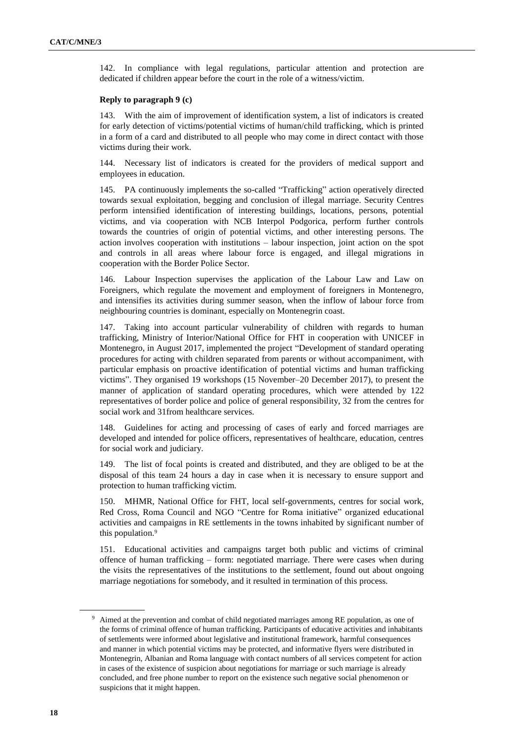142. In compliance with legal regulations, particular attention and protection are dedicated if children appear before the court in the role of a witness/victim.

**Reply to paragraph 9 (c)**

143. With the aim of improvement of identification system, a list of indicators is created for early detection of victims/potential victims of human/child trafficking, which is printed in a form of a card and distributed to all people who may come in direct contact with those victims during their work.

144. Necessary list of indicators is created for the providers of medical support and employees in education.

145. PA continuously implements the so-called "Trafficking" action operatively directed towards sexual exploitation, begging and conclusion of illegal marriage. Security Centres perform intensified identification of interesting buildings, locations, persons, potential victims, and via cooperation with NCB Interpol Podgorica, perform further controls towards the countries of origin of potential victims, and other interesting persons. The action involves cooperation with institutions – labour inspection, joint action on the spot and controls in all areas where labour force is engaged, and illegal migrations in cooperation with the Border Police Sector.

146. Labour Inspection supervises the application of the Labour Law and Law on Foreigners, which regulate the movement and employment of foreigners in Montenegro, and intensifies its activities during summer season, when the inflow of labour force from neighbouring countries is dominant, especially on Montenegrin coast.

147. Taking into account particular vulnerability of children with regards to human trafficking, Ministry of Interior/National Office for FHT in cooperation with UNICEF in Montenegro, in August 2017, implemented the project "Development of standard operating procedures for acting with children separated from parents or without accompaniment, with particular emphasis on proactive identification of potential victims and human trafficking victims". They organised 19 workshops (15 November–20 December 2017), to present the manner of application of standard operating procedures, which were attended by 122 representatives of border police and police of general responsibility, 32 from the centres for social work and 31from healthcare services.

148. Guidelines for acting and processing of cases of early and forced marriages are developed and intended for police officers, representatives of healthcare, education, centres for social work and judiciary.

149. The list of focal points is created and distributed, and they are obliged to be at the disposal of this team 24 hours a day in case when it is necessary to ensure support and protection to human trafficking victim.

150. MHMR, National Office for FHT, local self-governments, centres for social work, Red Cross, Roma Council and NGO "Centre for Roma initiative" organized educational activities and campaigns in RE settlements in the towns inhabited by significant number of this population.[9]

151. Educational activities and campaigns target both public and victims of criminal offence of human trafficking – form: negotiated marriage. There were cases when during the visits the representatives of the institutions to the settlement, found out about ongoing marriage negotiations for somebody, and it resulted in termination of this process.

[9] Aimed at the prevention and combat of child negotiated marriages among RE population, as one of the forms of criminal offence of human trafficking. Participants of educative activities and inhabitants of settlements were informed about legislative and institutional framework, harmful consequences and manner in which potential victims may be protected, and informative flyers were distributed in Montenegrin, Albanian and Roma language with contact numbers of all services competent for action in cases of the existence of suspicion about negotiations for marriage or such marriage is already concluded, and free phone number to report on the existence such negative social phenomenon or suspicions that it might happen.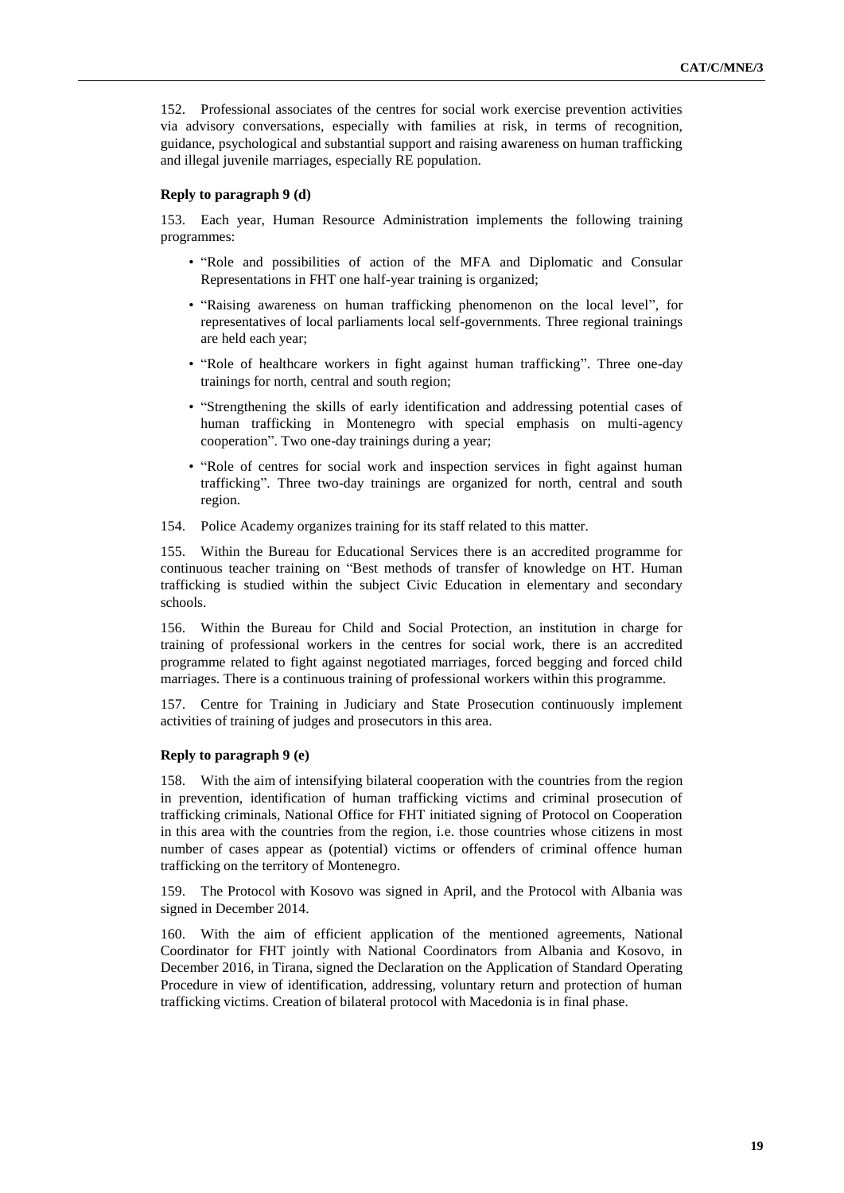152. Professional associates of the centres for social work exercise prevention activities via advisory conversations, especially with families at risk, in terms of recognition, guidance, psychological and substantial support and raising awareness on human trafficking and illegal juvenile marriages, especially RE population.

#### Reply to paragraph 9 (d)

153. Each year, Human Resource Administration implements the following training programmes:

- "Role and possibilities of action of the MFA and Diplomatic and Consular Representations in FHT one half-year training is organized;
- "Raising awareness on human trafficking phenomenon on the local level", for representatives of local parliaments local self-governments. Three regional trainings are held each year;
- "Role of healthcare workers in fight against human trafficking". Three one-day trainings for north, central and south region;
- "Strengthening the skills of early identification and addressing potential cases of human trafficking in Montenegro with special emphasis on multi-agency cooperation". Two one-day trainings during a year;
- "Role of centres for social work and inspection services in fight against human trafficking". Three two-day trainings are organized for north, central and south region.

154. Police Academy organizes training for its staff related to this matter.

155. Within the Bureau for Educational Services there is an accredited programme for continuous teacher training on "Best methods of transfer of knowledge on HT. Human trafficking is studied within the subject Civic Education in elementary and secondary schools.

156. Within the Bureau for Child and Social Protection, an institution in charge for training of professional workers in the centres for social work, there is an accredited programme related to fight against negotiated marriages, forced begging and forced child marriages. There is a continuous training of professional workers within this programme.

157. Centre for Training in Judiciary and State Prosecution continuously implement activities of training of judges and prosecutors in this area.

#### Reply to paragraph 9 (e)

158. With the aim of intensifying bilateral cooperation with the countries from the region in prevention, identification of human trafficking victims and criminal prosecution of trafficking criminals, National Office for FHT initiated signing of Protocol on Cooperation in this area with the countries from the region, i.e. those countries whose citizens in most number of cases appear as (potential) victims or offenders of criminal offence human trafficking on the territory of Montenegro.

159. The Protocol with Kosovo was signed in April, and the Protocol with Albania was signed in December 2014.

160. With the aim of efficient application of the mentioned agreements, National Coordinator for FHT jointly with National Coordinators from Albania and Kosovo, in December 2016, in Tirana, signed the Declaration on the Application of Standard Operating Procedure in view of identification, addressing, voluntary return and protection of human trafficking victims. Creation of bilateral protocol with Macedonia is in final phase.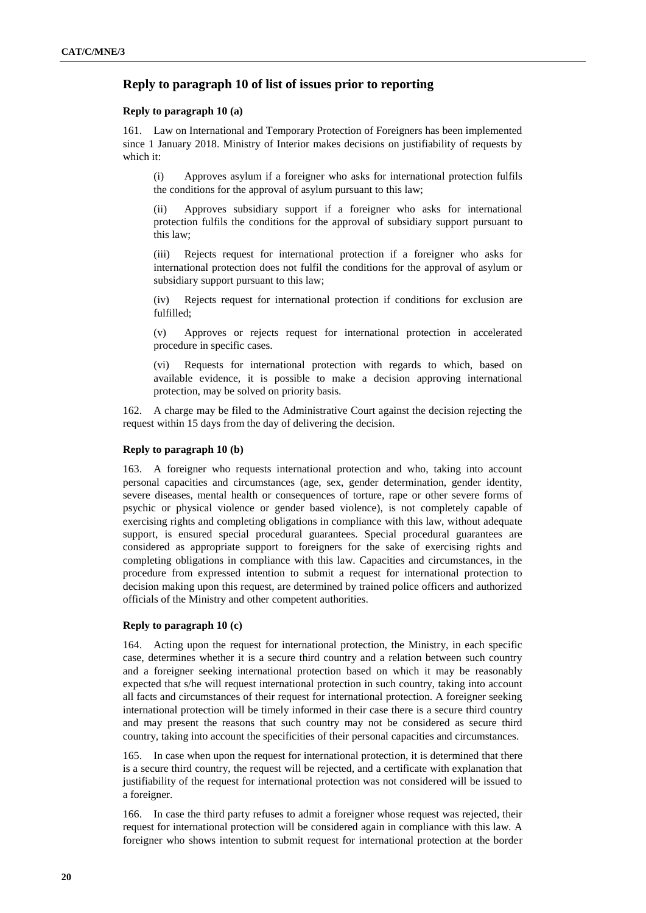## Reply to paragraph 10 of list of issues prior to reporting

### Reply to paragraph 10 (a)

161. Law on International and Temporary Protection of Foreigners has been implemented since 1 January 2018. Ministry of Interior makes decisions on justifiability of requests by which it:

(i) Approves asylum if a foreigner who asks for international protection fulfils the conditions for the approval of asylum pursuant to this law;

(ii) Approves subsidiary support if a foreigner who asks for international protection fulfils the conditions for the approval of subsidiary support pursuant to this law;

(iii) Rejects request for international protection if a foreigner who asks for international protection does not fulfil the conditions for the approval of asylum or subsidiary support pursuant to this law;

(iv) Rejects request for international protection if conditions for exclusion are fulfilled;

(v) Approves or rejects request for international protection in accelerated procedure in specific cases.

(vi) Requests for international protection with regards to which, based on available evidence, it is possible to make a decision approving international protection, may be solved on priority basis.

162. A charge may be filed to the Administrative Court against the decision rejecting the request within 15 days from the day of delivering the decision.

### Reply to paragraph 10 (b)

163. A foreigner who requests international protection and who, taking into account personal capacities and circumstances (age, sex, gender determination, gender identity, severe diseases, mental health or consequences of torture, rape or other severe forms of psychic or physical violence or gender based violence), is not completely capable of exercising rights and completing obligations in compliance with this law, without adequate support, is ensured special procedural guarantees. Special procedural guarantees are considered as appropriate support to foreigners for the sake of exercising rights and completing obligations in compliance with this law. Capacities and circumstances, in the procedure from expressed intention to submit a request for international protection to decision making upon this request, are determined by trained police officers and authorized officials of the Ministry and other competent authorities.

### Reply to paragraph 10 (c)

164. Acting upon the request for international protection, the Ministry, in each specific case, determines whether it is a secure third country and a relation between such country and a foreigner seeking international protection based on which it may be reasonably expected that s/he will request international protection in such country, taking into account all facts and circumstances of their request for international protection. A foreigner seeking international protection will be timely informed in their case there is a secure third country and may present the reasons that such country may not be considered as secure third country, taking into account the specificities of their personal capacities and circumstances.

165. In case when upon the request for international protection, it is determined that there is a secure third country, the request will be rejected, and a certificate with explanation that justifiability of the request for international protection was not considered will be issued to a foreigner.

166. In case the third party refuses to admit a foreigner whose request was rejected, their request for international protection will be considered again in compliance with this law. A foreigner who shows intention to submit request for international protection at the border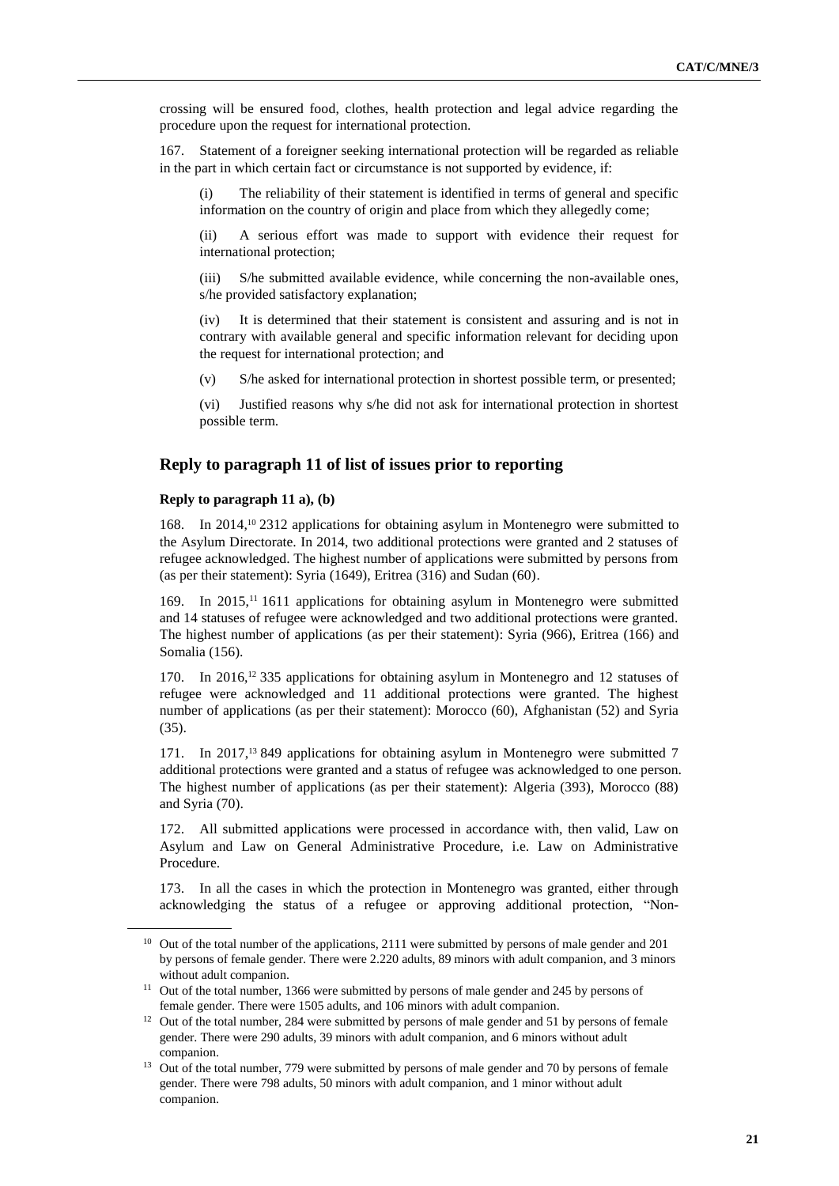crossing will be ensured food, clothes, health protection and legal advice regarding the procedure upon the request for international protection.

167. Statement of a foreigner seeking international protection will be regarded as reliable in the part in which certain fact or circumstance is not supported by evidence, if:

(i) The reliability of their statement is identified in terms of general and specific information on the country of origin and place from which they allegedly come;

(ii) A serious effort was made to support with evidence their request for international protection;

(iii) S/he submitted available evidence, while concerning the non-available ones, s/he provided satisfactory explanation;

(iv) It is determined that their statement is consistent and assuring and is not in contrary with available general and specific information relevant for deciding upon the request for international protection; and

(v) S/he asked for international protection in shortest possible term, or presented;

(vi) Justified reasons why s/he did not ask for international protection in shortest possible term.

## Reply to paragraph 11 of list of issues prior to reporting

### Reply to paragraph 11 a), (b)

168. In 2014,[10] 2312 applications for obtaining asylum in Montenegro were submitted to the Asylum Directorate. In 2014, two additional protections were granted and 2 statuses of refugee acknowledged. The highest number of applications were submitted by persons from (as per their statement): Syria (1649), Eritrea (316) and Sudan (60).

169. In 2015,[11] 1611 applications for obtaining asylum in Montenegro were submitted and 14 statuses of refugee were acknowledged and two additional protections were granted. The highest number of applications (as per their statement): Syria (966), Eritrea (166) and Somalia (156).

170. In 2016,[12] 335 applications for obtaining asylum in Montenegro and 12 statuses of refugee were acknowledged and 11 additional protections were granted. The highest number of applications (as per their statement): Morocco (60), Afghanistan (52) and Syria (35).

171. In 2017,[13] 849 applications for obtaining asylum in Montenegro were submitted 7 additional protections were granted and a status of refugee was acknowledged to one person. The highest number of applications (as per their statement): Algeria (393), Morocco (88) and Syria (70).

172. All submitted applications were processed in accordance with, then valid, Law on Asylum and Law on General Administrative Procedure, i.e. Law on Administrative Procedure.

173. In all the cases in which the protection in Montenegro was granted, either through acknowledging the status of a refugee or approving additional protection, "Non-

---

[10] Out of the total number of the applications, 2111 were submitted by persons of male gender and 201 by persons of female gender. There were 2.220 adults, 89 minors with adult companion, and 3 minors without adult companion.

[11] Out of the total number, 1366 were submitted by persons of male gender and 245 by persons of female gender. There were 1505 adults, and 106 minors with adult companion.

[12] Out of the total number, 284 were submitted by persons of male gender and 51 by persons of female gender. There were 290 adults, 39 minors with adult companion, and 6 minors without adult companion.

[13] Out of the total number, 779 were submitted by persons of male gender and 70 by persons of female gender. There were 798 adults, 50 minors with adult companion, and 1 minor without adult companion.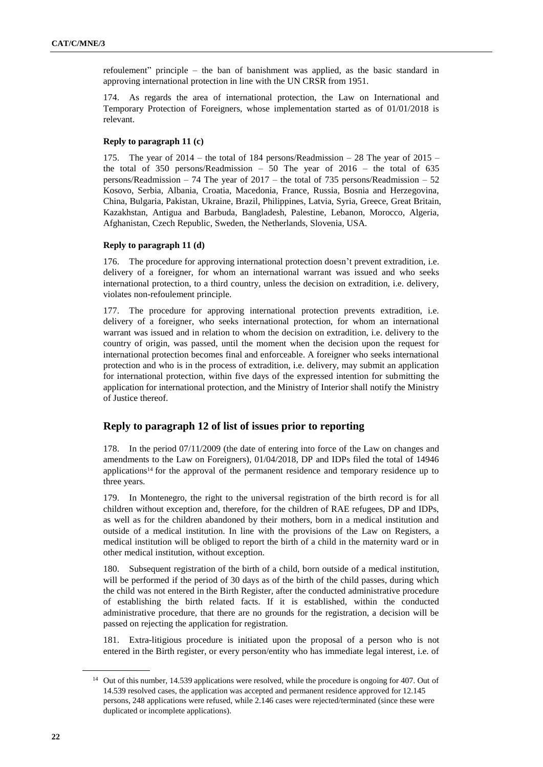refoulement" principle – the ban of banishment was applied, as the basic standard in approving international protection in line with the UN CRSR from 1951.

174. As regards the area of international protection, the Law on International and Temporary Protection of Foreigners, whose implementation started as of 01/01/2018 is relevant.

#### Reply to paragraph 11 (c)

175. The year of 2014 – the total of 184 persons/Readmission – 28 The year of 2015 – the total of 350 persons/Readmission – 50 The year of 2016 – the total of 635 persons/Readmission – 74 The year of 2017 – the total of 735 persons/Readmission – 52 Kosovo, Serbia, Albania, Croatia, Macedonia, France, Russia, Bosnia and Herzegovina, China, Bulgaria, Pakistan, Ukraine, Brazil, Philippines, Latvia, Syria, Greece, Great Britain, Kazakhstan, Antigua and Barbuda, Bangladesh, Palestine, Lebanon, Morocco, Algeria, Afghanistan, Czech Republic, Sweden, the Netherlands, Slovenia, USA.

#### Reply to paragraph 11 (d)

176. The procedure for approving international protection doesn't prevent extradition, i.e. delivery of a foreigner, for whom an international warrant was issued and who seeks international protection, to a third country, unless the decision on extradition, i.e. delivery, violates non-refoulement principle.

177. The procedure for approving international protection prevents extradition, i.e. delivery of a foreigner, who seeks international protection, for whom an international warrant was issued and in relation to whom the decision on extradition, i.e. delivery to the country of origin, was passed, until the moment when the decision upon the request for international protection becomes final and enforceable. A foreigner who seeks international protection and who is in the process of extradition, i.e. delivery, may submit an application for international protection, within five days of the expressed intention for submitting the application for international protection, and the Ministry of Interior shall notify the Ministry of Justice thereof.

## Reply to paragraph 12 of list of issues prior to reporting

178. In the period 07/11/2009 (the date of entering into force of the Law on changes and amendments to the Law on Foreigners), 01/04/2018, DP and IDPs filed the total of 14946 applications[14] for the approval of the permanent residence and temporary residence up to three years.

179. In Montenegro, the right to the universal registration of the birth record is for all children without exception and, therefore, for the children of RAE refugees, DP and IDPs, as well as for the children abandoned by their mothers, born in a medical institution and outside of a medical institution. In line with the provisions of the Law on Registers, a medical institution will be obliged to report the birth of a child in the maternity ward or in other medical institution, without exception.

180. Subsequent registration of the birth of a child, born outside of a medical institution, will be performed if the period of 30 days as of the birth of the child passes, during which the child was not entered in the Birth Register, after the conducted administrative procedure of establishing the birth related facts. If it is established, within the conducted administrative procedure, that there are no grounds for the registration, a decision will be passed on rejecting the application for registration.

181. Extra-litigious procedure is initiated upon the proposal of a person who is not entered in the Birth register, or every person/entity who has immediate legal interest, i.e. of

[14] Out of this number, 14.539 applications were resolved, while the procedure is ongoing for 407. Out of 14.539 resolved cases, the application was accepted and permanent residence approved for 12.145 persons, 248 applications were refused, while 2.146 cases were rejected/terminated (since these were duplicated or incomplete applications).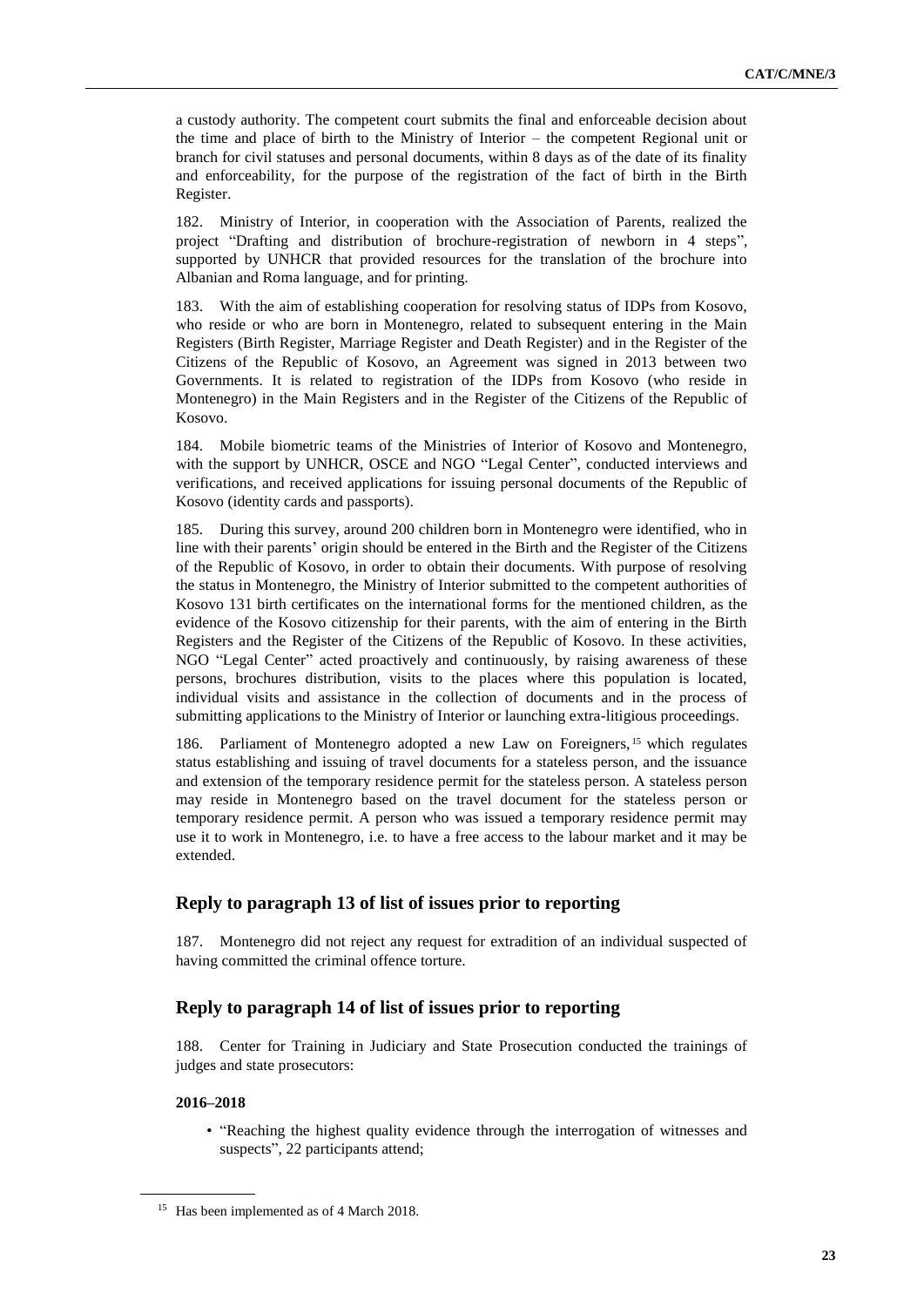a custody authority. The competent court submits the final and enforceable decision about the time and place of birth to the Ministry of Interior – the competent Regional unit or branch for civil statuses and personal documents, within 8 days as of the date of its finality and enforceability, for the purpose of the registration of the fact of birth in the Birth Register.

182. Ministry of Interior, in cooperation with the Association of Parents, realized the project "Drafting and distribution of brochure-registration of newborn in 4 steps", supported by UNHCR that provided resources for the translation of the brochure into Albanian and Roma language, and for printing.

183. With the aim of establishing cooperation for resolving status of IDPs from Kosovo, who reside or who are born in Montenegro, related to subsequent entering in the Main Registers (Birth Register, Marriage Register and Death Register) and in the Register of the Citizens of the Republic of Kosovo, an Agreement was signed in 2013 between two Governments. It is related to registration of the IDPs from Kosovo (who reside in Montenegro) in the Main Registers and in the Register of the Citizens of the Republic of Kosovo.

184. Mobile biometric teams of the Ministries of Interior of Kosovo and Montenegro, with the support by UNHCR, OSCE and NGO "Legal Center", conducted interviews and verifications, and received applications for issuing personal documents of the Republic of Kosovo (identity cards and passports).

185. During this survey, around 200 children born in Montenegro were identified, who in line with their parents' origin should be entered in the Birth and the Register of the Citizens of the Republic of Kosovo, in order to obtain their documents. With purpose of resolving the status in Montenegro, the Ministry of Interior submitted to the competent authorities of Kosovo 131 birth certificates on the international forms for the mentioned children, as the evidence of the Kosovo citizenship for their parents, with the aim of entering in the Birth Registers and the Register of the Citizens of the Republic of Kosovo. In these activities, NGO "Legal Center" acted proactively and continuously, by raising awareness of these persons, brochures distribution, visits to the places where this population is located, individual visits and assistance in the collection of documents and in the process of submitting applications to the Ministry of Interior or launching extra-litigious proceedings.

186. Parliament of Montenegro adopted a new Law on Foreigners,[15] which regulates status establishing and issuing of travel documents for a stateless person, and the issuance and extension of the temporary residence permit for the stateless person. A stateless person may reside in Montenegro based on the travel document for the stateless person or temporary residence permit. A person who was issued a temporary residence permit may use it to work in Montenegro, i.e. to have a free access to the labour market and it may be extended.

## Reply to paragraph 13 of list of issues prior to reporting

187. Montenegro did not reject any request for extradition of an individual suspected of having committed the criminal offence torture.

## Reply to paragraph 14 of list of issues prior to reporting

188. Center for Training in Judiciary and State Prosecution conducted the trainings of judges and state prosecutors:

**2016–2018**

- "Reaching the highest quality evidence through the interrogation of witnesses and suspects", 22 participants attend;

---

[15] Has been implemented as of 4 March 2018.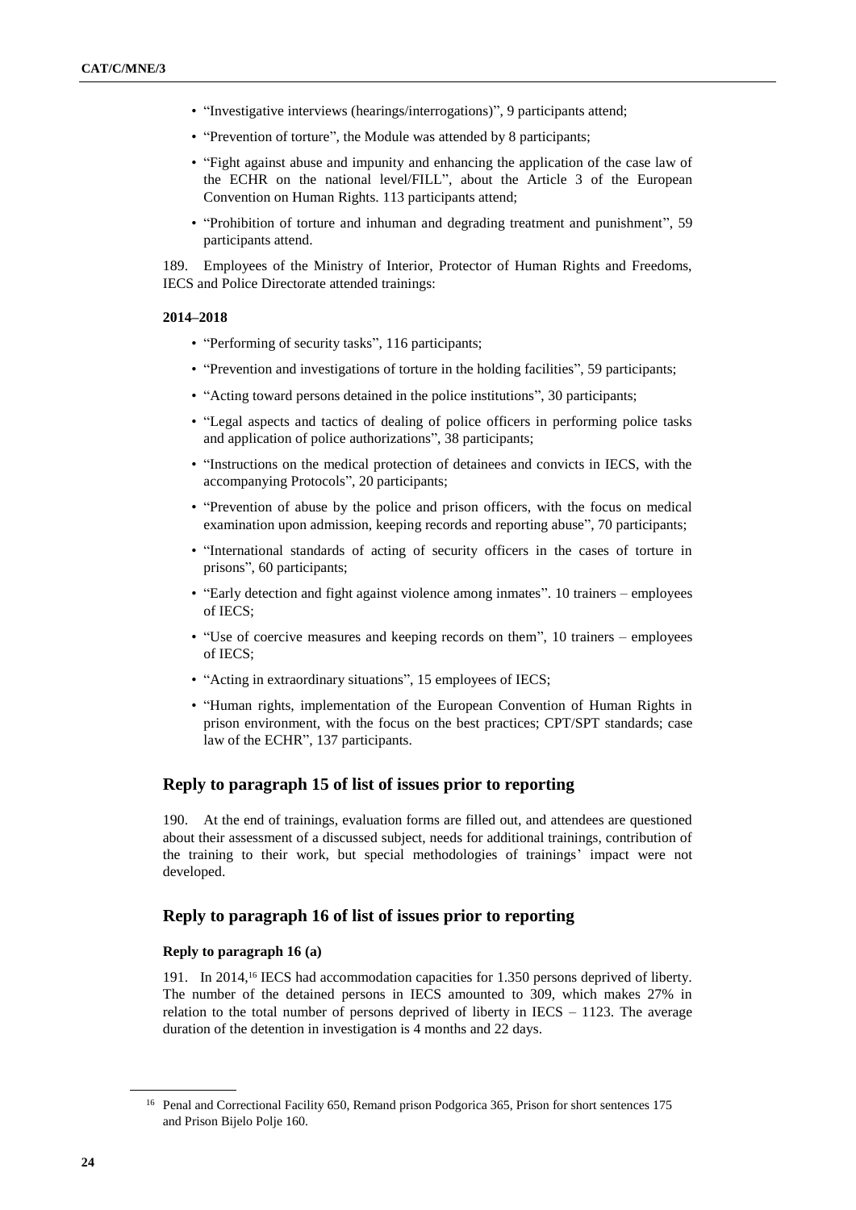- "Investigative interviews (hearings/interrogations)", 9 participants attend;
- "Prevention of torture", the Module was attended by 8 participants;
- "Fight against abuse and impunity and enhancing the application of the case law of the ECHR on the national level/FILL", about the Article 3 of the European Convention on Human Rights. 113 participants attend;
- "Prohibition of torture and inhuman and degrading treatment and punishment", 59 participants attend.

189. Employees of the Ministry of Interior, Protector of Human Rights and Freedoms, IECS and Police Directorate attended trainings:

**2014–2018**

- "Performing of security tasks", 116 participants;
- "Prevention and investigations of torture in the holding facilities", 59 participants;
- "Acting toward persons detained in the police institutions", 30 participants;
- "Legal aspects and tactics of dealing of police officers in performing police tasks and application of police authorizations", 38 participants;
- "Instructions on the medical protection of detainees and convicts in IECS, with the accompanying Protocols", 20 participants;
- "Prevention of abuse by the police and prison officers, with the focus on medical examination upon admission, keeping records and reporting abuse", 70 participants;
- "International standards of acting of security officers in the cases of torture in prisons", 60 participants;
- "Early detection and fight against violence among inmates". 10 trainers – employees of IECS;
- "Use of coercive measures and keeping records on them", 10 trainers – employees of IECS;
- "Acting in extraordinary situations", 15 employees of IECS;
- "Human rights, implementation of the European Convention of Human Rights in prison environment, with the focus on the best practices; CPT/SPT standards; case law of the ECHR", 137 participants.

## Reply to paragraph 15 of list of issues prior to reporting

190. At the end of trainings, evaluation forms are filled out, and attendees are questioned about their assessment of a discussed subject, needs for additional trainings, contribution of the training to their work, but special methodologies of trainings' impact were not developed.

## Reply to paragraph 16 of list of issues prior to reporting

### Reply to paragraph 16 (a)

191. In 2014,[16] IECS had accommodation capacities for 1.350 persons deprived of liberty. The number of the detained persons in IECS amounted to 309, which makes 27% in relation to the total number of persons deprived of liberty in IECS – 1123. The average duration of the detention in investigation is 4 months and 22 days.

[16] Penal and Correctional Facility 650, Remand prison Podgorica 365, Prison for short sentences 175 and Prison Bijelo Polje 160.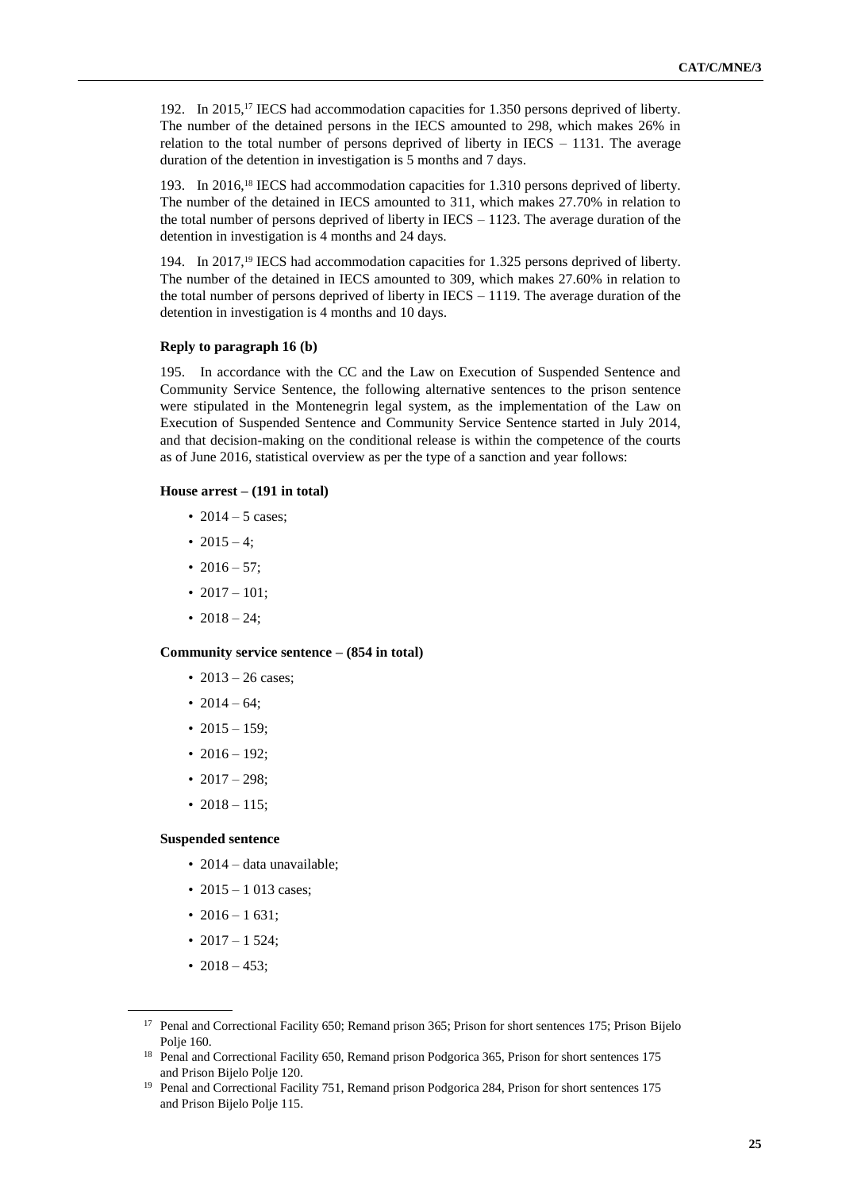192. In 2015,[17] IECS had accommodation capacities for 1.350 persons deprived of liberty. The number of the detained persons in the IECS amounted to 298, which makes 26% in relation to the total number of persons deprived of liberty in IECS – 1131. The average duration of the detention in investigation is 5 months and 7 days.

193. In 2016,[18] IECS had accommodation capacities for 1.310 persons deprived of liberty. The number of the detained in IECS amounted to 311, which makes 27.70% in relation to the total number of persons deprived of liberty in IECS – 1123. The average duration of the detention in investigation is 4 months and 24 days.

194. In 2017,[19] IECS had accommodation capacities for 1.325 persons deprived of liberty. The number of the detained in IECS amounted to 309, which makes 27.60% in relation to the total number of persons deprived of liberty in IECS – 1119. The average duration of the detention in investigation is 4 months and 10 days.

**Reply to paragraph 16 (b)**

195. In accordance with the CC and the Law on Execution of Suspended Sentence and Community Service Sentence, the following alternative sentences to the prison sentence were stipulated in the Montenegrin legal system, as the implementation of the Law on Execution of Suspended Sentence and Community Service Sentence started in July 2014, and that decision-making on the conditional release is within the competence of the courts as of June 2016, statistical overview as per the type of a sanction and year follows:

**House arrest – (191 in total)**

- 2014 – 5 cases;
- 2015 – 4;
- 2016 – 57;
- 2017 – 101;
- 2018 – 24;

**Community service sentence – (854 in total)**

- 2013 – 26 cases;
- 2014 – 64;
- 2015 – 159;
- 2016 – 192;
- 2017 – 298;
- 2018 – 115;

**Suspended sentence**

- 2014 – data unavailable;
- 2015 – 1 013 cases;
- 2016 – 1 631;
- 2017 – 1 524;
- 2018 – 453;

---

[17] Penal and Correctional Facility 650; Remand prison 365; Prison for short sentences 175; Prison Bijelo Polje 160.

[18] Penal and Correctional Facility 650, Remand prison Podgorica 365, Prison for short sentences 175 and Prison Bijelo Polje 120.

[19] Penal and Correctional Facility 751, Remand prison Podgorica 284, Prison for short sentences 175 and Prison Bijelo Polje 115.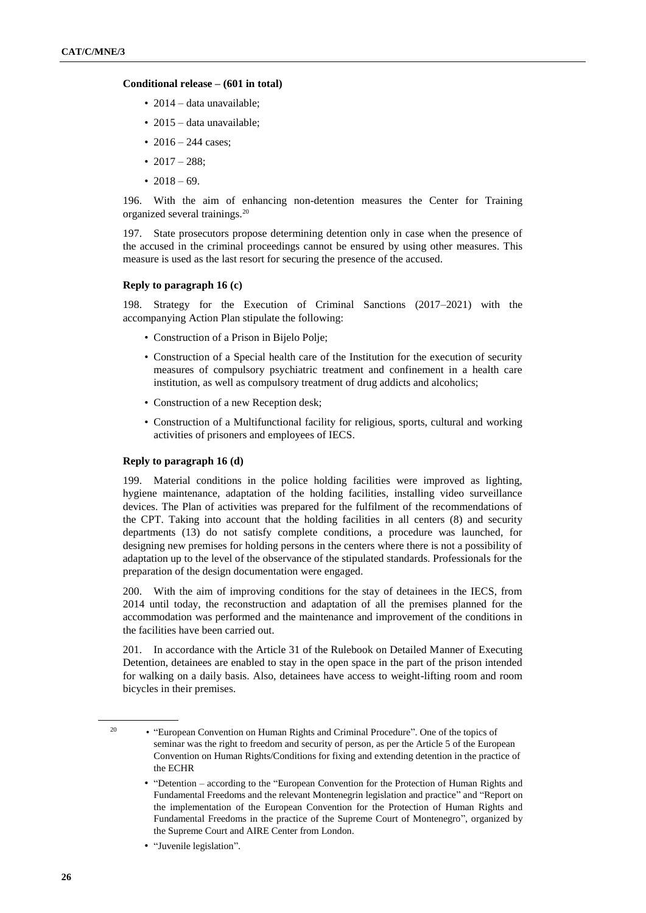**Conditional release – (601 in total)**

- 2014 – data unavailable;
- 2015 – data unavailable;
- 2016 – 244 cases;
- 2017 – 288;
- 2018 – 69.

196. With the aim of enhancing non-detention measures the Center for Training organized several trainings.[20]

197. State prosecutors propose determining detention only in case when the presence of the accused in the criminal proceedings cannot be ensured by using other measures. This measure is used as the last resort for securing the presence of the accused.

**Reply to paragraph 16 (c)**

198. Strategy for the Execution of Criminal Sanctions (2017–2021) with the accompanying Action Plan stipulate the following:

- Construction of a Prison in Bijelo Polje;
- Construction of a Special health care of the Institution for the execution of security measures of compulsory psychiatric treatment and confinement in a health care institution, as well as compulsory treatment of drug addicts and alcoholics;
- Construction of a new Reception desk;
- Construction of a Multifunctional facility for religious, sports, cultural and working activities of prisoners and employees of IECS.

**Reply to paragraph 16 (d)**

199. Material conditions in the police holding facilities were improved as lighting, hygiene maintenance, adaptation of the holding facilities, installing video surveillance devices. The Plan of activities was prepared for the fulfilment of the recommendations of the CPT. Taking into account that the holding facilities in all centers (8) and security departments (13) do not satisfy complete conditions, a procedure was launched, for designing new premises for holding persons in the centers where there is not a possibility of adaptation up to the level of the observance of the stipulated standards. Professionals for the preparation of the design documentation were engaged.

200. With the aim of improving conditions for the stay of detainees in the IECS, from 2014 until today, the reconstruction and adaptation of all the premises planned for the accommodation was performed and the maintenance and improvement of the conditions in the facilities have been carried out.

201. In accordance with the Article 31 of the Rulebook on Detailed Manner of Executing Detention, detainees are enabled to stay in the open space in the part of the prison intended for walking on a daily basis. Also, detainees have access to weight-lifting room and room bicycles in their premises.

---

[20]
- "European Convention on Human Rights and Criminal Procedure". One of the topics of seminar was the right to freedom and security of person, as per the Article 5 of the European Convention on Human Rights/Conditions for fixing and extending detention in the practice of the ECHR
- "Detention – according to the "European Convention for the Protection of Human Rights and Fundamental Freedoms and the relevant Montenegrin legislation and practice" and "Report on the implementation of the European Convention for the Protection of Human Rights and Fundamental Freedoms in the practice of the Supreme Court of Montenegro", organized by the Supreme Court and AIRE Center from London.
- "Juvenile legislation".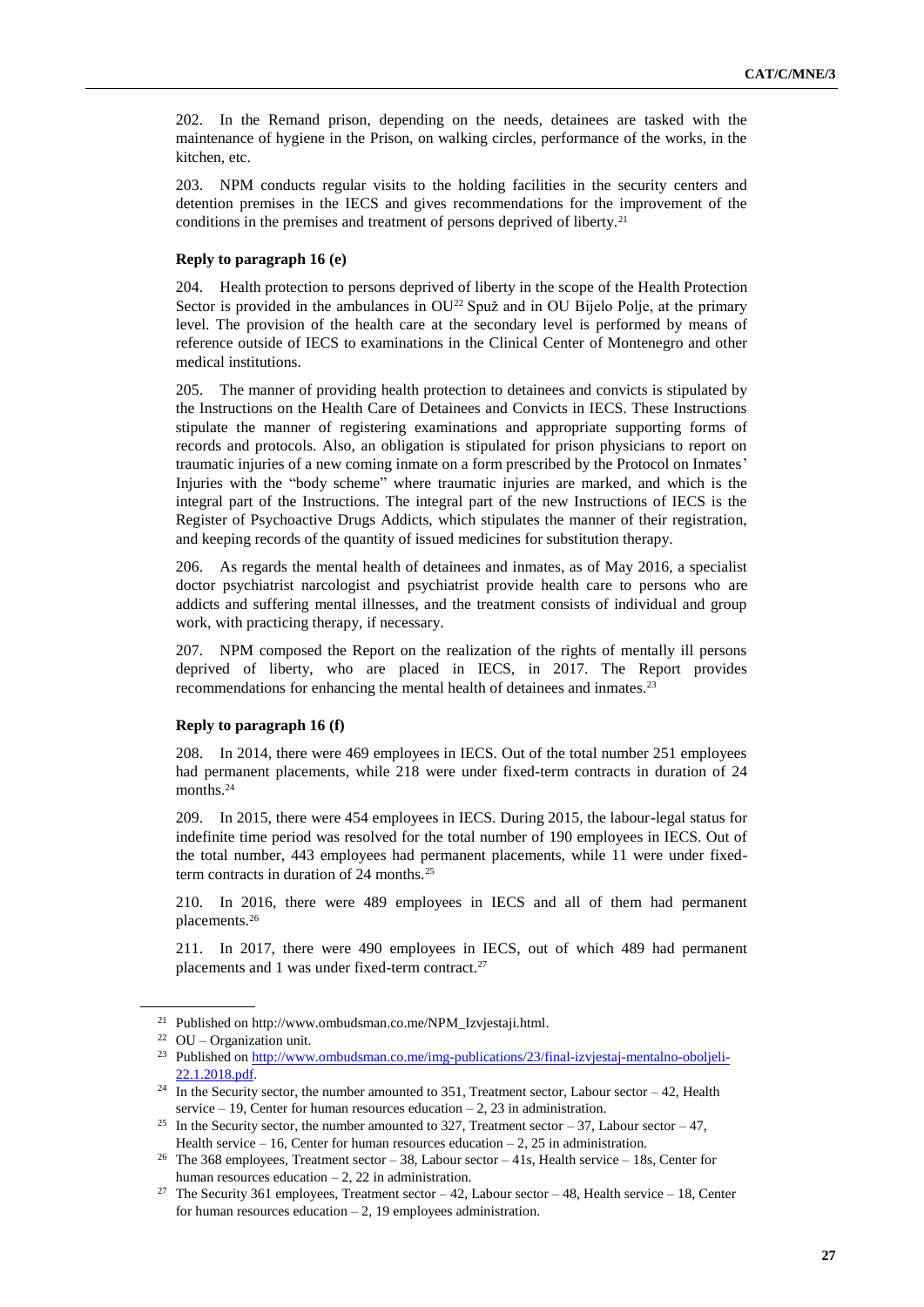202. In the Remand prison, depending on the needs, detainees are tasked with the maintenance of hygiene in the Prison, on walking circles, performance of the works, in the kitchen, etc.

203. NPM conducts regular visits to the holding facilities in the security centers and detention premises in the IECS and gives recommendations for the improvement of the conditions in the premises and treatment of persons deprived of liberty.[21]

### Reply to paragraph 16 (e)

204. Health protection to persons deprived of liberty in the scope of the Health Protection Sector is provided in the ambulances in OU[22] Spuž and in OU Bijelo Polje, at the primary level. The provision of the health care at the secondary level is performed by means of reference outside of IECS to examinations in the Clinical Center of Montenegro and other medical institutions.

205. The manner of providing health protection to detainees and convicts is stipulated by the Instructions on the Health Care of Detainees and Convicts in IECS. These Instructions stipulate the manner of registering examinations and appropriate supporting forms of records and protocols. Also, an obligation is stipulated for prison physicians to report on traumatic injuries of a new coming inmate on a form prescribed by the Protocol on Inmates' Injuries with the "body scheme" where traumatic injuries are marked, and which is the integral part of the Instructions. The integral part of the new Instructions of IECS is the Register of Psychoactive Drugs Addicts, which stipulates the manner of their registration, and keeping records of the quantity of issued medicines for substitution therapy.

206. As regards the mental health of detainees and inmates, as of May 2016, a specialist doctor psychiatrist narcologist and psychiatrist provide health care to persons who are addicts and suffering mental illnesses, and the treatment consists of individual and group work, with practicing therapy, if necessary.

207. NPM composed the Report on the realization of the rights of mentally ill persons deprived of liberty, who are placed in IECS, in 2017. The Report provides recommendations for enhancing the mental health of detainees and inmates.[23]

### Reply to paragraph 16 (f)

208. In 2014, there were 469 employees in IECS. Out of the total number 251 employees had permanent placements, while 218 were under fixed-term contracts in duration of 24 months.[24]

209. In 2015, there were 454 employees in IECS. During 2015, the labour-legal status for indefinite time period was resolved for the total number of 190 employees in IECS. Out of the total number, 443 employees had permanent placements, while 11 were under fixed-term contracts in duration of 24 months.[25]

210. In 2016, there were 489 employees in IECS and all of them had permanent placements.[26]

211. In 2017, there were 490 employees in IECS, out of which 489 had permanent placements and 1 was under fixed-term contract.[27]

---

[21] Published on http://www.ombudsman.co.me/NPM_Izvjestaji.html.

[22] OU – Organization unit.

[23] Published on http://www.ombudsman.co.me/img-publications/23/final-izvjestaj-mentalno-oboljeli-22.1.2018.pdf.

[24] In the Security sector, the number amounted to 351, Treatment sector, Labour sector – 42, Health service – 19, Center for human resources education – 2, 23 in administration.

[25] In the Security sector, the number amounted to 327, Treatment sector – 37, Labour sector – 47, Health service – 16, Center for human resources education – 2, 25 in administration.

[26] The 368 employees, Treatment sector – 38, Labour sector – 41s, Health service – 18s, Center for human resources education – 2, 22 in administration.

[27] The Security 361 employees, Treatment sector – 42, Labour sector – 48, Health service – 18, Center for human resources education – 2, 19 employees administration.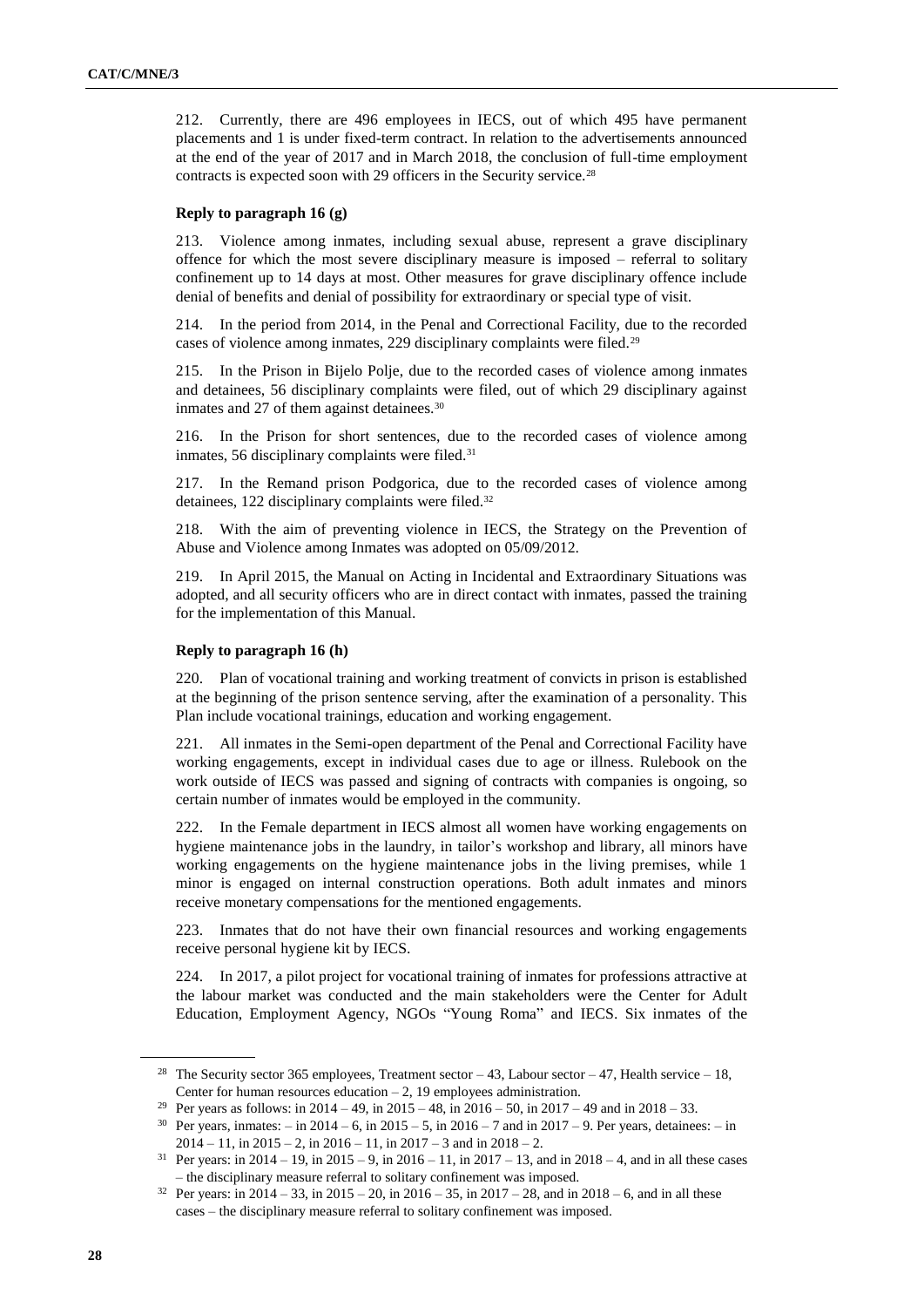212. Currently, there are 496 employees in IECS, out of which 495 have permanent placements and 1 is under fixed-term contract. In relation to the advertisements announced at the end of the year of 2017 and in March 2018, the conclusion of full-time employment contracts is expected soon with 29 officers in the Security service.[28]

**Reply to paragraph 16 (g)**

213. Violence among inmates, including sexual abuse, represent a grave disciplinary offence for which the most severe disciplinary measure is imposed – referral to solitary confinement up to 14 days at most. Other measures for grave disciplinary offence include denial of benefits and denial of possibility for extraordinary or special type of visit.

214. In the period from 2014, in the Penal and Correctional Facility, due to the recorded cases of violence among inmates, 229 disciplinary complaints were filed.[29]

215. In the Prison in Bijelo Polje, due to the recorded cases of violence among inmates and detainees, 56 disciplinary complaints were filed, out of which 29 disciplinary against inmates and 27 of them against detainees.[30]

216. In the Prison for short sentences, due to the recorded cases of violence among inmates, 56 disciplinary complaints were filed.[31]

217. In the Remand prison Podgorica, due to the recorded cases of violence among detainees, 122 disciplinary complaints were filed.[32]

218. With the aim of preventing violence in IECS, the Strategy on the Prevention of Abuse and Violence among Inmates was adopted on 05/09/2012.

219. In April 2015, the Manual on Acting in Incidental and Extraordinary Situations was adopted, and all security officers who are in direct contact with inmates, passed the training for the implementation of this Manual.

**Reply to paragraph 16 (h)**

220. Plan of vocational training and working treatment of convicts in prison is established at the beginning of the prison sentence serving, after the examination of a personality. This Plan include vocational trainings, education and working engagement.

221. All inmates in the Semi-open department of the Penal and Correctional Facility have working engagements, except in individual cases due to age or illness. Rulebook on the work outside of IECS was passed and signing of contracts with companies is ongoing, so certain number of inmates would be employed in the community.

222. In the Female department in IECS almost all women have working engagements on hygiene maintenance jobs in the laundry, in tailor's workshop and library, all minors have working engagements on the hygiene maintenance jobs in the living premises, while 1 minor is engaged on internal construction operations. Both adult inmates and minors receive monetary compensations for the mentioned engagements.

223. Inmates that do not have their own financial resources and working engagements receive personal hygiene kit by IECS.

224. In 2017, a pilot project for vocational training of inmates for professions attractive at the labour market was conducted and the main stakeholders were the Center for Adult Education, Employment Agency, NGOs "Young Roma" and IECS. Six inmates of the

---

[28] The Security sector 365 employees, Treatment sector – 43, Labour sector – 47, Health service – 18, Center for human resources education – 2, 19 employees administration.

[29] Per years as follows: in 2014 – 49, in 2015 – 48, in 2016 – 50, in 2017 – 49 and in 2018 – 33.

[30] Per years, inmates: – in 2014 – 6, in 2015 – 5, in 2016 – 7 and in 2017 – 9. Per years, detainees: – in 2014 – 11, in 2015 – 2, in 2016 – 11, in 2017 – 3 and in 2018 – 2.

[31] Per years: in 2014 – 19, in 2015 – 9, in 2016 – 11, in 2017 – 13, and in 2018 – 4, and in all these cases – the disciplinary measure referral to solitary confinement was imposed.

[32] Per years: in 2014 – 33, in 2015 – 20, in 2016 – 35, in 2017 – 28, and in 2018 – 6, and in all these cases – the disciplinary measure referral to solitary confinement was imposed.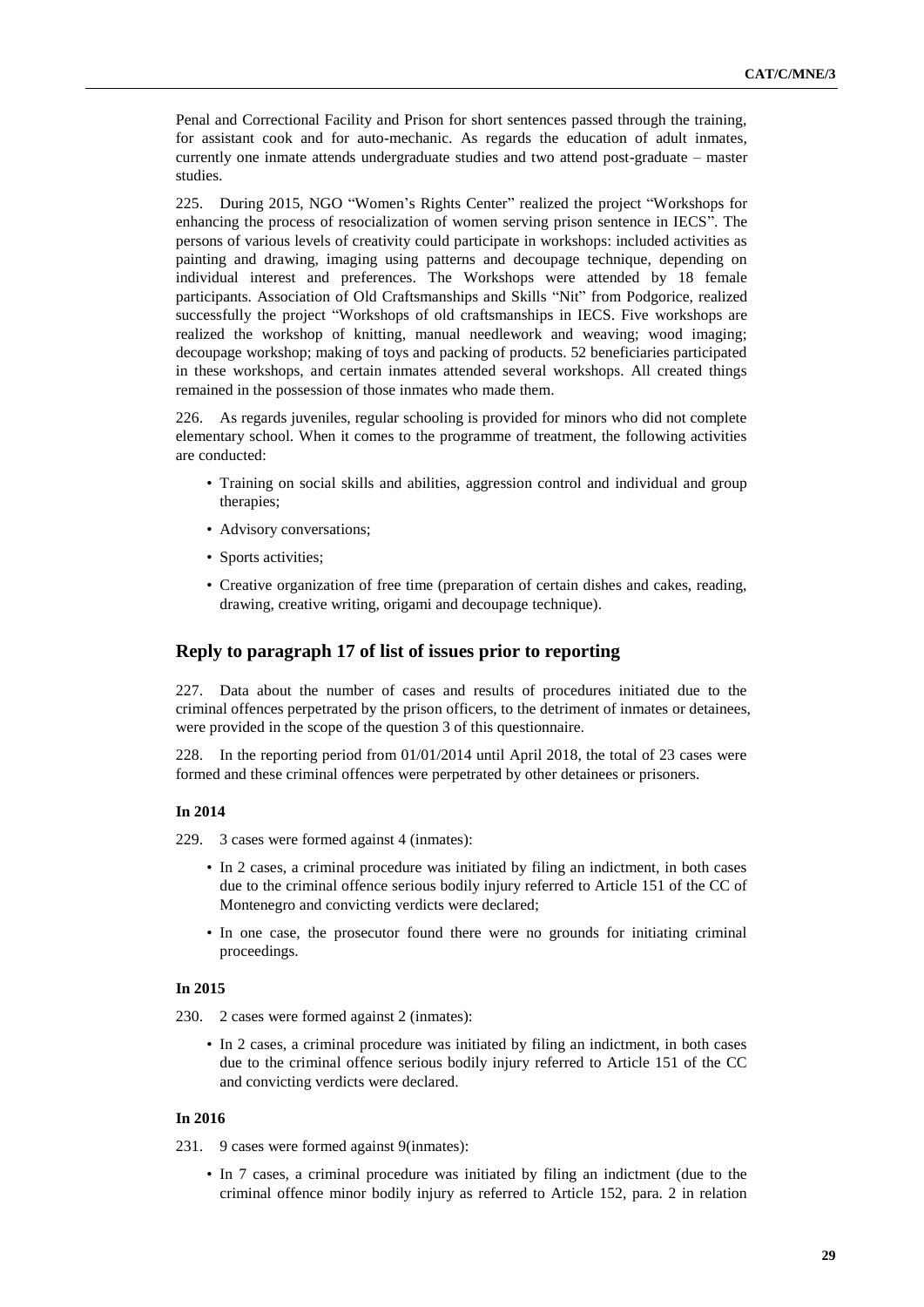Penal and Correctional Facility and Prison for short sentences passed through the training, for assistant cook and for auto-mechanic. As regards the education of adult inmates, currently one inmate attends undergraduate studies and two attend post-graduate – master studies.

225. During 2015, NGO "Women's Rights Center" realized the project "Workshops for enhancing the process of resocialization of women serving prison sentence in IECS". The persons of various levels of creativity could participate in workshops: included activities as painting and drawing, imaging using patterns and decoupage technique, depending on individual interest and preferences. The Workshops were attended by 18 female participants. Association of Old Craftsmanships and Skills "Nit" from Podgorice, realized successfully the project "Workshops of old craftsmanships in IECS. Five workshops are realized the workshop of knitting, manual needlework and weaving; wood imaging; decoupage workshop; making of toys and packing of products. 52 beneficiaries participated in these workshops, and certain inmates attended several workshops. All created things remained in the possession of those inmates who made them.

226. As regards juveniles, regular schooling is provided for minors who did not complete elementary school. When it comes to the programme of treatment, the following activities are conducted:

- Training on social skills and abilities, aggression control and individual and group therapies;
- Advisory conversations;
- Sports activities;
- Creative organization of free time (preparation of certain dishes and cakes, reading, drawing, creative writing, origami and decoupage technique).

## Reply to paragraph 17 of list of issues prior to reporting

227. Data about the number of cases and results of procedures initiated due to the criminal offences perpetrated by the prison officers, to the detriment of inmates or detainees, were provided in the scope of the question 3 of this questionnaire.

228. In the reporting period from 01/01/2014 until April 2018, the total of 23 cases were formed and these criminal offences were perpetrated by other detainees or prisoners.

#### In 2014

229. 3 cases were formed against 4 (inmates):

- In 2 cases, a criminal procedure was initiated by filing an indictment, in both cases due to the criminal offence serious bodily injury referred to Article 151 of the CC of Montenegro and convicting verdicts were declared;
- In one case, the prosecutor found there were no grounds for initiating criminal proceedings.

#### In 2015

230. 2 cases were formed against 2 (inmates):

- In 2 cases, a criminal procedure was initiated by filing an indictment, in both cases due to the criminal offence serious bodily injury referred to Article 151 of the CC and convicting verdicts were declared.

#### In 2016

231. 9 cases were formed against 9(inmates):

- In 7 cases, a criminal procedure was initiated by filing an indictment (due to the criminal offence minor bodily injury as referred to Article 152, para. 2 in relation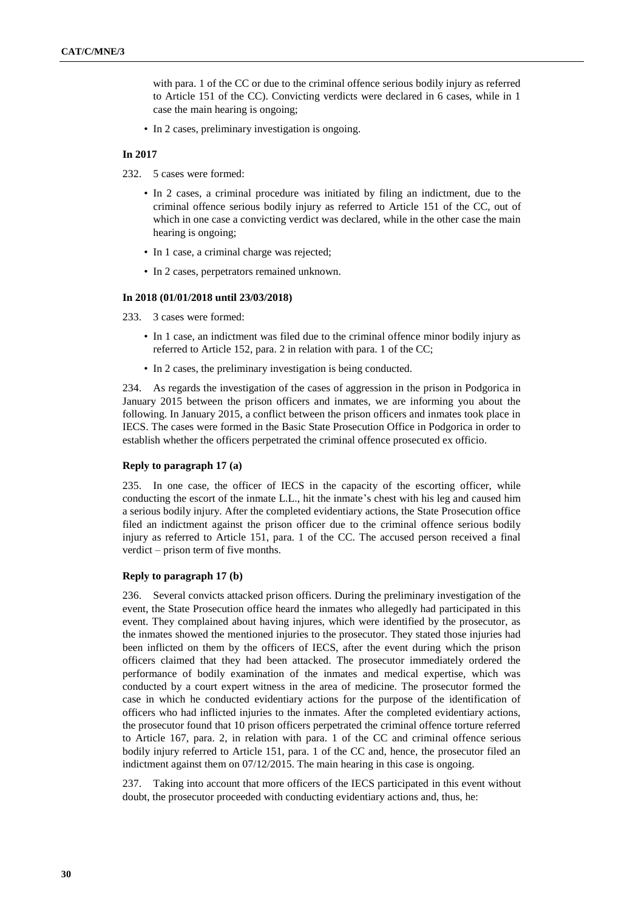with para. 1 of the CC or due to the criminal offence serious bodily injury as referred to Article 151 of the CC). Convicting verdicts were declared in 6 cases, while in 1 case the main hearing is ongoing;

- In 2 cases, preliminary investigation is ongoing.

**In 2017**

232. 5 cases were formed:

- In 2 cases, a criminal procedure was initiated by filing an indictment, due to the criminal offence serious bodily injury as referred to Article 151 of the CC, out of which in one case a convicting verdict was declared, while in the other case the main hearing is ongoing;
- In 1 case, a criminal charge was rejected;
- In 2 cases, perpetrators remained unknown.

**In 2018 (01/01/2018 until 23/03/2018)**

233. 3 cases were formed:

- In 1 case, an indictment was filed due to the criminal offence minor bodily injury as referred to Article 152, para. 2 in relation with para. 1 of the CC;
- In 2 cases, the preliminary investigation is being conducted.

234. As regards the investigation of the cases of aggression in the prison in Podgorica in January 2015 between the prison officers and inmates, we are informing you about the following. In January 2015, a conflict between the prison officers and inmates took place in IECS. The cases were formed in the Basic State Prosecution Office in Podgorica in order to establish whether the officers perpetrated the criminal offence prosecuted ex officio.

**Reply to paragraph 17 (a)**

235. In one case, the officer of IECS in the capacity of the escorting officer, while conducting the escort of the inmate L.L., hit the inmate's chest with his leg and caused him a serious bodily injury. After the completed evidentiary actions, the State Prosecution office filed an indictment against the prison officer due to the criminal offence serious bodily injury as referred to Article 151, para. 1 of the CC. The accused person received a final verdict – prison term of five months.

**Reply to paragraph 17 (b)**

236. Several convicts attacked prison officers. During the preliminary investigation of the event, the State Prosecution office heard the inmates who allegedly had participated in this event. They complained about having injures, which were identified by the prosecutor, as the inmates showed the mentioned injuries to the prosecutor. They stated those injuries had been inflicted on them by the officers of IECS, after the event during which the prison officers claimed that they had been attacked. The prosecutor immediately ordered the performance of bodily examination of the inmates and medical expertise, which was conducted by a court expert witness in the area of medicine. The prosecutor formed the case in which he conducted evidentiary actions for the purpose of the identification of officers who had inflicted injuries to the inmates. After the completed evidentiary actions, the prosecutor found that 10 prison officers perpetrated the criminal offence torture referred to Article 167, para. 2, in relation with para. 1 of the CC and criminal offence serious bodily injury referred to Article 151, para. 1 of the CC and, hence, the prosecutor filed an indictment against them on 07/12/2015. The main hearing in this case is ongoing.

237. Taking into account that more officers of the IECS participated in this event without doubt, the prosecutor proceeded with conducting evidentiary actions and, thus, he: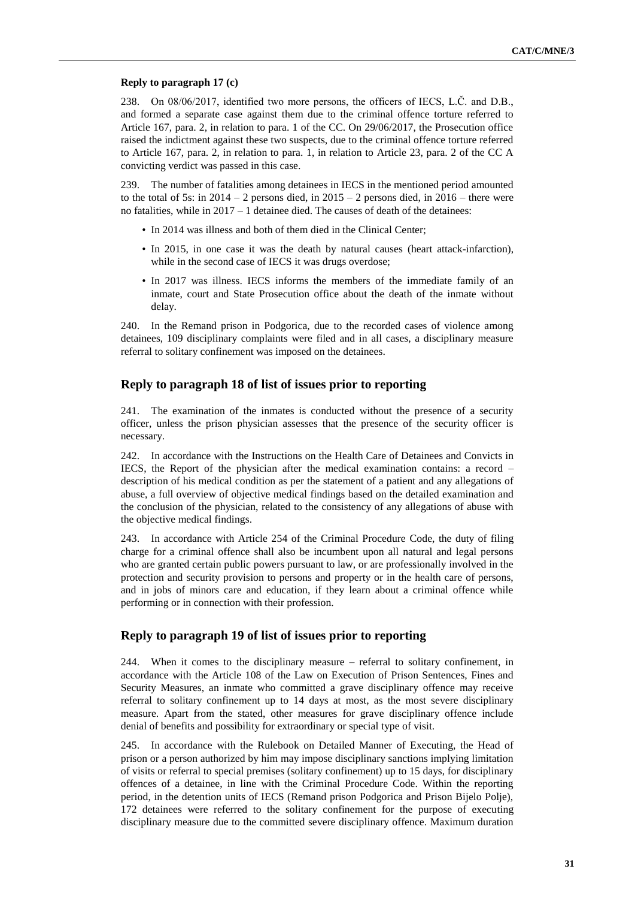**Reply to paragraph 17 (c)**

238. On 08/06/2017, identified two more persons, the officers of IECS, L.Č. and D.B., and formed a separate case against them due to the criminal offence torture referred to Article 167, para. 2, in relation to para. 1 of the CC. On 29/06/2017, the Prosecution office raised the indictment against these two suspects, due to the criminal offence torture referred to Article 167, para. 2, in relation to para. 1, in relation to Article 23, para. 2 of the CC A convicting verdict was passed in this case.

239. The number of fatalities among detainees in IECS in the mentioned period amounted to the total of 5s: in 2014 – 2 persons died, in 2015 – 2 persons died, in 2016 – there were no fatalities, while in 2017 – 1 detainee died. The causes of death of the detainees:

- In 2014 was illness and both of them died in the Clinical Center;
- In 2015, in one case it was the death by natural causes (heart attack-infarction), while in the second case of IECS it was drugs overdose;
- In 2017 was illness. IECS informs the members of the immediate family of an inmate, court and State Prosecution office about the death of the inmate without delay.

240. In the Remand prison in Podgorica, due to the recorded cases of violence among detainees, 109 disciplinary complaints were filed and in all cases, a disciplinary measure referral to solitary confinement was imposed on the detainees.

## Reply to paragraph 18 of list of issues prior to reporting

241. The examination of the inmates is conducted without the presence of a security officer, unless the prison physician assesses that the presence of the security officer is necessary.

242. In accordance with the Instructions on the Health Care of Detainees and Convicts in IECS, the Report of the physician after the medical examination contains: a record – description of his medical condition as per the statement of a patient and any allegations of abuse, a full overview of objective medical findings based on the detailed examination and the conclusion of the physician, related to the consistency of any allegations of abuse with the objective medical findings.

243. In accordance with Article 254 of the Criminal Procedure Code, the duty of filing charge for a criminal offence shall also be incumbent upon all natural and legal persons who are granted certain public powers pursuant to law, or are professionally involved in the protection and security provision to persons and property or in the health care of persons, and in jobs of minors care and education, if they learn about a criminal offence while performing or in connection with their profession.

## Reply to paragraph 19 of list of issues prior to reporting

244. When it comes to the disciplinary measure – referral to solitary confinement, in accordance with the Article 108 of the Law on Execution of Prison Sentences, Fines and Security Measures, an inmate who committed a grave disciplinary offence may receive referral to solitary confinement up to 14 days at most, as the most severe disciplinary measure. Apart from the stated, other measures for grave disciplinary offence include denial of benefits and possibility for extraordinary or special type of visit.

245. In accordance with the Rulebook on Detailed Manner of Executing, the Head of prison or a person authorized by him may impose disciplinary sanctions implying limitation of visits or referral to special premises (solitary confinement) up to 15 days, for disciplinary offences of a detainee, in line with the Criminal Procedure Code. Within the reporting period, in the detention units of IECS (Remand prison Podgorica and Prison Bijelo Polje), 172 detainees were referred to the solitary confinement for the purpose of executing disciplinary measure due to the committed severe disciplinary offence. Maximum duration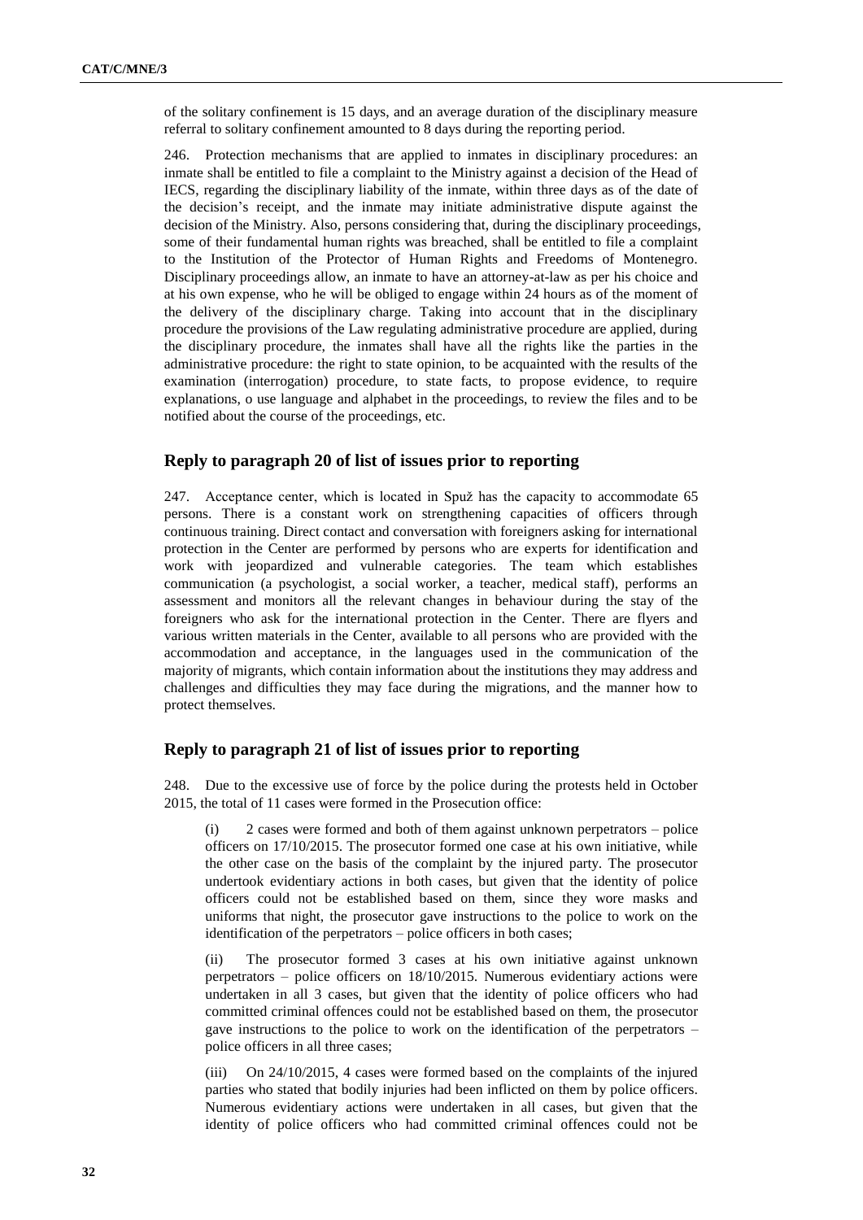of the solitary confinement is 15 days, and an average duration of the disciplinary measure referral to solitary confinement amounted to 8 days during the reporting period.

246. Protection mechanisms that are applied to inmates in disciplinary procedures: an inmate shall be entitled to file a complaint to the Ministry against a decision of the Head of IECS, regarding the disciplinary liability of the inmate, within three days as of the date of the decision's receipt, and the inmate may initiate administrative dispute against the decision of the Ministry. Also, persons considering that, during the disciplinary proceedings, some of their fundamental human rights was breached, shall be entitled to file a complaint to the Institution of the Protector of Human Rights and Freedoms of Montenegro. Disciplinary proceedings allow, an inmate to have an attorney-at-law as per his choice and at his own expense, who he will be obliged to engage within 24 hours as of the moment of the delivery of the disciplinary charge. Taking into account that in the disciplinary procedure the provisions of the Law regulating administrative procedure are applied, during the disciplinary procedure, the inmates shall have all the rights like the parties in the administrative procedure: the right to state opinion, to be acquainted with the results of the examination (interrogation) procedure, to state facts, to propose evidence, to require explanations, o use language and alphabet in the proceedings, to review the files and to be notified about the course of the proceedings, etc.

## Reply to paragraph 20 of list of issues prior to reporting

247. Acceptance center, which is located in Spuž has the capacity to accommodate 65 persons. There is a constant work on strengthening capacities of officers through continuous training. Direct contact and conversation with foreigners asking for international protection in the Center are performed by persons who are experts for identification and work with jeopardized and vulnerable categories. The team which establishes communication (a psychologist, a social worker, a teacher, medical staff), performs an assessment and monitors all the relevant changes in behaviour during the stay of the foreigners who ask for the international protection in the Center. There are flyers and various written materials in the Center, available to all persons who are provided with the accommodation and acceptance, in the languages used in the communication of the majority of migrants, which contain information about the institutions they may address and challenges and difficulties they may face during the migrations, and the manner how to protect themselves.

## Reply to paragraph 21 of list of issues prior to reporting

248. Due to the excessive use of force by the police during the protests held in October 2015, the total of 11 cases were formed in the Prosecution office:

(i) 2 cases were formed and both of them against unknown perpetrators – police officers on 17/10/2015. The prosecutor formed one case at his own initiative, while the other case on the basis of the complaint by the injured party. The prosecutor undertook evidentiary actions in both cases, but given that the identity of police officers could not be established based on them, since they wore masks and uniforms that night, the prosecutor gave instructions to the police to work on the identification of the perpetrators – police officers in both cases;

(ii) The prosecutor formed 3 cases at his own initiative against unknown perpetrators – police officers on 18/10/2015. Numerous evidentiary actions were undertaken in all 3 cases, but given that the identity of police officers who had committed criminal offences could not be established based on them, the prosecutor gave instructions to the police to work on the identification of the perpetrators – police officers in all three cases;

(iii) On 24/10/2015, 4 cases were formed based on the complaints of the injured parties who stated that bodily injuries had been inflicted on them by police officers. Numerous evidentiary actions were undertaken in all cases, but given that the identity of police officers who had committed criminal offences could not be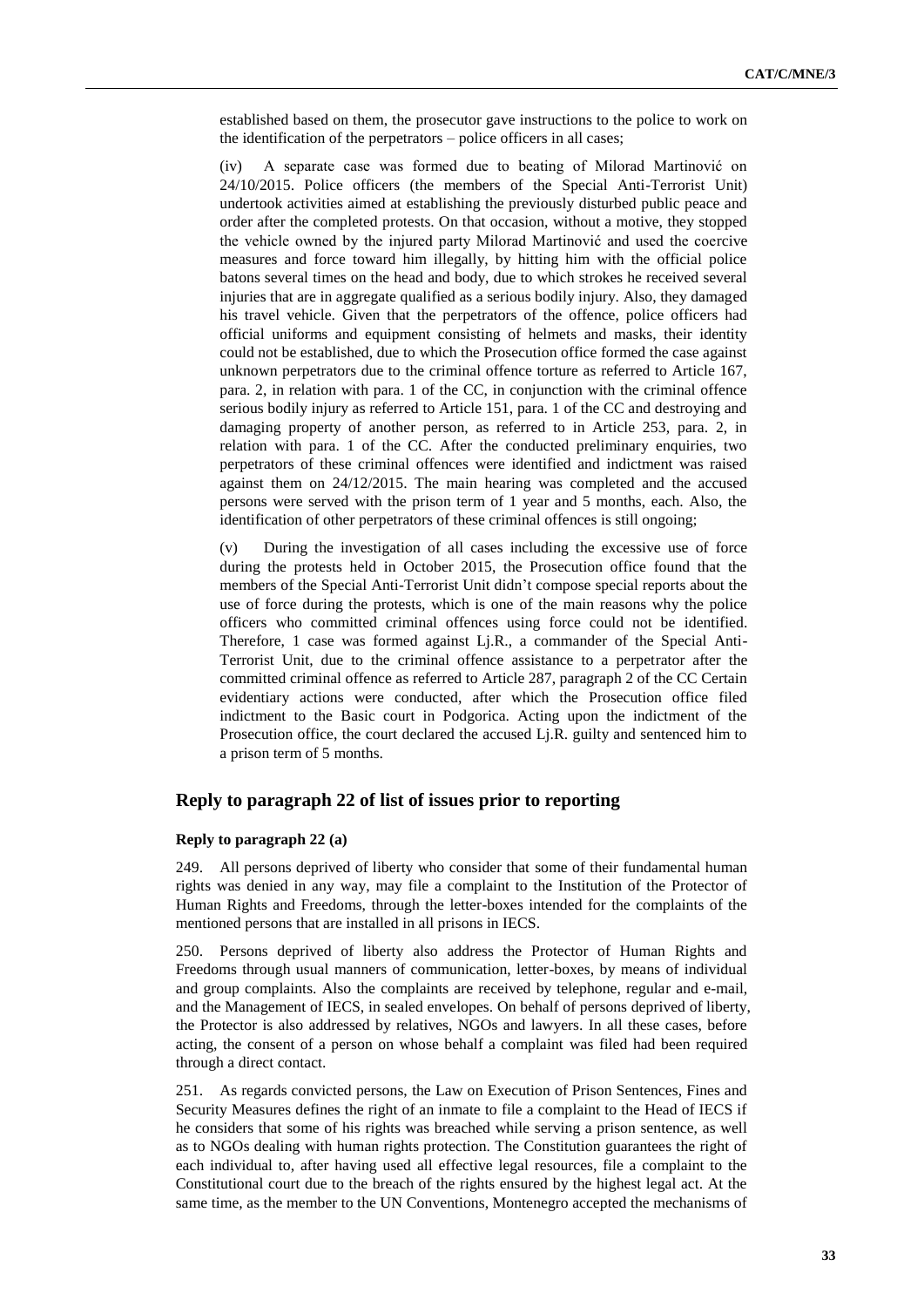established based on them, the prosecutor gave instructions to the police to work on the identification of the perpetrators – police officers in all cases;

(iv) A separate case was formed due to beating of Milorad Martinović on 24/10/2015. Police officers (the members of the Special Anti-Terrorist Unit) undertook activities aimed at establishing the previously disturbed public peace and order after the completed protests. On that occasion, without a motive, they stopped the vehicle owned by the injured party Milorad Martinović and used the coercive measures and force toward him illegally, by hitting him with the official police batons several times on the head and body, due to which strokes he received several injuries that are in aggregate qualified as a serious bodily injury. Also, they damaged his travel vehicle. Given that the perpetrators of the offence, police officers had official uniforms and equipment consisting of helmets and masks, their identity could not be established, due to which the Prosecution office formed the case against unknown perpetrators due to the criminal offence torture as referred to Article 167, para. 2, in relation with para. 1 of the CC, in conjunction with the criminal offence serious bodily injury as referred to Article 151, para. 1 of the CC and destroying and damaging property of another person, as referred to in Article 253, para. 2, in relation with para. 1 of the CC. After the conducted preliminary enquiries, two perpetrators of these criminal offences were identified and indictment was raised against them on 24/12/2015. The main hearing was completed and the accused persons were served with the prison term of 1 year and 5 months, each. Also, the identification of other perpetrators of these criminal offences is still ongoing;

(v) During the investigation of all cases including the excessive use of force during the protests held in October 2015, the Prosecution office found that the members of the Special Anti-Terrorist Unit didn't compose special reports about the use of force during the protests, which is one of the main reasons why the police officers who committed criminal offences using force could not be identified. Therefore, 1 case was formed against Lj.R., a commander of the Special Anti-Terrorist Unit, due to the criminal offence assistance to a perpetrator after the committed criminal offence as referred to Article 287, paragraph 2 of the CC Certain evidentiary actions were conducted, after which the Prosecution office filed indictment to the Basic court in Podgorica. Acting upon the indictment of the Prosecution office, the court declared the accused Lj.R. guilty and sentenced him to a prison term of 5 months.

## Reply to paragraph 22 of list of issues prior to reporting

### Reply to paragraph 22 (a)

249. All persons deprived of liberty who consider that some of their fundamental human rights was denied in any way, may file a complaint to the Institution of the Protector of Human Rights and Freedoms, through the letter-boxes intended for the complaints of the mentioned persons that are installed in all prisons in IECS.

250. Persons deprived of liberty also address the Protector of Human Rights and Freedoms through usual manners of communication, letter-boxes, by means of individual and group complaints. Also the complaints are received by telephone, regular and e-mail, and the Management of IECS, in sealed envelopes. On behalf of persons deprived of liberty, the Protector is also addressed by relatives, NGOs and lawyers. In all these cases, before acting, the consent of a person on whose behalf a complaint was filed had been required through a direct contact.

251. As regards convicted persons, the Law on Execution of Prison Sentences, Fines and Security Measures defines the right of an inmate to file a complaint to the Head of IECS if he considers that some of his rights was breached while serving a prison sentence, as well as to NGOs dealing with human rights protection. The Constitution guarantees the right of each individual to, after having used all effective legal resources, file a complaint to the Constitutional court due to the breach of the rights ensured by the highest legal act. At the same time, as the member to the UN Conventions, Montenegro accepted the mechanisms of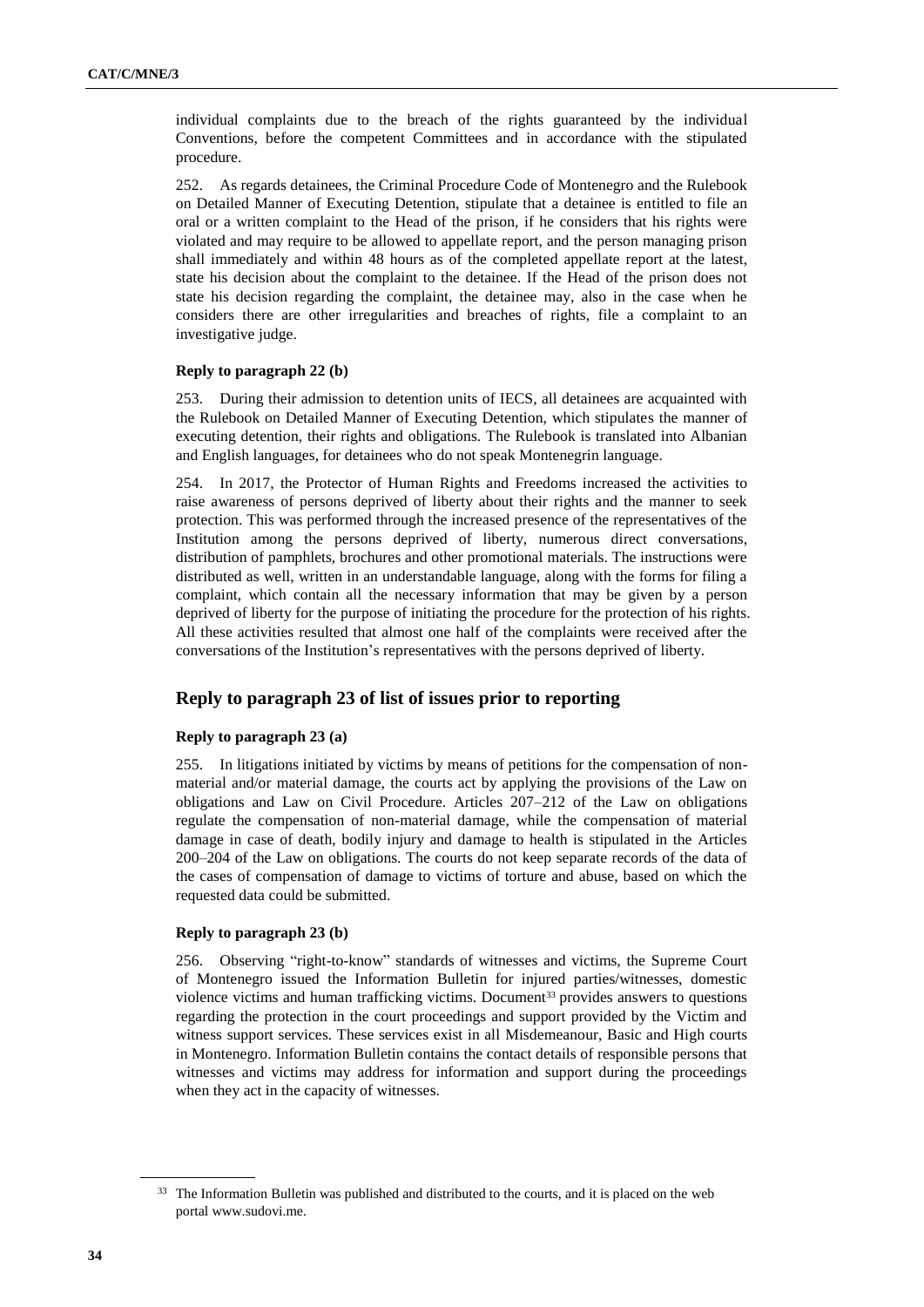individual complaints due to the breach of the rights guaranteed by the individual Conventions, before the competent Committees and in accordance with the stipulated procedure.

252. As regards detainees, the Criminal Procedure Code of Montenegro and the Rulebook on Detailed Manner of Executing Detention, stipulate that a detainee is entitled to file an oral or a written complaint to the Head of the prison, if he considers that his rights were violated and may require to be allowed to appellate report, and the person managing prison shall immediately and within 48 hours as of the completed appellate report at the latest, state his decision about the complaint to the detainee. If the Head of the prison does not state his decision regarding the complaint, the detainee may, also in the case when he considers there are other irregularities and breaches of rights, file a complaint to an investigative judge.

#### Reply to paragraph 22 (b)

253. During their admission to detention units of IECS, all detainees are acquainted with the Rulebook on Detailed Manner of Executing Detention, which stipulates the manner of executing detention, their rights and obligations. The Rulebook is translated into Albanian and English languages, for detainees who do not speak Montenegrin language.

254. In 2017, the Protector of Human Rights and Freedoms increased the activities to raise awareness of persons deprived of liberty about their rights and the manner to seek protection. This was performed through the increased presence of the representatives of the Institution among the persons deprived of liberty, numerous direct conversations, distribution of pamphlets, brochures and other promotional materials. The instructions were distributed as well, written in an understandable language, along with the forms for filing a complaint, which contain all the necessary information that may be given by a person deprived of liberty for the purpose of initiating the procedure for the protection of his rights. All these activities resulted that almost one half of the complaints were received after the conversations of the Institution's representatives with the persons deprived of liberty.

### Reply to paragraph 23 of list of issues prior to reporting

#### Reply to paragraph 23 (a)

255. In litigations initiated by victims by means of petitions for the compensation of non-material and/or material damage, the courts act by applying the provisions of the Law on obligations and Law on Civil Procedure. Articles 207–212 of the Law on obligations regulate the compensation of non-material damage, while the compensation of material damage in case of death, bodily injury and damage to health is stipulated in the Articles 200–204 of the Law on obligations. The courts do not keep separate records of the data of the cases of compensation of damage to victims of torture and abuse, based on which the requested data could be submitted.

#### Reply to paragraph 23 (b)

256. Observing "right-to-know" standards of witnesses and victims, the Supreme Court of Montenegro issued the Information Bulletin for injured parties/witnesses, domestic violence victims and human trafficking victims. Document[33] provides answers to questions regarding the protection in the court proceedings and support provided by the Victim and witness support services. These services exist in all Misdemeanour, Basic and High courts in Montenegro. Information Bulletin contains the contact details of responsible persons that witnesses and victims may address for information and support during the proceedings when they act in the capacity of witnesses.

[33] The Information Bulletin was published and distributed to the courts, and it is placed on the web portal www.sudovi.me.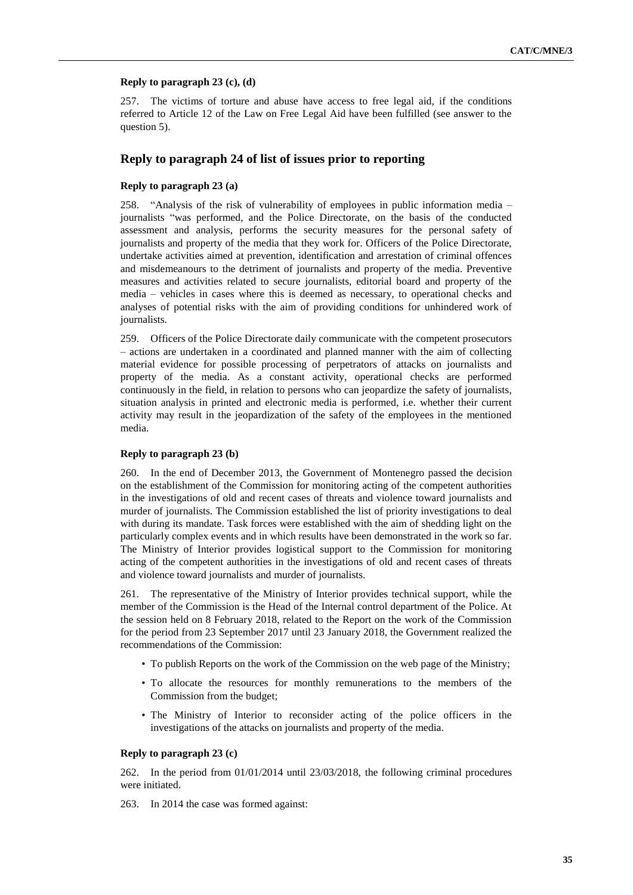#### Reply to paragraph 23 (c), (d)

257. The victims of torture and abuse have access to free legal aid, if the conditions referred to Article 12 of the Law on Free Legal Aid have been fulfilled (see answer to the question 5).

## Reply to paragraph 24 of list of issues prior to reporting

#### Reply to paragraph 23 (a)

258. "Analysis of the risk of vulnerability of employees in public information media – journalists "was performed, and the Police Directorate, on the basis of the conducted assessment and analysis, performs the security measures for the personal safety of journalists and property of the media that they work for. Officers of the Police Directorate, undertake activities aimed at prevention, identification and arrestation of criminal offences and misdemeanours to the detriment of journalists and property of the media. Preventive measures and activities related to secure journalists, editorial board and property of the media – vehicles in cases where this is deemed as necessary, to operational checks and analyses of potential risks with the aim of providing conditions for unhindered work of journalists.

259. Officers of the Police Directorate daily communicate with the competent prosecutors – actions are undertaken in a coordinated and planned manner with the aim of collecting material evidence for possible processing of perpetrators of attacks on journalists and property of the media. As a constant activity, operational checks are performed continuously in the field, in relation to persons who can jeopardize the safety of journalists, situation analysis in printed and electronic media is performed, i.e. whether their current activity may result in the jeopardization of the safety of the employees in the mentioned media.

#### Reply to paragraph 23 (b)

260. In the end of December 2013, the Government of Montenegro passed the decision on the establishment of the Commission for monitoring acting of the competent authorities in the investigations of old and recent cases of threats and violence toward journalists and murder of journalists. The Commission established the list of priority investigations to deal with during its mandate. Task forces were established with the aim of shedding light on the particularly complex events and in which results have been demonstrated in the work so far. The Ministry of Interior provides logistical support to the Commission for monitoring acting of the competent authorities in the investigations of old and recent cases of threats and violence toward journalists and murder of journalists.

261. The representative of the Ministry of Interior provides technical support, while the member of the Commission is the Head of the Internal control department of the Police. At the session held on 8 February 2018, related to the Report on the work of the Commission for the period from 23 September 2017 until 23 January 2018, the Government realized the recommendations of the Commission:

- To publish Reports on the work of the Commission on the web page of the Ministry;
- To allocate the resources for monthly remunerations to the members of the Commission from the budget;
- The Ministry of Interior to reconsider acting of the police officers in the investigations of the attacks on journalists and property of the media.

#### Reply to paragraph 23 (c)

262. In the period from 01/01/2014 until 23/03/2018, the following criminal procedures were initiated.

263. In 2014 the case was formed against: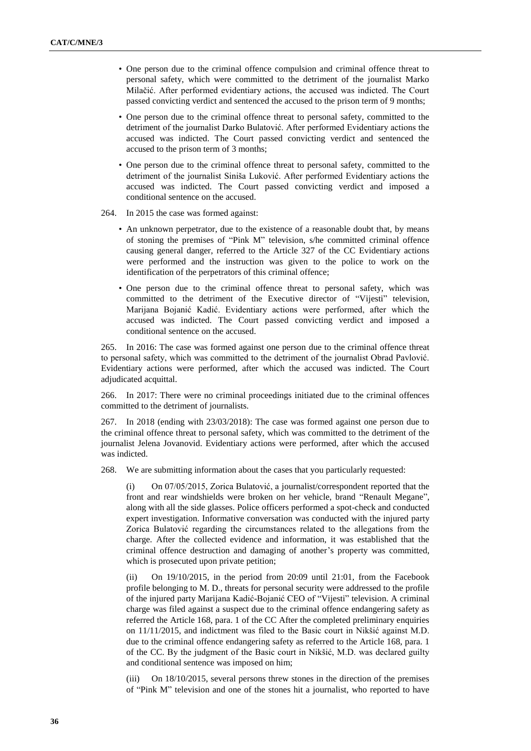- One person due to the criminal offence compulsion and criminal offence threat to personal safety, which were committed to the detriment of the journalist Marko Milačić. After performed evidentiary actions, the accused was indicted. The Court passed convicting verdict and sentenced the accused to the prison term of 9 months;
- One person due to the criminal offence threat to personal safety, committed to the detriment of the journalist Darko Bulatović. After performed Evidentiary actions the accused was indicted. The Court passed convicting verdict and sentenced the accused to the prison term of 3 months;
- One person due to the criminal offence threat to personal safety, committed to the detriment of the journalist Siniša Luković. After performed Evidentiary actions the accused was indicted. The Court passed convicting verdict and imposed a conditional sentence on the accused.

264. In 2015 the case was formed against:

- An unknown perpetrator, due to the existence of a reasonable doubt that, by means of stoning the premises of "Pink M" television, s/he committed criminal offence causing general danger, referred to the Article 327 of the CC Evidentiary actions were performed and the instruction was given to the police to work on the identification of the perpetrators of this criminal offence;
- One person due to the criminal offence threat to personal safety, which was committed to the detriment of the Executive director of "Vijesti" television, Marijana Bojanić Kadić. Evidentiary actions were performed, after which the accused was indicted. The Court passed convicting verdict and imposed a conditional sentence on the accused.

265. In 2016: The case was formed against one person due to the criminal offence threat to personal safety, which was committed to the detriment of the journalist Obrad Pavlović. Evidentiary actions were performed, after which the accused was indicted. The Court adjudicated acquittal.

266. In 2017: There were no criminal proceedings initiated due to the criminal offences committed to the detriment of journalists.

267. In 2018 (ending with 23/03/2018): The case was formed against one person due to the criminal offence threat to personal safety, which was committed to the detriment of the journalist Jelena Jovanovid. Evidentiary actions were performed, after which the accused was indicted.

268. We are submitting information about the cases that you particularly requested:

(i) On 07/05/2015, Zorica Bulatović, a journalist/correspondent reported that the front and rear windshields were broken on her vehicle, brand "Renault Megane", along with all the side glasses. Police officers performed a spot-check and conducted expert investigation. Informative conversation was conducted with the injured party Zorica Bulatović regarding the circumstances related to the allegations from the charge. After the collected evidence and information, it was established that the criminal offence destruction and damaging of another's property was committed, which is prosecuted upon private petition;

(ii) On 19/10/2015, in the period from 20:09 until 21:01, from the Facebook profile belonging to M. D., threats for personal security were addressed to the profile of the injured party Marijana Kadić-Bojanić CEO of "Vijesti" television. A criminal charge was filed against a suspect due to the criminal offence endangering safety as referred the Article 168, para. 1 of the CC After the completed preliminary enquiries on 11/11/2015, and indictment was filed to the Basic court in Nikšić against M.D. due to the criminal offence endangering safety as referred to the Article 168, para. 1 of the CC. By the judgment of the Basic court in Nikšić, M.D. was declared guilty and conditional sentence was imposed on him;

(iii) On 18/10/2015, several persons threw stones in the direction of the premises of "Pink M" television and one of the stones hit a journalist, who reported to have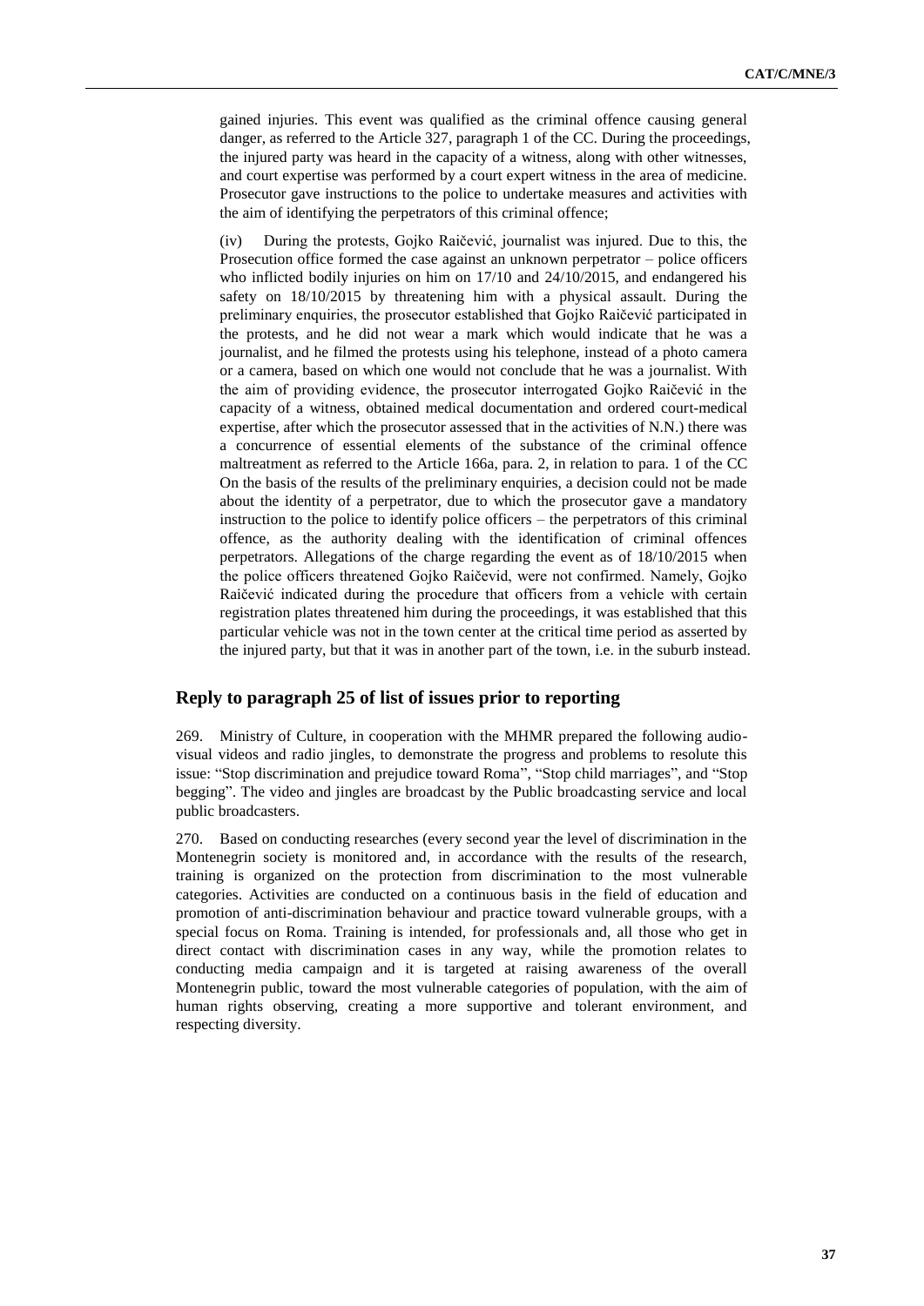gained injuries. This event was qualified as the criminal offence causing general danger, as referred to the Article 327, paragraph 1 of the CC. During the proceedings, the injured party was heard in the capacity of a witness, along with other witnesses, and court expertise was performed by a court expert witness in the area of medicine. Prosecutor gave instructions to the police to undertake measures and activities with the aim of identifying the perpetrators of this criminal offence;

(iv) During the protests, Gojko Raičević, journalist was injured. Due to this, the Prosecution office formed the case against an unknown perpetrator – police officers who inflicted bodily injuries on him on 17/10 and 24/10/2015, and endangered his safety on 18/10/2015 by threatening him with a physical assault. During the preliminary enquiries, the prosecutor established that Gojko Raičević participated in the protests, and he did not wear a mark which would indicate that he was a journalist, and he filmed the protests using his telephone, instead of a photo camera or a camera, based on which one would not conclude that he was a journalist. With the aim of providing evidence, the prosecutor interrogated Gojko Raičević in the capacity of a witness, obtained medical documentation and ordered court-medical expertise, after which the prosecutor assessed that in the activities of N.N.) there was a concurrence of essential elements of the substance of the criminal offence maltreatment as referred to the Article 166a, para. 2, in relation to para. 1 of the CC On the basis of the results of the preliminary enquiries, a decision could not be made about the identity of a perpetrator, due to which the prosecutor gave a mandatory instruction to the police to identify police officers – the perpetrators of this criminal offence, as the authority dealing with the identification of criminal offences perpetrators. Allegations of the charge regarding the event as of 18/10/2015 when the police officers threatened Gojko Raičevid, were not confirmed. Namely, Gojko Raičević indicated during the procedure that officers from a vehicle with certain registration plates threatened him during the proceedings, it was established that this particular vehicle was not in the town center at the critical time period as asserted by the injured party, but that it was in another part of the town, i.e. in the suburb instead.

## Reply to paragraph 25 of list of issues prior to reporting

269. Ministry of Culture, in cooperation with the MHMR prepared the following audio-visual videos and radio jingles, to demonstrate the progress and problems to resolute this issue: "Stop discrimination and prejudice toward Roma", "Stop child marriages", and "Stop begging". The video and jingles are broadcast by the Public broadcasting service and local public broadcasters.

270. Based on conducting researches (every second year the level of discrimination in the Montenegrin society is monitored and, in accordance with the results of the research, training is organized on the protection from discrimination to the most vulnerable categories. Activities are conducted on a continuous basis in the field of education and promotion of anti-discrimination behaviour and practice toward vulnerable groups, with a special focus on Roma. Training is intended, for professionals and, all those who get in direct contact with discrimination cases in any way, while the promotion relates to conducting media campaign and it is targeted at raising awareness of the overall Montenegrin public, toward the most vulnerable categories of population, with the aim of human rights observing, creating a more supportive and tolerant environment, and respecting diversity.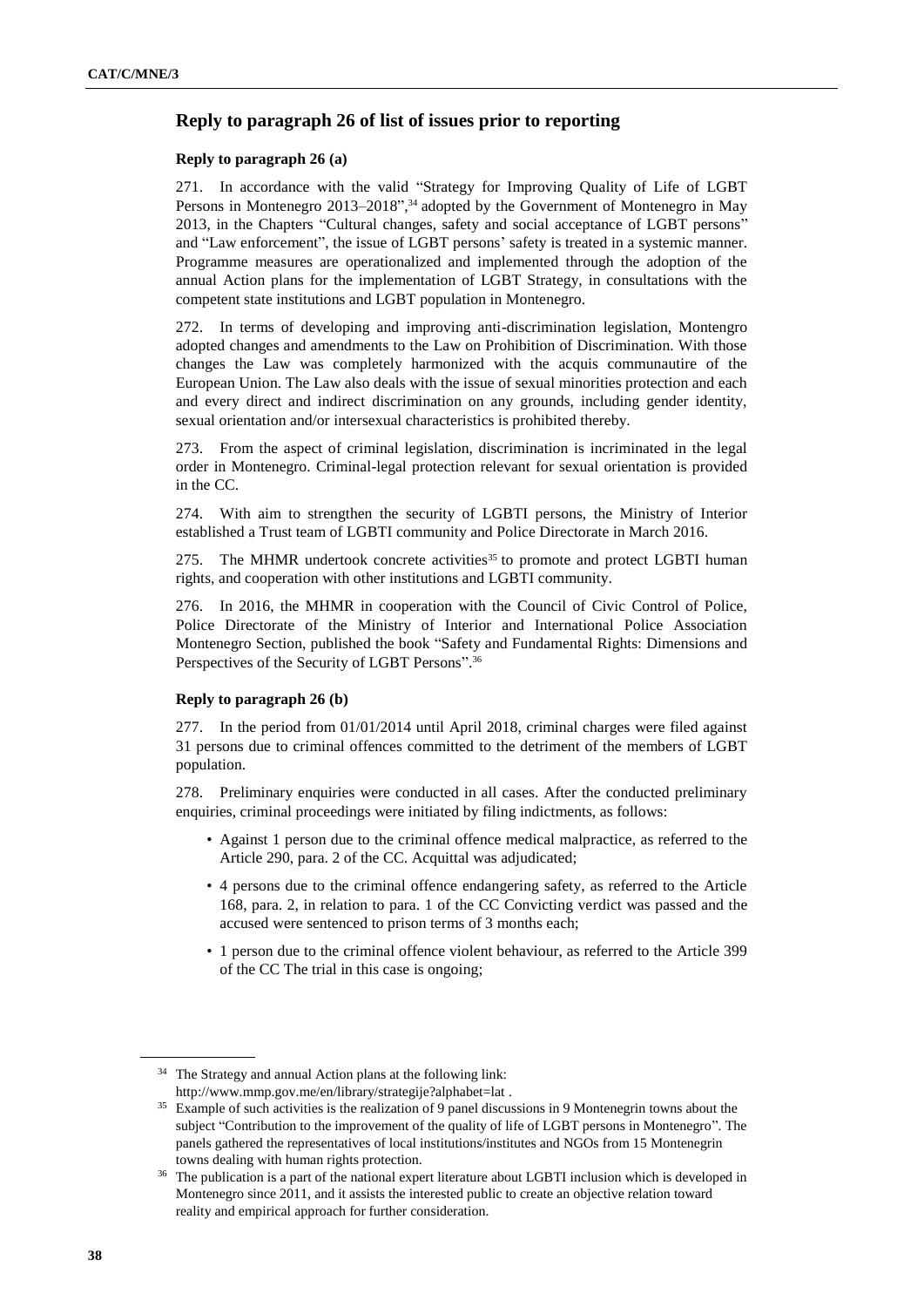## Reply to paragraph 26 of list of issues prior to reporting

### Reply to paragraph 26 (a)

271. In accordance with the valid "Strategy for Improving Quality of Life of LGBT Persons in Montenegro 2013–2018",[34] adopted by the Government of Montenegro in May 2013, in the Chapters "Cultural changes, safety and social acceptance of LGBT persons" and "Law enforcement", the issue of LGBT persons' safety is treated in a systemic manner. Programme measures are operationalized and implemented through the adoption of the annual Action plans for the implementation of LGBT Strategy, in consultations with the competent state institutions and LGBT population in Montenegro.

272. In terms of developing and improving anti-discrimination legislation, Montengro adopted changes and amendments to the Law on Prohibition of Discrimination. With those changes the Law was completely harmonized with the acquis communautire of the European Union. The Law also deals with the issue of sexual minorities protection and each and every direct and indirect discrimination on any grounds, including gender identity, sexual orientation and/or intersexual characteristics is prohibited thereby.

273. From the aspect of criminal legislation, discrimination is incriminated in the legal order in Montenegro. Criminal-legal protection relevant for sexual orientation is provided in the CC.

274. With aim to strengthen the security of LGBTI persons, the Ministry of Interior established a Trust team of LGBTI community and Police Directorate in March 2016.

275. The MHMR undertook concrete activities[35] to promote and protect LGBTI human rights, and cooperation with other institutions and LGBTI community.

276. In 2016, the MHMR in cooperation with the Council of Civic Control of Police, Police Directorate of the Ministry of Interior and International Police Association Montenegro Section, published the book "Safety and Fundamental Rights: Dimensions and Perspectives of the Security of LGBT Persons".[36]

### Reply to paragraph 26 (b)

277. In the period from 01/01/2014 until April 2018, criminal charges were filed against 31 persons due to criminal offences committed to the detriment of the members of LGBT population.

278. Preliminary enquiries were conducted in all cases. After the conducted preliminary enquiries, criminal proceedings were initiated by filing indictments, as follows:

- Against 1 person due to the criminal offence medical malpractice, as referred to the Article 290, para. 2 of the CC. Acquittal was adjudicated;
- 4 persons due to the criminal offence endangering safety, as referred to the Article 168, para. 2, in relation to para. 1 of the CC Convicting verdict was passed and the accused were sentenced to prison terms of 3 months each;
- 1 person due to the criminal offence violent behaviour, as referred to the Article 399 of the CC The trial in this case is ongoing;

---

[34] The Strategy and annual Action plans at the following link: http://www.mmp.gov.me/en/library/strategije?alphabet=lat .

[35] Example of such activities is the realization of 9 panel discussions in 9 Montenegrin towns about the subject "Contribution to the improvement of the quality of life of LGBT persons in Montenegro". The panels gathered the representatives of local institutions/institutes and NGOs from 15 Montenegrin towns dealing with human rights protection.

[36] The publication is a part of the national expert literature about LGBTI inclusion which is developed in Montenegro since 2011, and it assists the interested public to create an objective relation toward reality and empirical approach for further consideration.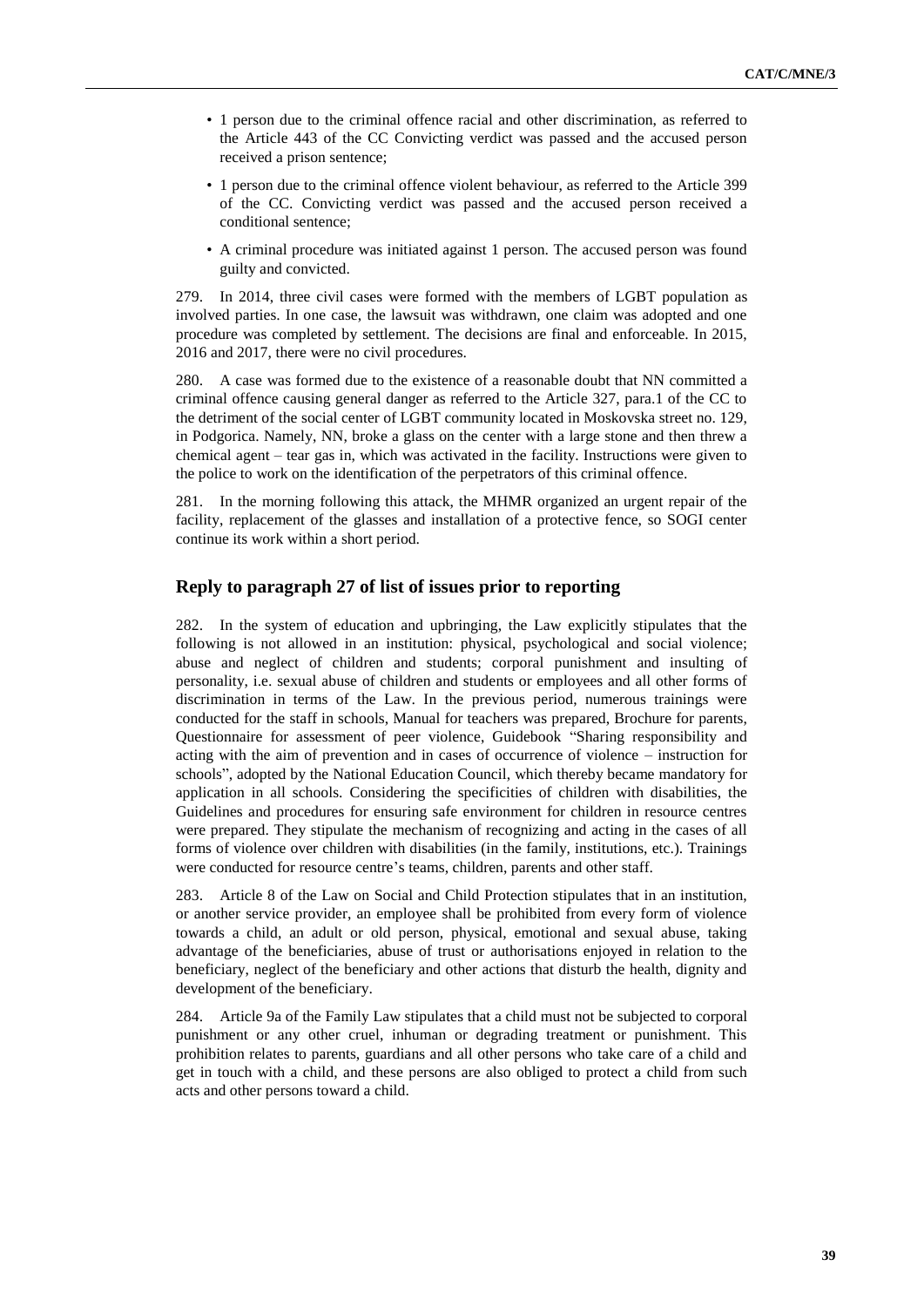- 1 person due to the criminal offence racial and other discrimination, as referred to the Article 443 of the CC Convicting verdict was passed and the accused person received a prison sentence;
- 1 person due to the criminal offence violent behaviour, as referred to the Article 399 of the CC. Convicting verdict was passed and the accused person received a conditional sentence;
- A criminal procedure was initiated against 1 person. The accused person was found guilty and convicted.

279. In 2014, three civil cases were formed with the members of LGBT population as involved parties. In one case, the lawsuit was withdrawn, one claim was adopted and one procedure was completed by settlement. The decisions are final and enforceable. In 2015, 2016 and 2017, there were no civil procedures.

280. A case was formed due to the existence of a reasonable doubt that NN committed a criminal offence causing general danger as referred to the Article 327, para.1 of the CC to the detriment of the social center of LGBT community located in Moskovska street no. 129, in Podgorica. Namely, NN, broke a glass on the center with a large stone and then threw a chemical agent – tear gas in, which was activated in the facility. Instructions were given to the police to work on the identification of the perpetrators of this criminal offence.

281. In the morning following this attack, the MHMR organized an urgent repair of the facility, replacement of the glasses and installation of a protective fence, so SOGI center continue its work within a short period.

## Reply to paragraph 27 of list of issues prior to reporting

282. In the system of education and upbringing, the Law explicitly stipulates that the following is not allowed in an institution: physical, psychological and social violence; abuse and neglect of children and students; corporal punishment and insulting of personality, i.e. sexual abuse of children and students or employees and all other forms of discrimination in terms of the Law. In the previous period, numerous trainings were conducted for the staff in schools, Manual for teachers was prepared, Brochure for parents, Questionnaire for assessment of peer violence, Guidebook "Sharing responsibility and acting with the aim of prevention and in cases of occurrence of violence – instruction for schools", adopted by the National Education Council, which thereby became mandatory for application in all schools. Considering the specificities of children with disabilities, the Guidelines and procedures for ensuring safe environment for children in resource centres were prepared. They stipulate the mechanism of recognizing and acting in the cases of all forms of violence over children with disabilities (in the family, institutions, etc.). Trainings were conducted for resource centre's teams, children, parents and other staff.

283. Article 8 of the Law on Social and Child Protection stipulates that in an institution, or another service provider, an employee shall be prohibited from every form of violence towards a child, an adult or old person, physical, emotional and sexual abuse, taking advantage of the beneficiaries, abuse of trust or authorisations enjoyed in relation to the beneficiary, neglect of the beneficiary and other actions that disturb the health, dignity and development of the beneficiary.

284. Article 9a of the Family Law stipulates that a child must not be subjected to corporal punishment or any other cruel, inhuman or degrading treatment or punishment. This prohibition relates to parents, guardians and all other persons who take care of a child and get in touch with a child, and these persons are also obliged to protect a child from such acts and other persons toward a child.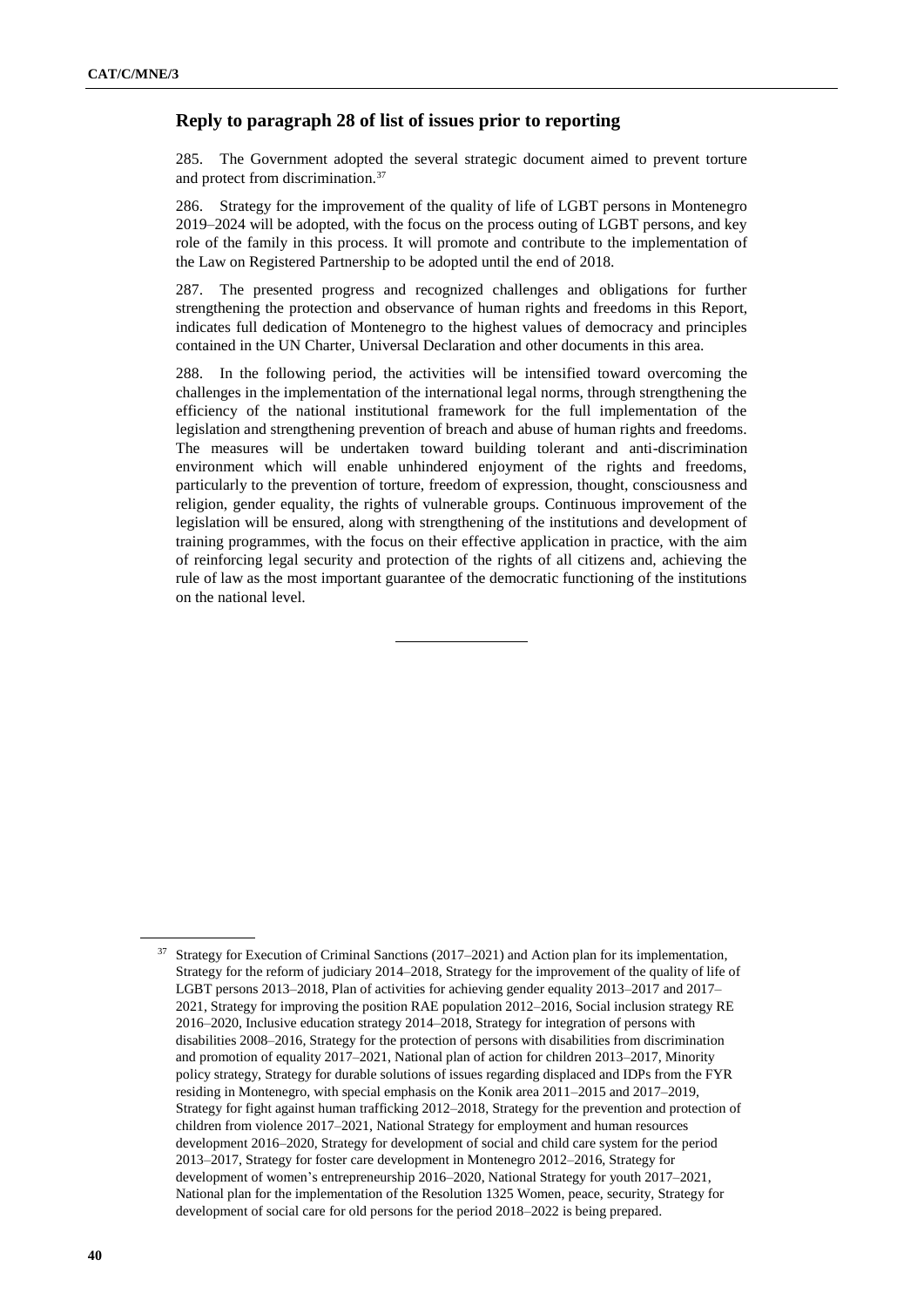## Reply to paragraph 28 of list of issues prior to reporting

285. The Government adopted the several strategic document aimed to prevent torture and protect from discrimination.[37]

286. Strategy for the improvement of the quality of life of LGBT persons in Montenegro 2019–2024 will be adopted, with the focus on the process outing of LGBT persons, and key role of the family in this process. It will promote and contribute to the implementation of the Law on Registered Partnership to be adopted until the end of 2018.

287. The presented progress and recognized challenges and obligations for further strengthening the protection and observance of human rights and freedoms in this Report, indicates full dedication of Montenegro to the highest values of democracy and principles contained in the UN Charter, Universal Declaration and other documents in this area.

288. In the following period, the activities will be intensified toward overcoming the challenges in the implementation of the international legal norms, through strengthening the efficiency of the national institutional framework for the full implementation of the legislation and strengthening prevention of breach and abuse of human rights and freedoms. The measures will be undertaken toward building tolerant and anti-discrimination environment which will enable unhindered enjoyment of the rights and freedoms, particularly to the prevention of torture, freedom of expression, thought, consciousness and religion, gender equality, the rights of vulnerable groups. Continuous improvement of the legislation will be ensured, along with strengthening of the institutions and development of training programmes, with the focus on their effective application in practice, with the aim of reinforcing legal security and protection of the rights of all citizens and, achieving the rule of law as the most important guarantee of the democratic functioning of the institutions on the national level.

---

[37] Strategy for Execution of Criminal Sanctions (2017–2021) and Action plan for its implementation, Strategy for the reform of judiciary 2014–2018, Strategy for the improvement of the quality of life of LGBT persons 2013–2018, Plan of activities for achieving gender equality 2013–2017 and 2017–2021, Strategy for improving the position RAE population 2012–2016, Social inclusion strategy RE 2016–2020, Inclusive education strategy 2014–2018, Strategy for integration of persons with disabilities 2008–2016, Strategy for the protection of persons with disabilities from discrimination and promotion of equality 2017–2021, National plan of action for children 2013–2017, Minority policy strategy, Strategy for durable solutions of issues regarding displaced and IDPs from the FYR residing in Montenegro, with special emphasis on the Konik area 2011–2015 and 2017–2019, Strategy for fight against human trafficking 2012–2018, Strategy for the prevention and protection of children from violence 2017–2021, National Strategy for employment and human resources development 2016–2020, Strategy for development of social and child care system for the period 2013–2017, Strategy for foster care development in Montenegro 2012–2016, Strategy for development of women's entrepreneurship 2016–2020, National Strategy for youth 2017–2021, National plan for the implementation of the Resolution 1325 Women, peace, security, Strategy for development of social care for old persons for the period 2018–2022 is being prepared.